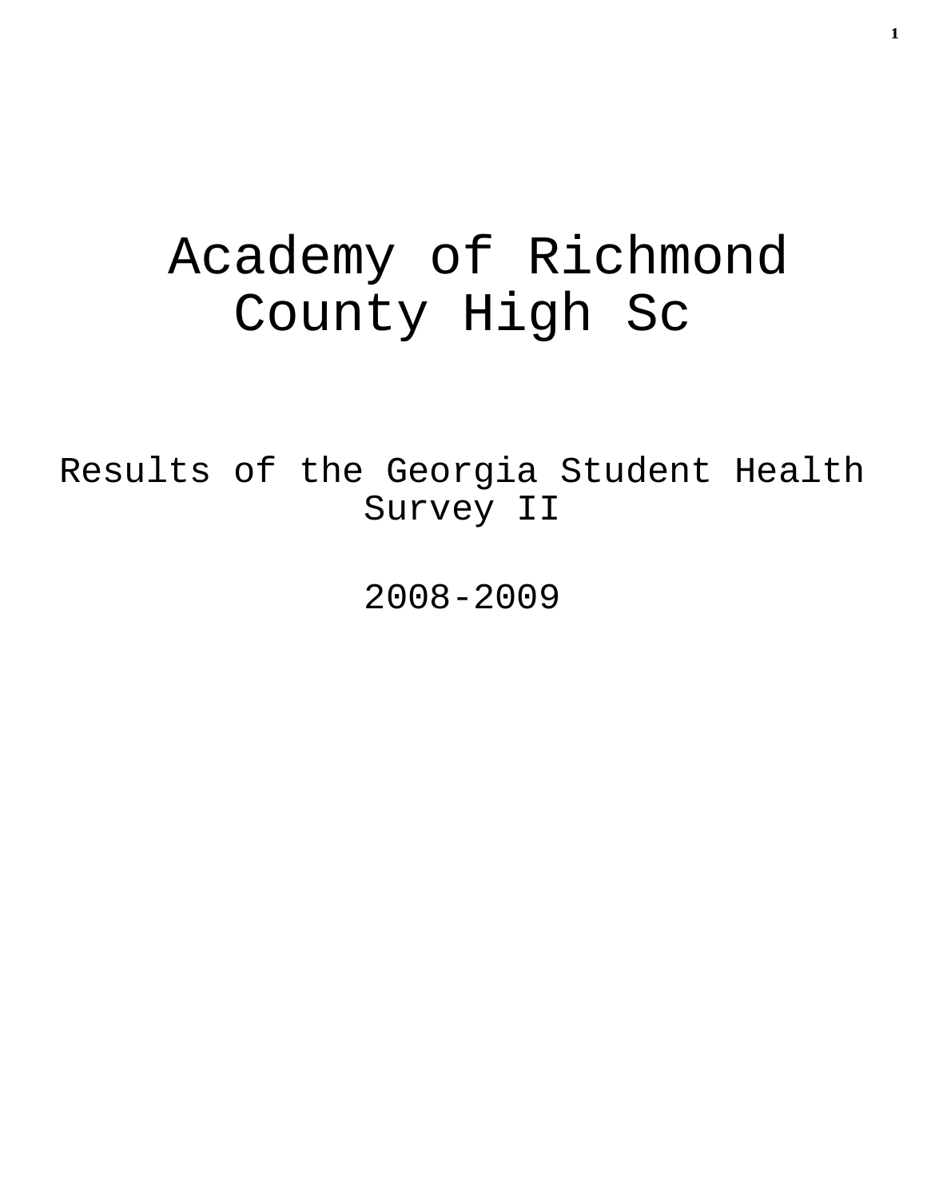# Academy of Richmond County High Sc

## Results of the Georgia Student Health Survey II

## 2008-2009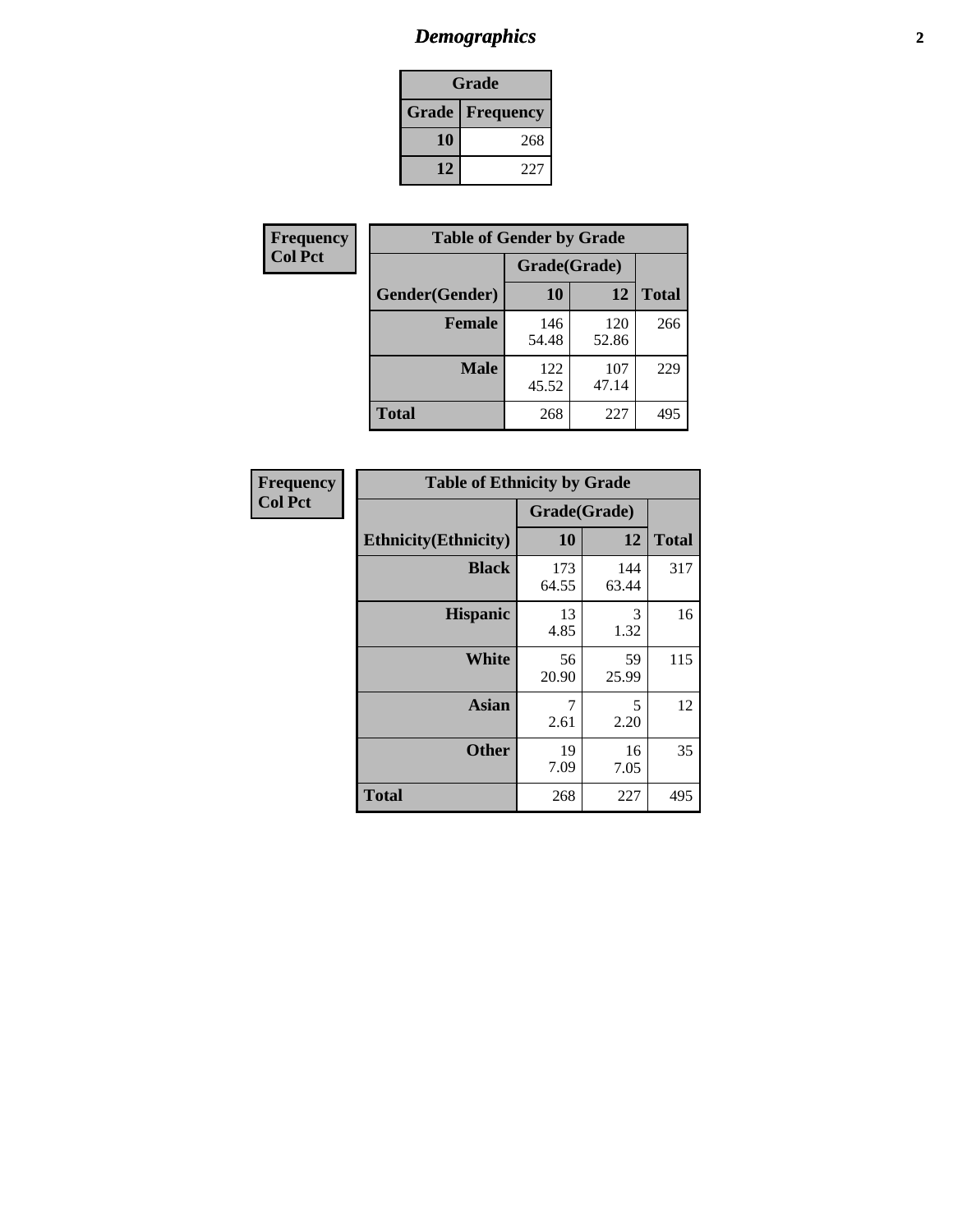# *Demographics*

| Grade | |
|---|---|
| **Grade** | **Frequency** |
| **10** | 268 |
| **12** | 227 |

**Frequency**
**Col Pct**

| Table of Gender by Grade | | | |
|---|---|---|---|
| | Grade(Grade) | | |
| **Gender(Gender)** | **10** | **12** | **Total** |
| **Female** | 146<br>54.48 | 120<br>52.86 | 266 |
| **Male** | 122<br>45.52 | 107<br>47.14 | 229 |
| **Total** | 268 | 227 | 495 |

**Frequency**
**Col Pct**

| Table of Ethnicity by Grade | | | |
|---|---|---|---|
| | Grade(Grade) | | |
| **Ethnicity(Ethnicity)** | **10** | **12** | **Total** |
| **Black** | 173<br>64.55 | 144<br>63.44 | 317 |
| **Hispanic** | 13<br>4.85 | 3<br>1.32 | 16 |
| **White** | 56<br>20.90 | 59<br>25.99 | 115 |
| **Asian** | 7<br>2.61 | 5<br>2.20 | 12 |
| **Other** | 19<br>7.09 | 16<br>7.05 | 35 |
| **Total** | 268 | 227 | 495 |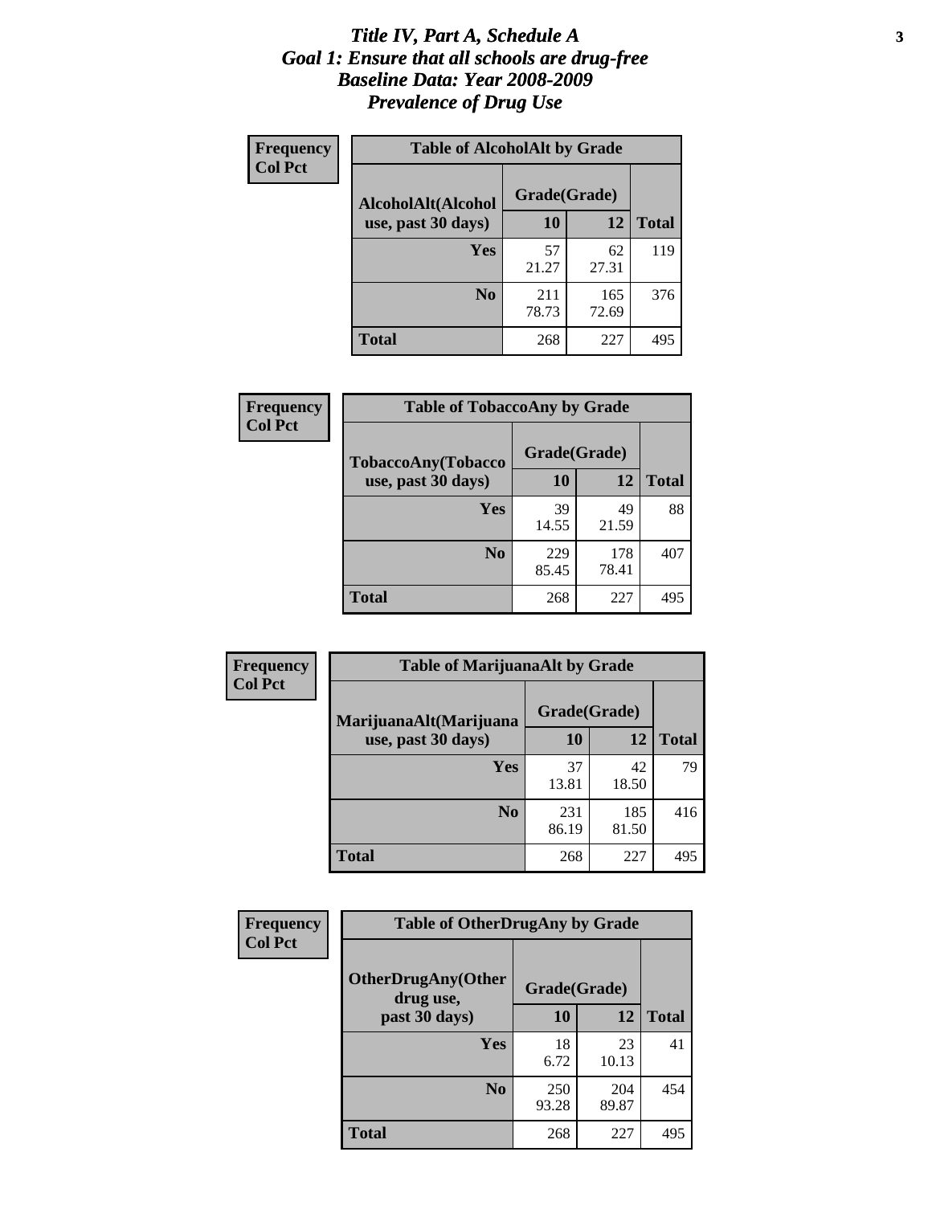# *Title IV, Part A, Schedule A Goal 1: Ensure that all schools are drug-free Baseline Data: Year 2008-2009 Prevalence of Drug Use*

**Frequency**
**Col Pct**

| Table of AlcoholAlt by Grade | | | |
|---|---|---|---|
| **AlcoholAlt(Alcohol use, past 30 days)** | **Grade(Grade)** | | |
| | **10** | **12** | **Total** |
| **Yes** | 57<br>21.27 | 62<br>27.31 | 119 |
| **No** | 211<br>78.73 | 165<br>72.69 | 376 |
| **Total** | 268 | 227 | 495 |

**Frequency**
**Col Pct**

| Table of TobaccoAny by Grade | | | |
|---|---|---|---|
| **TobaccoAny(Tobacco use, past 30 days)** | **Grade(Grade)** | | |
| | **10** | **12** | **Total** |
| **Yes** | 39<br>14.55 | 49<br>21.59 | 88 |
| **No** | 229<br>85.45 | 178<br>78.41 | 407 |
| **Total** | 268 | 227 | 495 |

**Frequency**
**Col Pct**

| Table of MarijuanaAlt by Grade | | | |
|---|---|---|---|
| **MarijuanaAlt(Marijuana use, past 30 days)** | **Grade(Grade)** | | |
| | **10** | **12** | **Total** |
| **Yes** | 37<br>13.81 | 42<br>18.50 | 79 |
| **No** | 231<br>86.19 | 185<br>81.50 | 416 |
| **Total** | 268 | 227 | 495 |

**Frequency**
**Col Pct**

| Table of OtherDrugAny by Grade | | | |
|---|---|---|---|
| **OtherDrugAny(Other drug use, past 30 days)** | **Grade(Grade)** | | |
| | **10** | **12** | **Total** |
| **Yes** | 18<br>6.72 | 23<br>10.13 | 41 |
| **No** | 250<br>93.28 | 204<br>89.87 | 454 |
| **Total** | 268 | 227 | 495 |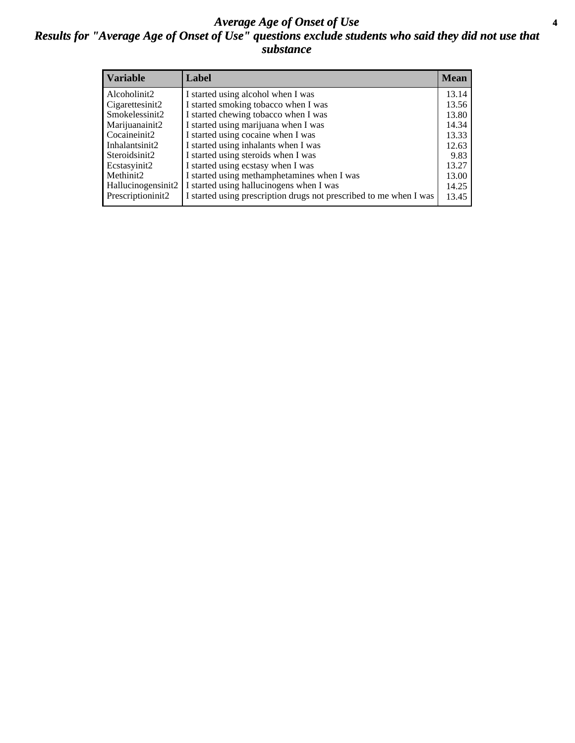# *Average Age of Onset of Use*

## *Results for "Average Age of Onset of Use" questions exclude students who said they did not use that substance*

| Variable | Label | Mean |
|---|---|---|
| Alcoholinit2 | I started using alcohol when I was | 13.14 |
| Cigarettesinit2 | I started smoking tobacco when I was | 13.56 |
| Smokelessinit2 | I started chewing tobacco when I was | 13.80 |
| Marijuanainit2 | I started using marijuana when I was | 14.34 |
| Cocaineinit2 | I started using cocaine when I was | 13.33 |
| Inhalantsinit2 | I started using inhalants when I was | 12.63 |
| Steroidsinit2 | I started using steroids when I was | 9.83 |
| Ecstasyinit2 | I started using ecstasy when I was | 13.27 |
| Methinit2 | I started using methamphetamines when I was | 13.00 |
| Hallucinogensinit2 | I started using hallucinogens when I was | 14.25 |
| Prescriptioninit2 | I started using prescription drugs not prescribed to me when I was | 13.45 |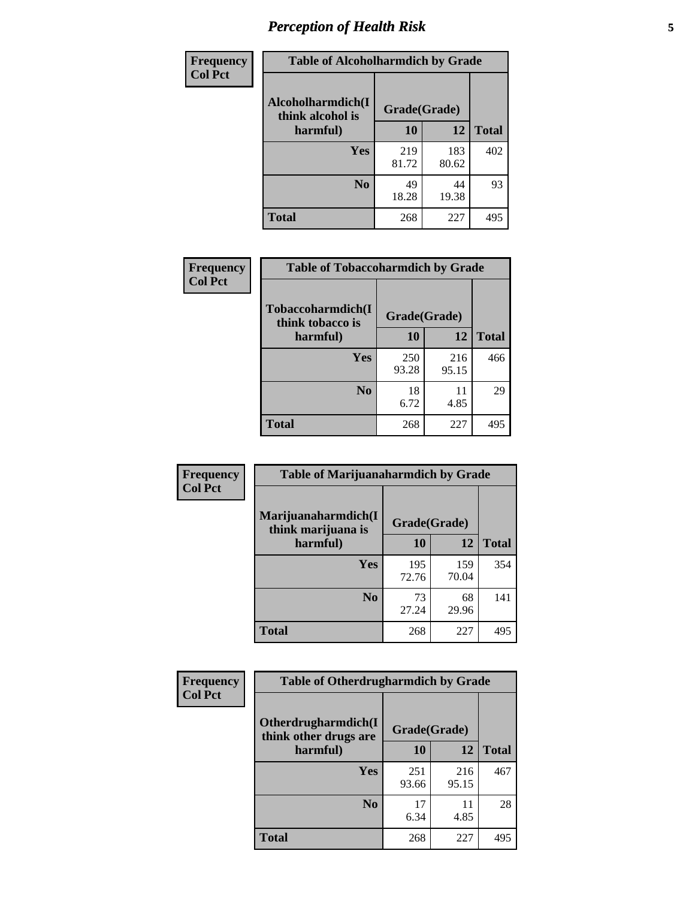# *Perception of Health Risk*

| Frequency<br>Col Pct | Table of Alcoholharmdich by Grade | | |
|---|---|---|---|
| Alcoholharmdich(I think alcohol is harmful) | Grade(Grade) | | |
| | 10 | 12 | Total |
| Yes | 219<br>81.72 | 183<br>80.62 | 402 |
| No | 49<br>18.28 | 44<br>19.38 | 93 |
| Total | 268 | 227 | 495 |

| Frequency<br>Col Pct | Table of Tobaccoharmdich by Grade | | |
|---|---|---|---|
| Tobaccoharmdich(I think tobacco is harmful) | Grade(Grade) | | |
| | 10 | 12 | Total |
| Yes | 250<br>93.28 | 216<br>95.15 | 466 |
| No | 18<br>6.72 | 11<br>4.85 | 29 |
| Total | 268 | 227 | 495 |

| Frequency<br>Col Pct | Table of Marijuanaharmdich by Grade | | |
|---|---|---|---|
| Marijuanaharmdich(I think marijuana is harmful) | Grade(Grade) | | |
| | 10 | 12 | Total |
| Yes | 195<br>72.76 | 159<br>70.04 | 354 |
| No | 73<br>27.24 | 68<br>29.96 | 141 |
| Total | 268 | 227 | 495 |

| Frequency<br>Col Pct | Table of Otherdrugharmdich by Grade | | |
|---|---|---|---|
| Otherdrugharmdich(I think other drugs are harmful) | Grade(Grade) | | |
| | 10 | 12 | Total |
| Yes | 251<br>93.66 | 216<br>95.15 | 467 |
| No | 17<br>6.34 | 11<br>4.85 | 28 |
| Total | 268 | 227 | 495 |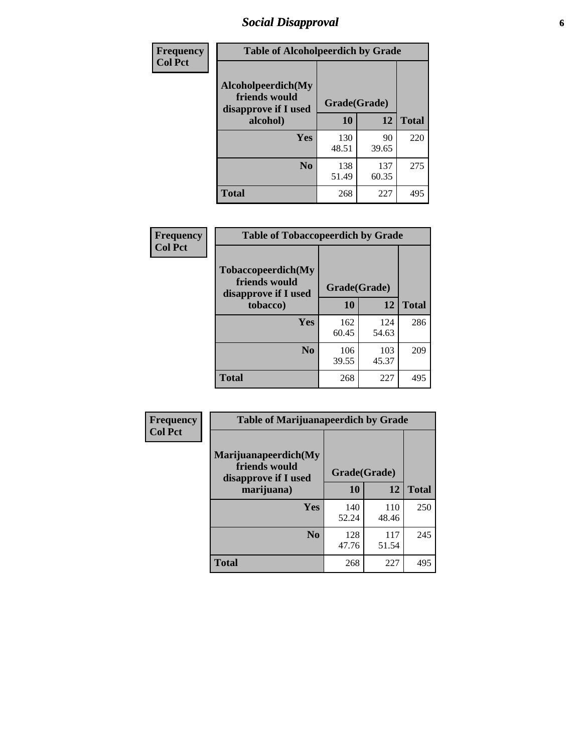# Social Disapproval

**Frequency**
**Col Pct**

| Table of Alcoholpeerdich by Grade | | | |
|---|---|---|---|
| Alcoholpeerdich(My friends would disapprove if I used alcohol) | Grade(Grade) | | |
| | 10 | 12 | Total |
| Yes | 130<br>48.51 | 90<br>39.65 | 220 |
| No | 138<br>51.49 | 137<br>60.35 | 275 |
| Total | 268 | 227 | 495 |

**Frequency**
**Col Pct**

| Table of Tobaccopeerdich by Grade | | | |
|---|---|---|---|
| Tobaccopeerdich(My friends would disapprove if I used tobacco) | Grade(Grade) | | |
| | 10 | 12 | Total |
| Yes | 162<br>60.45 | 124<br>54.63 | 286 |
| No | 106<br>39.55 | 103<br>45.37 | 209 |
| Total | 268 | 227 | 495 |

**Frequency**
**Col Pct**

| Table of Marijuanapeerdich by Grade | | | |
|---|---|---|---|
| Marijuanapeerdich(My friends would disapprove if I used marijuana) | Grade(Grade) | | |
| | 10 | 12 | Total |
| Yes | 140<br>52.24 | 110<br>48.46 | 250 |
| No | 128<br>47.76 | 117<br>51.54 | 245 |
| Total | 268 | 227 | 495 |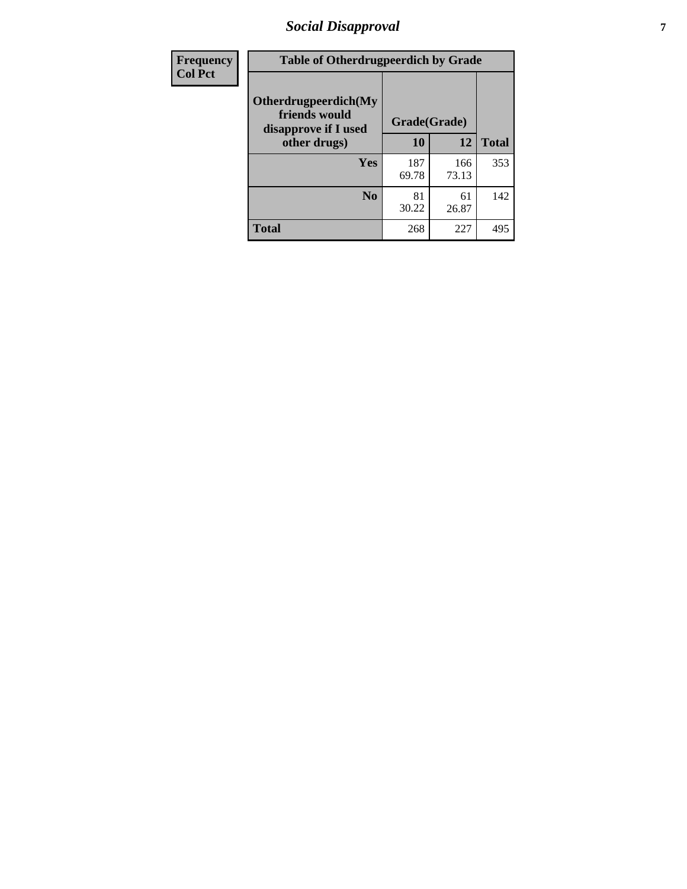| Frequency Col Pct | Table of Otherdrugpeerdich by Grade | | |
|---|---|---|---|
| Otherdrugpeerdich(My friends would disapprove if I used other drugs) | Grade(Grade) | | |
| | 10 | 12 | Total |
| Yes | 187<br>69.78 | 166<br>73.13 | 353 |
| No | 81<br>30.22 | 61<br>26.87 | 142 |
| Total | 268 | 227 | 495 |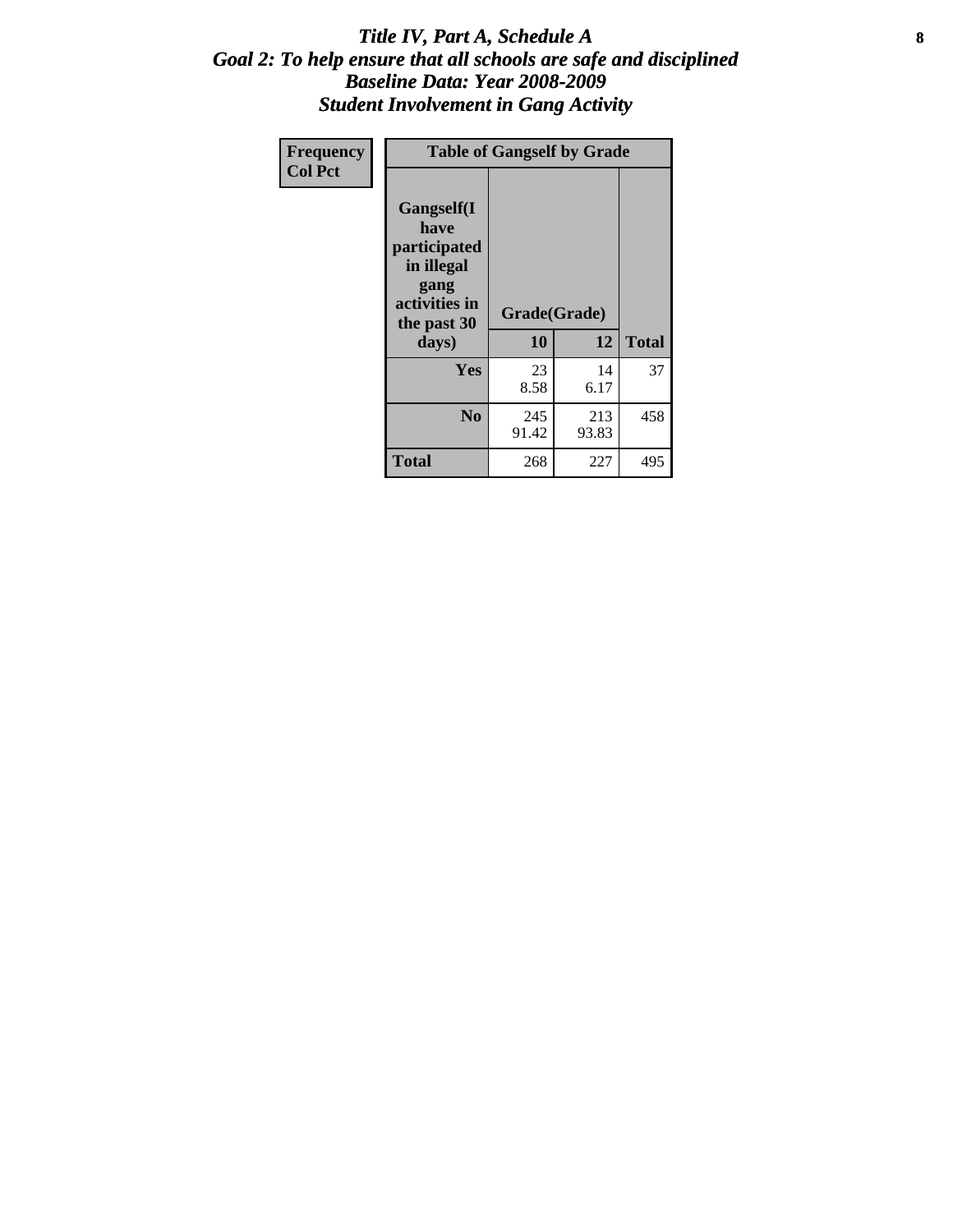# *Title IV, Part A, Schedule A*
## *Goal 2: To help ensure that all schools are safe and disciplined*
## *Baseline Data: Year 2008-2009*
## *Student Involvement in Gang Activity*

| Frequency<br>Col Pct | Table of Gangself by Grade | | |
|---|---|---|---|
| **Gangself(I have participated in illegal gang activities in the past 30 days)** | **Grade(Grade)** | | |
| | **10** | **12** | **Total** |
| **Yes** | 23<br>8.58 | 14<br>6.17 | 37 |
| **No** | 245<br>91.42 | 213<br>93.83 | 458 |
| **Total** | 268 | 227 | 495 |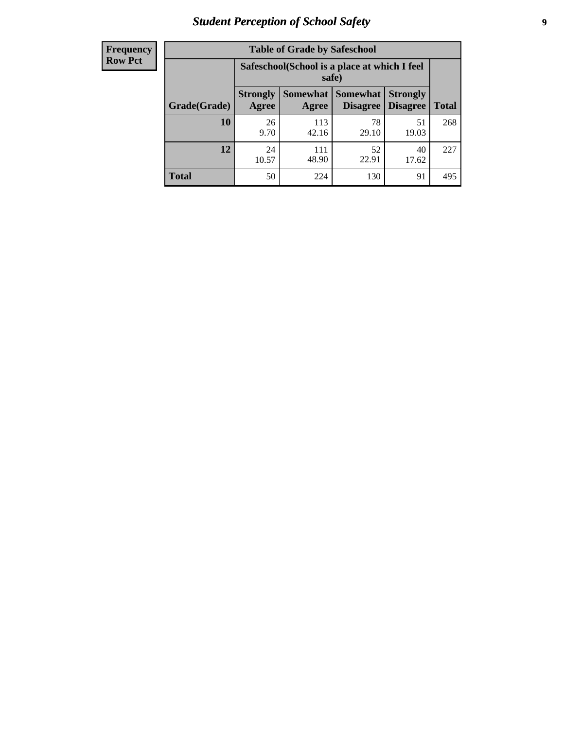# Student Perception of School Safety

| Frequency Row Pct | Table of Grade by Safeschool | | | | |
|---|---|---|---|---|---|
| | Safeschool(School is a place at which I feel safe) | | | | |
| Grade(Grade) | Strongly Agree | Somewhat Agree | Somewhat Disagree | Strongly Disagree | Total |
| 10 | 26<br>9.70 | 113<br>42.16 | 78<br>29.10 | 51<br>19.03 | 268 |
| 12 | 24<br>10.57 | 111<br>48.90 | 52<br>22.91 | 40<br>17.62 | 227 |
| Total | 50 | 224 | 130 | 91 | 495 |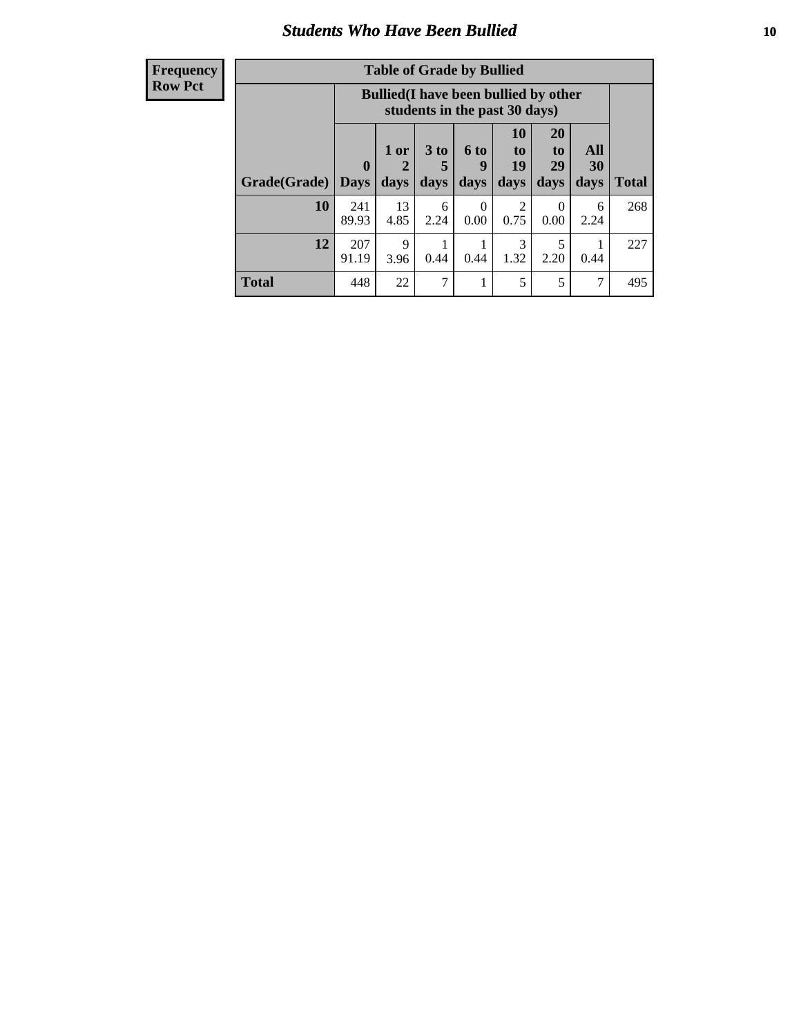# Students Who Have Been Bullied

| Frequency<br>Row Pct |
|---|

**Table of Grade by Bullied**

| Grade(Grade) | Bullied(I have been bullied by other students in the past 30 days) | | | | | | | Total |
|---|---|---|---|---|---|---|---|---|
| | 0 Days | 1 or 2 days | 3 to 5 days | 6 to 9 days | 10 to 19 days | 20 to 29 days | All 30 days | |
| **10** | 241<br>89.93 | 13<br>4.85 | 6<br>2.24 | 0<br>0.00 | 2<br>0.75 | 0<br>0.00 | 6<br>2.24 | 268 |
| **12** | 207<br>91.19 | 9<br>3.96 | 1<br>0.44 | 1<br>0.44 | 3<br>1.32 | 5<br>2.20 | 1<br>0.44 | 227 |
| **Total** | 448 | 22 | 7 | 1 | 5 | 5 | 7 | 495 |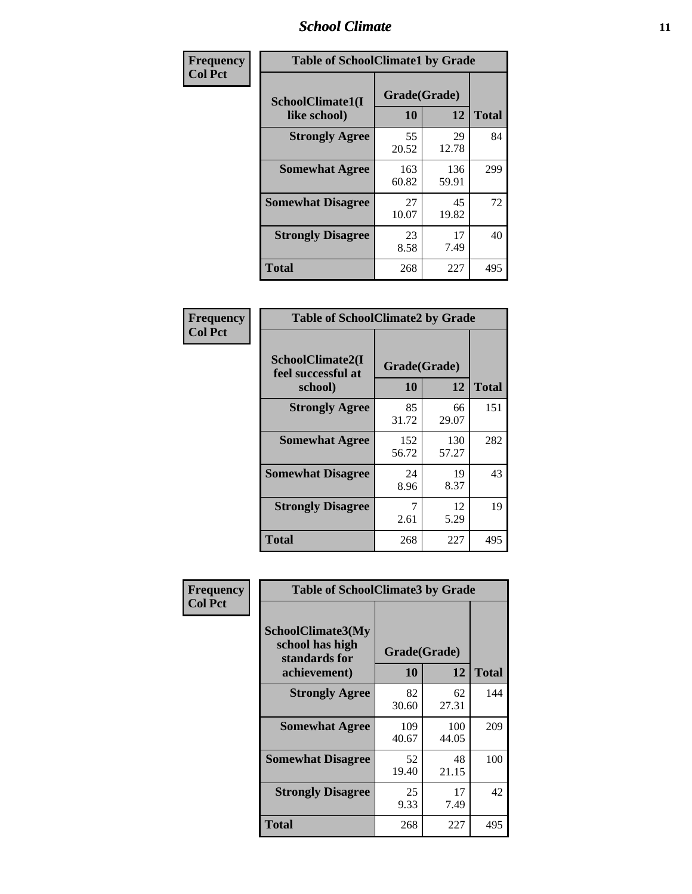## School Climate

| Frequency<br>Col Pct | | | |
|---|---|---|---|

**Table of SchoolClimate1 by Grade**

| SchoolClimate1(I like school) | Grade(Grade) 10 | 12 | Total |
|---|---|---|---|
| Strongly Agree | 55<br>20.52 | 29<br>12.78 | 84 |
| Somewhat Agree | 163<br>60.82 | 136<br>59.91 | 299 |
| Somewhat Disagree | 27<br>10.07 | 45<br>19.82 | 72 |
| Strongly Disagree | 23<br>8.58 | 17<br>7.49 | 40 |
| Total | 268 | 227 | 495 |

| Frequency<br>Col Pct | | | |
|---|---|---|---|

**Table of SchoolClimate2 by Grade**

| SchoolClimate2(I feel successful at school) | Grade(Grade) 10 | 12 | Total |
|---|---|---|---|
| Strongly Agree | 85<br>31.72 | 66<br>29.07 | 151 |
| Somewhat Agree | 152<br>56.72 | 130<br>57.27 | 282 |
| Somewhat Disagree | 24<br>8.96 | 19<br>8.37 | 43 |
| Strongly Disagree | 7<br>2.61 | 12<br>5.29 | 19 |
| Total | 268 | 227 | 495 |

| Frequency<br>Col Pct | | | |
|---|---|---|---|

**Table of SchoolClimate3 by Grade**

| SchoolClimate3(My school has high standards for achievement) | Grade(Grade) 10 | 12 | Total |
|---|---|---|---|
| Strongly Agree | 82<br>30.60 | 62<br>27.31 | 144 |
| Somewhat Agree | 109<br>40.67 | 100<br>44.05 | 209 |
| Somewhat Disagree | 52<br>19.40 | 48<br>21.15 | 100 |
| Strongly Disagree | 25<br>9.33 | 17<br>7.49 | 42 |
| Total | 268 | 227 | 495 |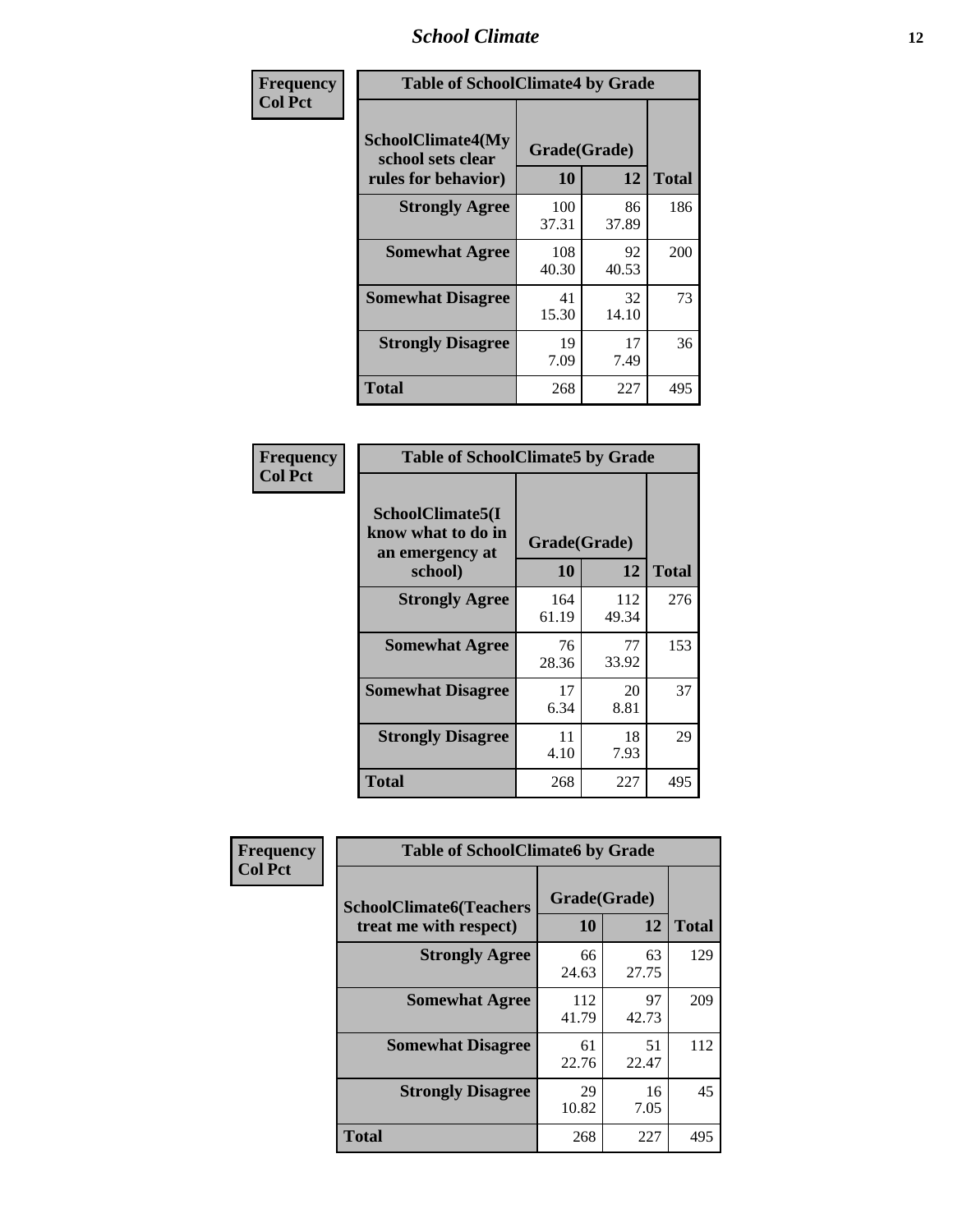**Frequency**
**Col Pct**

| SchoolClimate4(My school sets clear rules for behavior) | Grade(Grade) | | Total |
|---|---|---|---|
| | 10 | 12 | |
| Strongly Agree | 100<br>37.31 | 86<br>37.89 | 186 |
| Somewhat Agree | 108<br>40.30 | 92<br>40.53 | 200 |
| Somewhat Disagree | 41<br>15.30 | 32<br>14.10 | 73 |
| Strongly Disagree | 19<br>7.09 | 17<br>7.49 | 36 |
| Total | 268 | 227 | 495 |

Table of SchoolClimate4 by Grade

**Frequency**
**Col Pct**

| SchoolClimate5(I know what to do in an emergency at school) | Grade(Grade) | | Total |
|---|---|---|---|
| | 10 | 12 | |
| Strongly Agree | 164<br>61.19 | 112<br>49.34 | 276 |
| Somewhat Agree | 76<br>28.36 | 77<br>33.92 | 153 |
| Somewhat Disagree | 17<br>6.34 | 20<br>8.81 | 37 |
| Strongly Disagree | 11<br>4.10 | 18<br>7.93 | 29 |
| Total | 268 | 227 | 495 |

Table of SchoolClimate5 by Grade

**Frequency**
**Col Pct**

| SchoolClimate6(Teachers treat me with respect) | Grade(Grade) | | Total |
|---|---|---|---|
| | 10 | 12 | |
| Strongly Agree | 66<br>24.63 | 63<br>27.75 | 129 |
| Somewhat Agree | 112<br>41.79 | 97<br>42.73 | 209 |
| Somewhat Disagree | 61<br>22.76 | 51<br>22.47 | 112 |
| Strongly Disagree | 29<br>10.82 | 16<br>7.05 | 45 |
| Total | 268 | 227 | 495 |

Table of SchoolClimate6 by Grade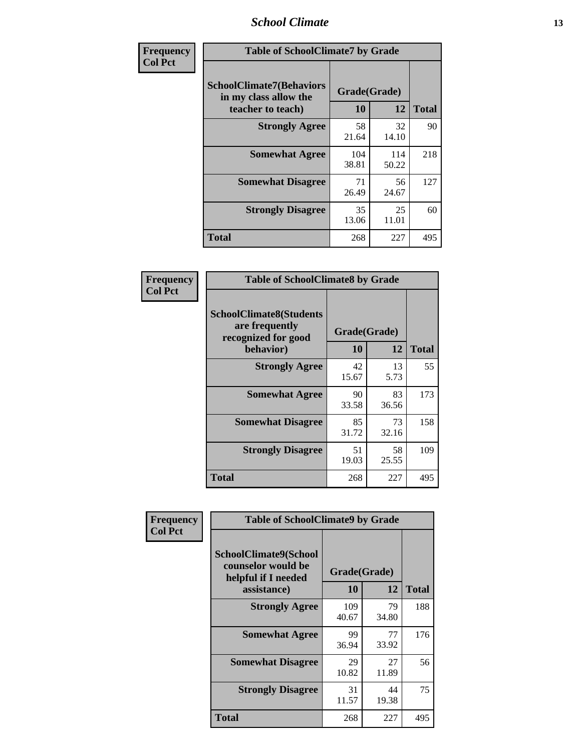| Frequency<br>Col Pct | Table of SchoolClimate7 by Grade | | |
|---|---|---|---|
| SchoolClimate7(Behaviors in my class allow the teacher to teach) | Grade(Grade) | | |
| | 10 | 12 | Total |
| Strongly Agree | 58<br>21.64 | 32<br>14.10 | 90 |
| Somewhat Agree | 104<br>38.81 | 114<br>50.22 | 218 |
| Somewhat Disagree | 71<br>26.49 | 56<br>24.67 | 127 |
| Strongly Disagree | 35<br>13.06 | 25<br>11.01 | 60 |
| Total | 268 | 227 | 495 |

| Frequency<br>Col Pct | Table of SchoolClimate8 by Grade | | |
|---|---|---|---|
| SchoolClimate8(Students are frequently recognized for good behavior) | Grade(Grade) | | |
| | 10 | 12 | Total |
| Strongly Agree | 42<br>15.67 | 13<br>5.73 | 55 |
| Somewhat Agree | 90<br>33.58 | 83<br>36.56 | 173 |
| Somewhat Disagree | 85<br>31.72 | 73<br>32.16 | 158 |
| Strongly Disagree | 51<br>19.03 | 58<br>25.55 | 109 |
| Total | 268 | 227 | 495 |

| Frequency<br>Col Pct | Table of SchoolClimate9 by Grade | | |
|---|---|---|---|
| SchoolClimate9(School counselor would be helpful if I needed assistance) | Grade(Grade) | | |
| | 10 | 12 | Total |
| Strongly Agree | 109<br>40.67 | 79<br>34.80 | 188 |
| Somewhat Agree | 99<br>36.94 | 77<br>33.92 | 176 |
| Somewhat Disagree | 29<br>10.82 | 27<br>11.89 | 56 |
| Strongly Disagree | 31<br>11.57 | 44<br>19.38 | 75 |
| Total | 268 | 227 | 495 |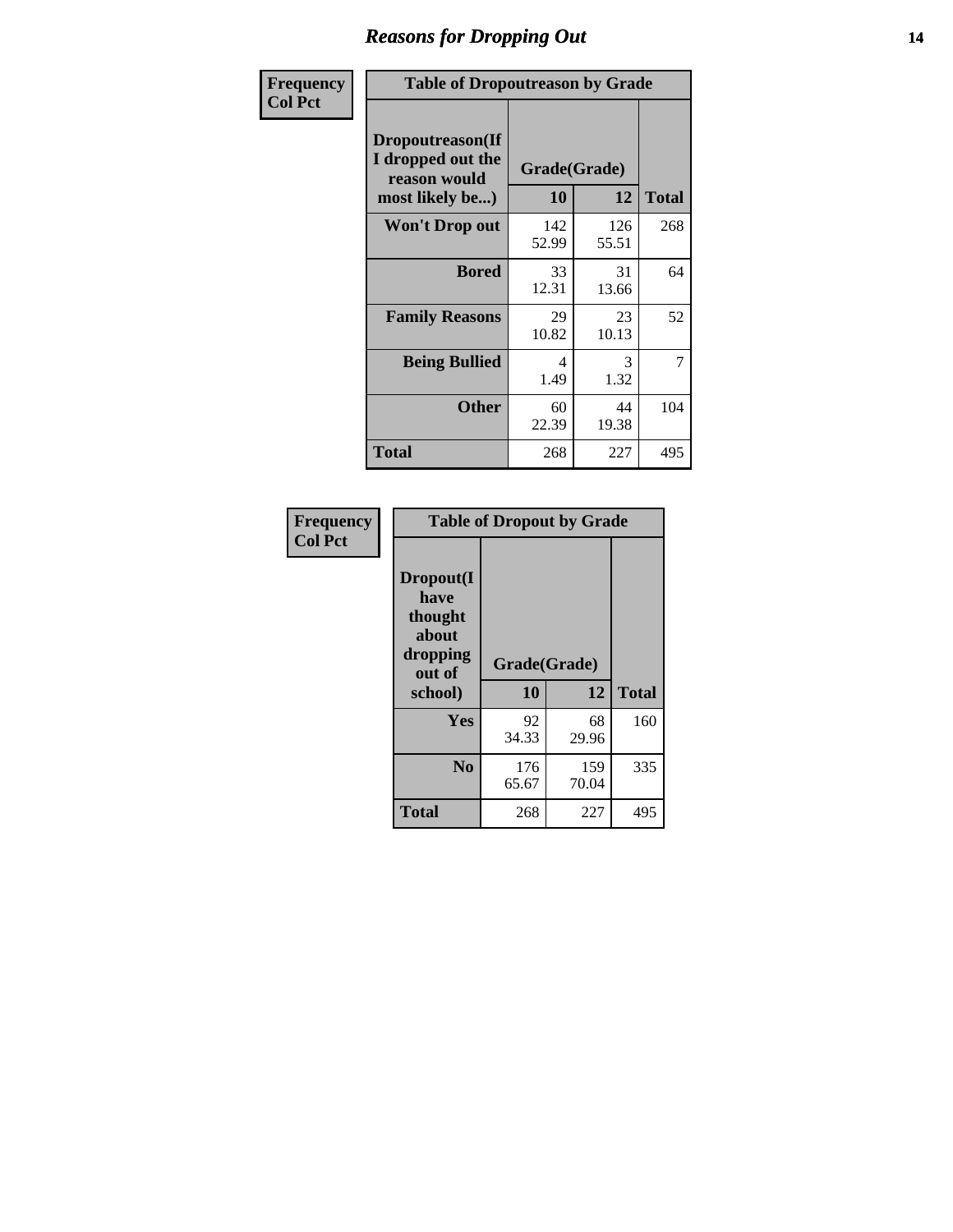## Reasons for Dropping Out

Frequency
Col Pct

| Table of Dropoutreason by Grade | | | |
|---|---|---|---|
| Dropoutreason(If I dropped out the reason would most likely be...) | Grade(Grade) | | |
| | 10 | 12 | Total |
| Won't Drop out | 142<br>52.99 | 126<br>55.51 | 268 |
| Bored | 33<br>12.31 | 31<br>13.66 | 64 |
| Family Reasons | 29<br>10.82 | 23<br>10.13 | 52 |
| Being Bullied | 4<br>1.49 | 3<br>1.32 | 7 |
| Other | 60<br>22.39 | 44<br>19.38 | 104 |
| Total | 268 | 227 | 495 |

Frequency
Col Pct

| Table of Dropout by Grade | | | |
|---|---|---|---|
| Dropout(I have thought about dropping out of school) | Grade(Grade) | | |
| | 10 | 12 | Total |
| Yes | 92<br>34.33 | 68<br>29.96 | 160 |
| No | 176<br>65.67 | 159<br>70.04 | 335 |
| Total | 268 | 227 | 495 |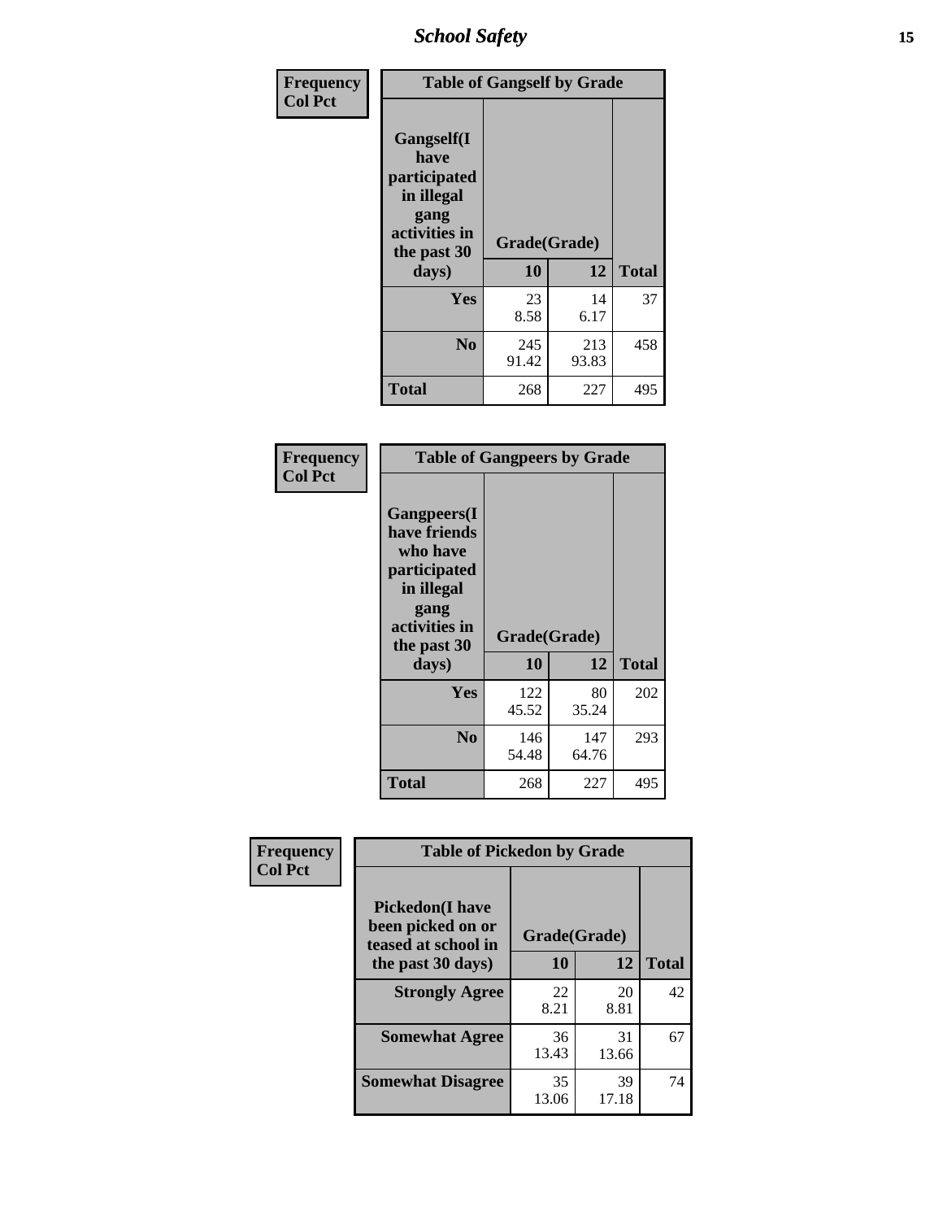| Frequency<br>Col Pct | Table of Gangself by Grade | | |
|---|---|---|---|
| Gangself(I have participated in illegal gang activities in the past 30 days) | Grade(Grade) | | |
| | 10 | 12 | Total |
| Yes | 23<br>8.58 | 14<br>6.17 | 37 |
| No | 245<br>91.42 | 213<br>93.83 | 458 |
| Total | 268 | 227 | 495 |

| Frequency<br>Col Pct | Table of Gangpeers by Grade | | |
|---|---|---|---|
| Gangpeers(I have friends who have participated in illegal gang activities in the past 30 days) | Grade(Grade) | | |
| | 10 | 12 | Total |
| Yes | 122<br>45.52 | 80<br>35.24 | 202 |
| No | 146<br>54.48 | 147<br>64.76 | 293 |
| Total | 268 | 227 | 495 |

| Frequency<br>Col Pct | Table of Pickedon by Grade | | |
|---|---|---|---|
| Pickedon(I have been picked on or teased at school in the past 30 days) | Grade(Grade) | | |
| | 10 | 12 | Total |
| Strongly Agree | 22<br>8.21 | 20<br>8.81 | 42 |
| Somewhat Agree | 36<br>13.43 | 31<br>13.66 | 67 |
| Somewhat Disagree | 35<br>13.06 | 39<br>17.18 | 74 |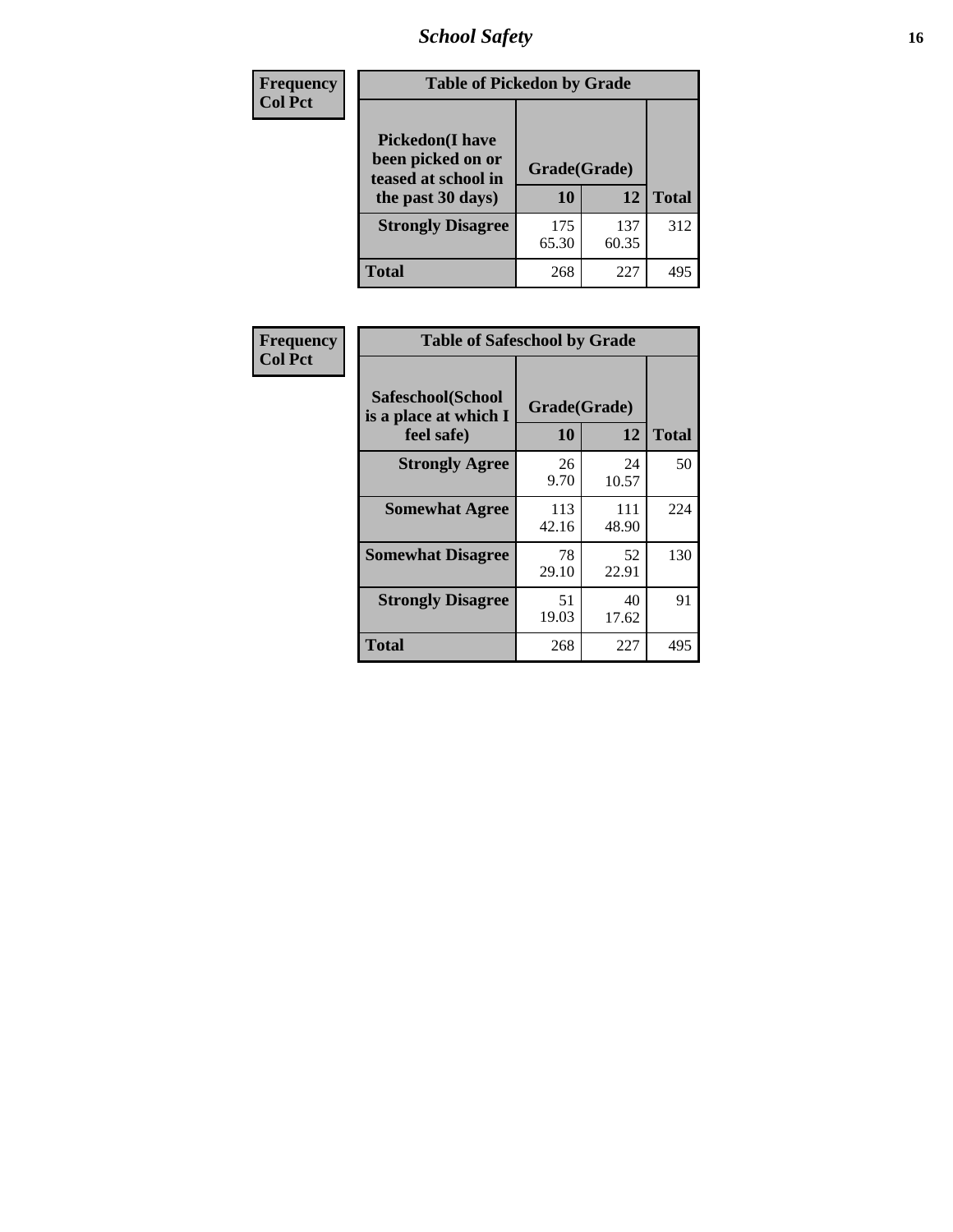# School Safety

| Frequency<br>Col Pct | Table of Pickedon by Grade | | |
|---|---|---|---|
| **Pickedon(I have been picked on or teased at school in the past 30 days)** | **Grade(Grade)** | | |
| | **10** | **12** | **Total** |
| **Strongly Disagree** | 175<br>65.30 | 137<br>60.35 | 312 |
| **Total** | 268 | 227 | 495 |

| Frequency<br>Col Pct | Table of Safeschool by Grade | | |
|---|---|---|---|
| **Safeschool(School is a place at which I feel safe)** | **Grade(Grade)** | | |
| | **10** | **12** | **Total** |
| **Strongly Agree** | 26<br>9.70 | 24<br>10.57 | 50 |
| **Somewhat Agree** | 113<br>42.16 | 111<br>48.90 | 224 |
| **Somewhat Disagree** | 78<br>29.10 | 52<br>22.91 | 130 |
| **Strongly Disagree** | 51<br>19.03 | 40<br>17.62 | 91 |
| **Total** | 268 | 227 | 495 |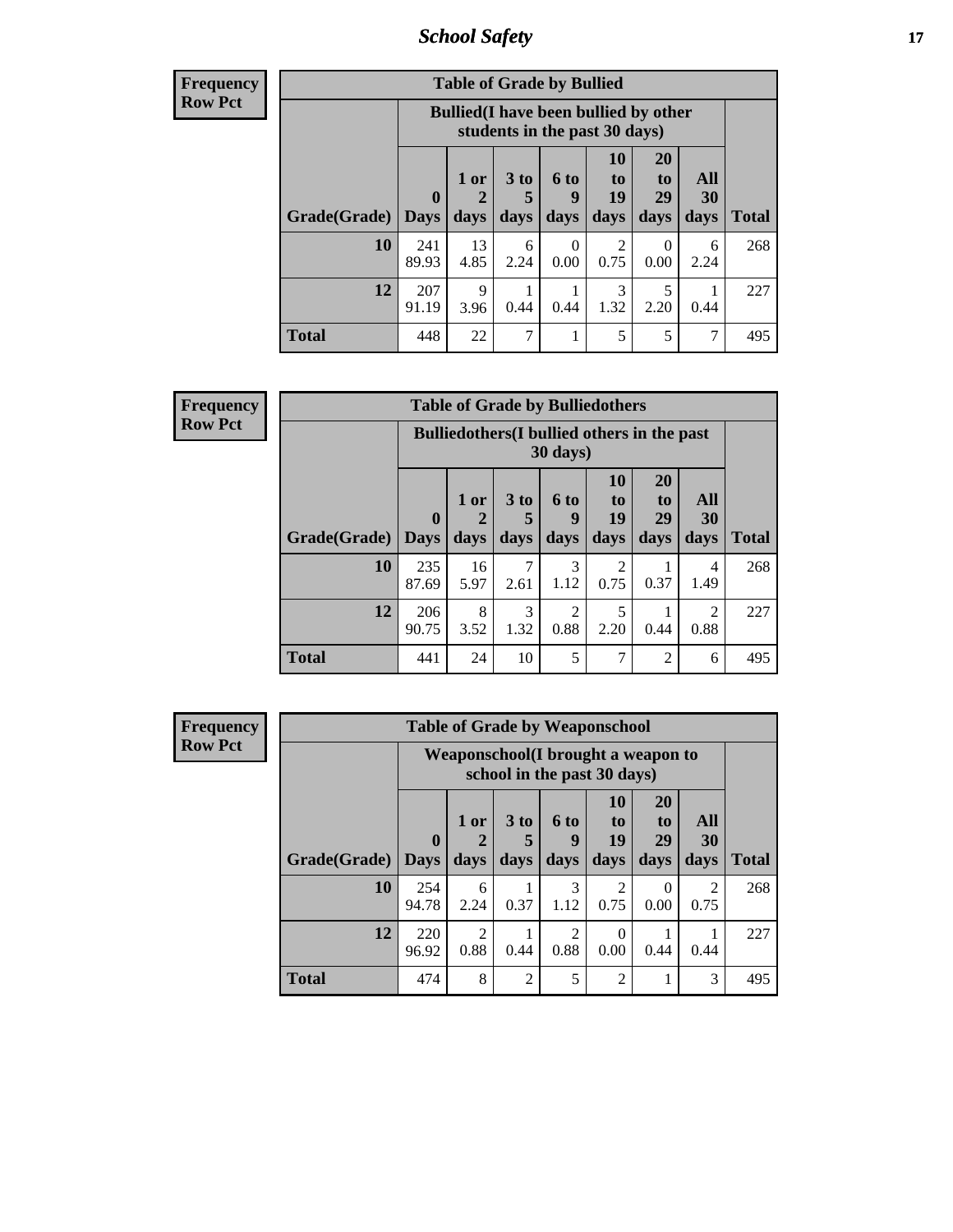**Frequency**
**Row Pct**

| Table of Grade by Bullied | | | | | | | | |
|---|---|---|---|---|---|---|---|---|
| | Bullied(I have been bullied by other students in the past 30 days) | | | | | | | |
| Grade(Grade) | 0 Days | 1 or 2 days | 3 to 5 days | 6 to 9 days | 10 to 19 days | 20 to 29 days | All 30 days | Total |
| 10 | 241<br>89.93 | 13<br>4.85 | 6<br>2.24 | 0<br>0.00 | 2<br>0.75 | 0<br>0.00 | 6<br>2.24 | 268 |
| 12 | 207<br>91.19 | 9<br>3.96 | 1<br>0.44 | 1<br>0.44 | 3<br>1.32 | 5<br>2.20 | 1<br>0.44 | 227 |
| Total | 448 | 22 | 7 | 1 | 5 | 5 | 7 | 495 |

**Frequency**
**Row Pct**

| Table of Grade by Bulliedothers | | | | | | | | |
|---|---|---|---|---|---|---|---|---|
| | Bulliedothers(I bullied others in the past 30 days) | | | | | | | |
| Grade(Grade) | 0 Days | 1 or 2 days | 3 to 5 days | 6 to 9 days | 10 to 19 days | 20 to 29 days | All 30 days | Total |
| 10 | 235<br>87.69 | 16<br>5.97 | 7<br>2.61 | 3<br>1.12 | 2<br>0.75 | 1<br>0.37 | 4<br>1.49 | 268 |
| 12 | 206<br>90.75 | 8<br>3.52 | 3<br>1.32 | 2<br>0.88 | 5<br>2.20 | 1<br>0.44 | 2<br>0.88 | 227 |
| Total | 441 | 24 | 10 | 5 | 7 | 2 | 6 | 495 |

**Frequency**
**Row Pct**

| Table of Grade by Weaponschool | | | | | | | | |
|---|---|---|---|---|---|---|---|---|
| | Weaponschool(I brought a weapon to school in the past 30 days) | | | | | | | |
| Grade(Grade) | 0 Days | 1 or 2 days | 3 to 5 days | 6 to 9 days | 10 to 19 days | 20 to 29 days | All 30 days | Total |
| 10 | 254<br>94.78 | 6<br>2.24 | 1<br>0.37 | 3<br>1.12 | 2<br>0.75 | 0<br>0.00 | 2<br>0.75 | 268 |
| 12 | 220<br>96.92 | 2<br>0.88 | 1<br>0.44 | 2<br>0.88 | 0<br>0.00 | 1<br>0.44 | 1<br>0.44 | 227 |
| Total | 474 | 8 | 2 | 5 | 2 | 1 | 3 | 495 |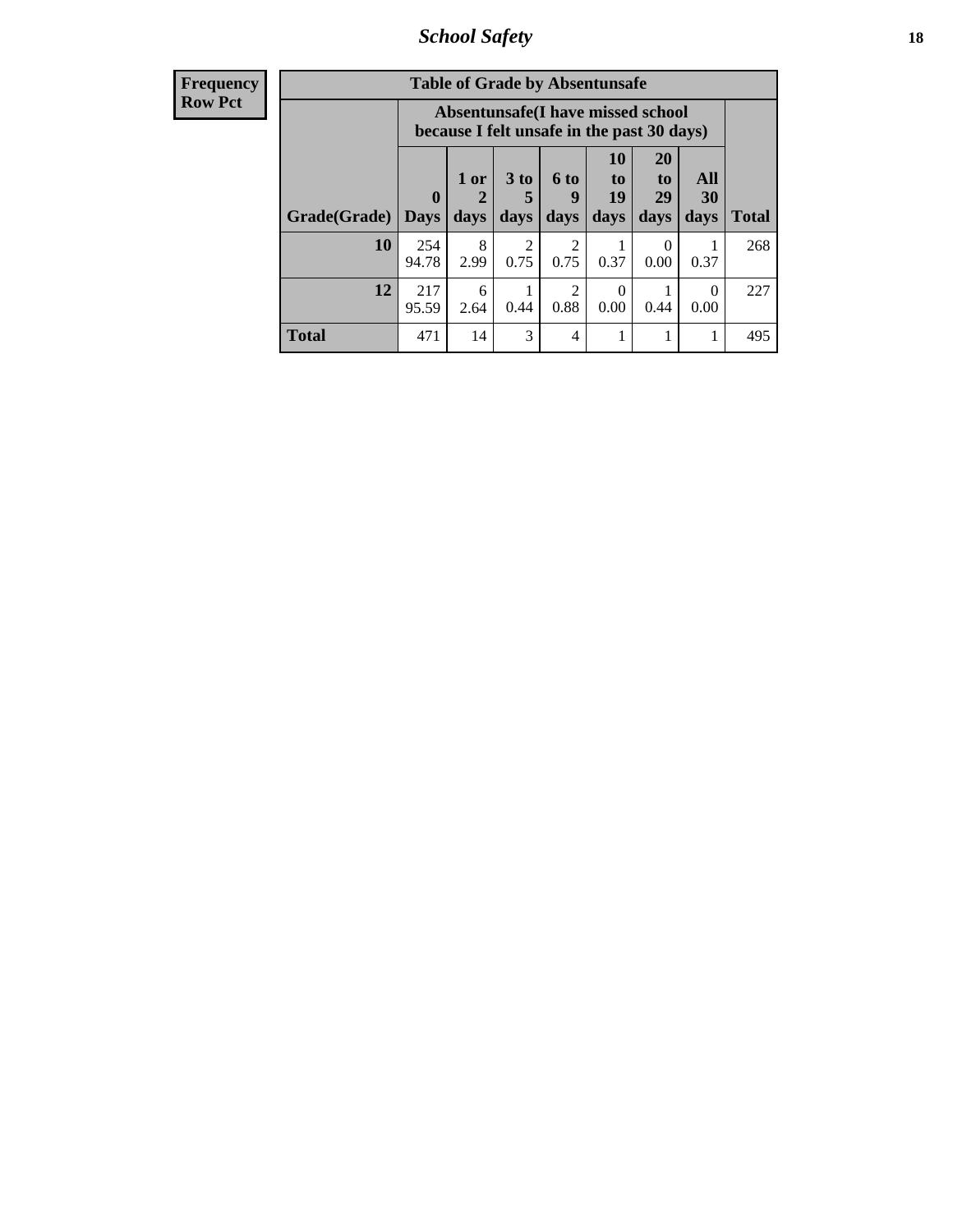## School Safety

| Frequency Row Pct | Table of Grade by Absentunsafe | | | | | | | |
|---|---|---|---|---|---|---|---|---|
| | Absentunsafe(I have missed school because I felt unsafe in the past 30 days) | | | | | | | |
| Grade(Grade) | 0 Days | 1 or 2 days | 3 to 5 days | 6 to 9 days | 10 to 19 days | 20 to 29 days | All 30 days | Total |
| 10 | 254 94.78 | 8 2.99 | 2 0.75 | 2 0.75 | 1 0.37 | 0 0.00 | 1 0.37 | 268 |
| 12 | 217 95.59 | 6 2.64 | 1 0.44 | 2 0.88 | 0 0.00 | 1 0.44 | 0 0.00 | 227 |
| Total | 471 | 14 | 3 | 4 | 1 | 1 | 1 | 495 |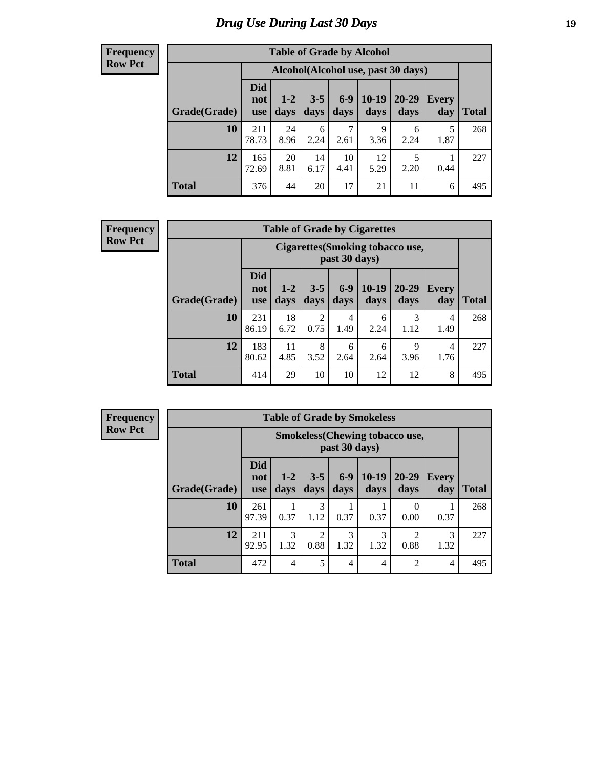# Drug Use During Last 30 Days

**Frequency**
**Row Pct**

| Table of Grade by Alcohol | | | | | | | | |
|---|---|---|---|---|---|---|---|---|
| | Alcohol(Alcohol use, past 30 days) | | | | | | | |
| Grade(Grade) | Did not use | 1-2 days | 3-5 days | 6-9 days | 10-19 days | 20-29 days | Every day | Total |
| 10 | 211<br>78.73 | 24<br>8.96 | 6<br>2.24 | 7<br>2.61 | 9<br>3.36 | 6<br>2.24 | 5<br>1.87 | 268 |
| 12 | 165<br>72.69 | 20<br>8.81 | 14<br>6.17 | 10<br>4.41 | 12<br>5.29 | 5<br>2.20 | 1<br>0.44 | 227 |
| Total | 376 | 44 | 20 | 17 | 21 | 11 | 6 | 495 |

**Frequency**
**Row Pct**

| Table of Grade by Cigarettes | | | | | | | | |
|---|---|---|---|---|---|---|---|---|
| | Cigarettes(Smoking tobacco use, past 30 days) | | | | | | | |
| Grade(Grade) | Did not use | 1-2 days | 3-5 days | 6-9 days | 10-19 days | 20-29 days | Every day | Total |
| 10 | 231<br>86.19 | 18<br>6.72 | 2<br>0.75 | 4<br>1.49 | 6<br>2.24 | 3<br>1.12 | 4<br>1.49 | 268 |
| 12 | 183<br>80.62 | 11<br>4.85 | 8<br>3.52 | 6<br>2.64 | 6<br>2.64 | 9<br>3.96 | 4<br>1.76 | 227 |
| Total | 414 | 29 | 10 | 10 | 12 | 12 | 8 | 495 |

**Frequency**
**Row Pct**

| Table of Grade by Smokeless | | | | | | | | |
|---|---|---|---|---|---|---|---|---|
| | Smokeless(Chewing tobacco use, past 30 days) | | | | | | | |
| Grade(Grade) | Did not use | 1-2 days | 3-5 days | 6-9 days | 10-19 days | 20-29 days | Every day | Total |
| 10 | 261<br>97.39 | 1<br>0.37 | 3<br>1.12 | 1<br>0.37 | 1<br>0.37 | 0<br>0.00 | 1<br>0.37 | 268 |
| 12 | 211<br>92.95 | 3<br>1.32 | 2<br>0.88 | 3<br>1.32 | 3<br>1.32 | 2<br>0.88 | 3<br>1.32 | 227 |
| Total | 472 | 4 | 5 | 4 | 4 | 2 | 4 | 495 |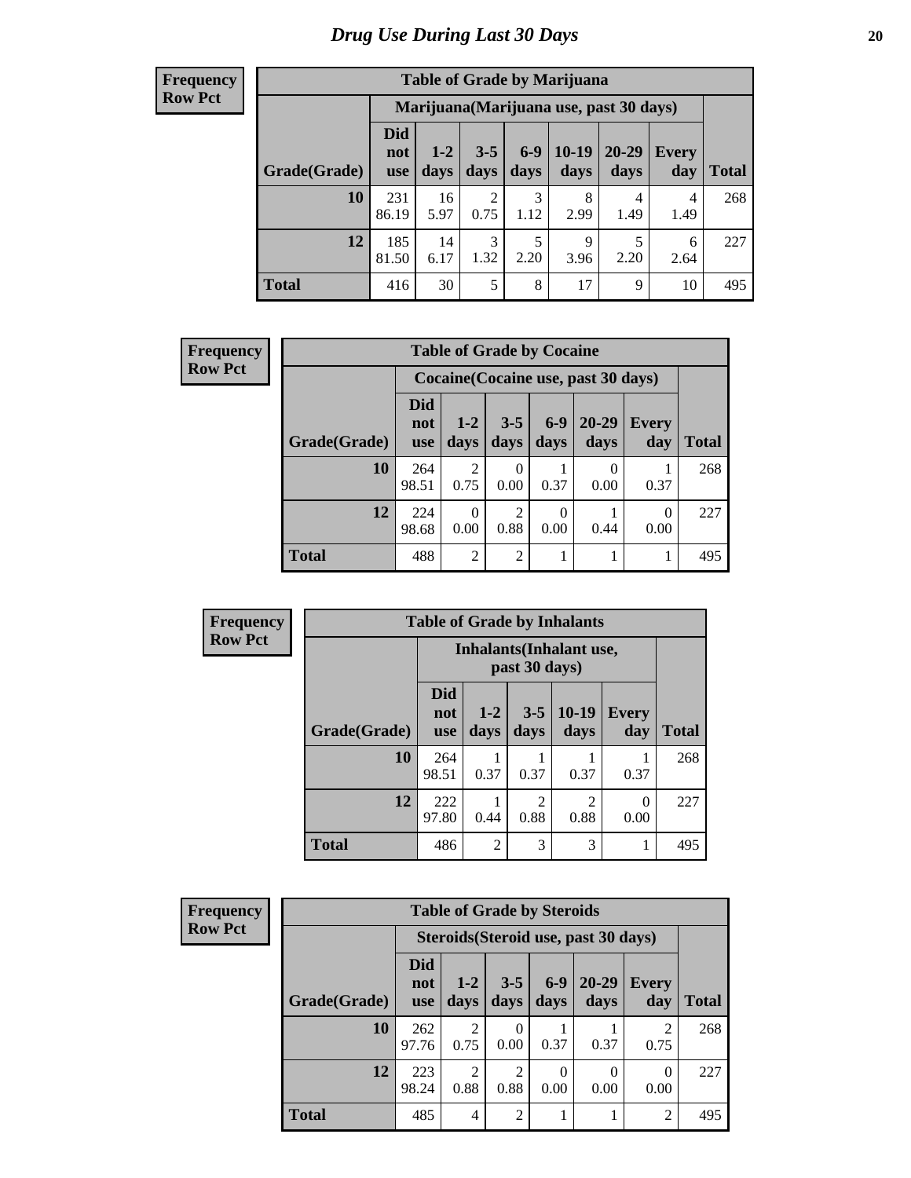# Drug Use During Last 30 Days

**Frequency**
**Row Pct**

| Table of Grade by Marijuana | | | | | | | | |
|---|---|---|---|---|---|---|---|---|
| | Marijuana(Marijuana use, past 30 days) | | | | | | | |
| Grade(Grade) | Did not use | 1-2 days | 3-5 days | 6-9 days | 10-19 days | 20-29 days | Every day | Total |
| **10** | 231<br>86.19 | 16<br>5.97 | 2<br>0.75 | 3<br>1.12 | 8<br>2.99 | 4<br>1.49 | 4<br>1.49 | 268 |
| **12** | 185<br>81.50 | 14<br>6.17 | 3<br>1.32 | 5<br>2.20 | 9<br>3.96 | 5<br>2.20 | 6<br>2.64 | 227 |
| **Total** | 416 | 30 | 5 | 8 | 17 | 9 | 10 | 495 |

**Frequency**
**Row Pct**

| Table of Grade by Cocaine | | | | | | | |
|---|---|---|---|---|---|---|---|
| | Cocaine(Cocaine use, past 30 days) | | | | | | |
| Grade(Grade) | Did not use | 1-2 days | 3-5 days | 6-9 days | 20-29 days | Every day | Total |
| **10** | 264<br>98.51 | 2<br>0.75 | 0<br>0.00 | 1<br>0.37 | 0<br>0.00 | 1<br>0.37 | 268 |
| **12** | 224<br>98.68 | 0<br>0.00 | 2<br>0.88 | 0<br>0.00 | 1<br>0.44 | 0<br>0.00 | 227 |
| **Total** | 488 | 2 | 2 | 1 | 1 | 1 | 495 |

**Frequency**
**Row Pct**

| Table of Grade by Inhalants | | | | | | |
|---|---|---|---|---|---|---|
| | Inhalants(Inhalant use, past 30 days) | | | | | |
| Grade(Grade) | Did not use | 1-2 days | 3-5 days | 10-19 days | Every day | Total |
| **10** | 264<br>98.51 | 1<br>0.37 | 1<br>0.37 | 1<br>0.37 | 1<br>0.37 | 268 |
| **12** | 222<br>97.80 | 1<br>0.44 | 2<br>0.88 | 2<br>0.88 | 0<br>0.00 | 227 |
| **Total** | 486 | 2 | 3 | 3 | 1 | 495 |

**Frequency**
**Row Pct**

| Table of Grade by Steroids | | | | | | | |
|---|---|---|---|---|---|---|---|
| | Steroids(Steroid use, past 30 days) | | | | | | |
| Grade(Grade) | Did not use | 1-2 days | 3-5 days | 6-9 days | 20-29 days | Every day | Total |
| **10** | 262<br>97.76 | 2<br>0.75 | 0<br>0.00 | 1<br>0.37 | 1<br>0.37 | 2<br>0.75 | 268 |
| **12** | 223<br>98.24 | 2<br>0.88 | 2<br>0.88 | 0<br>0.00 | 0<br>0.00 | 0<br>0.00 | 227 |
| **Total** | 485 | 4 | 2 | 1 | 1 | 2 | 495 |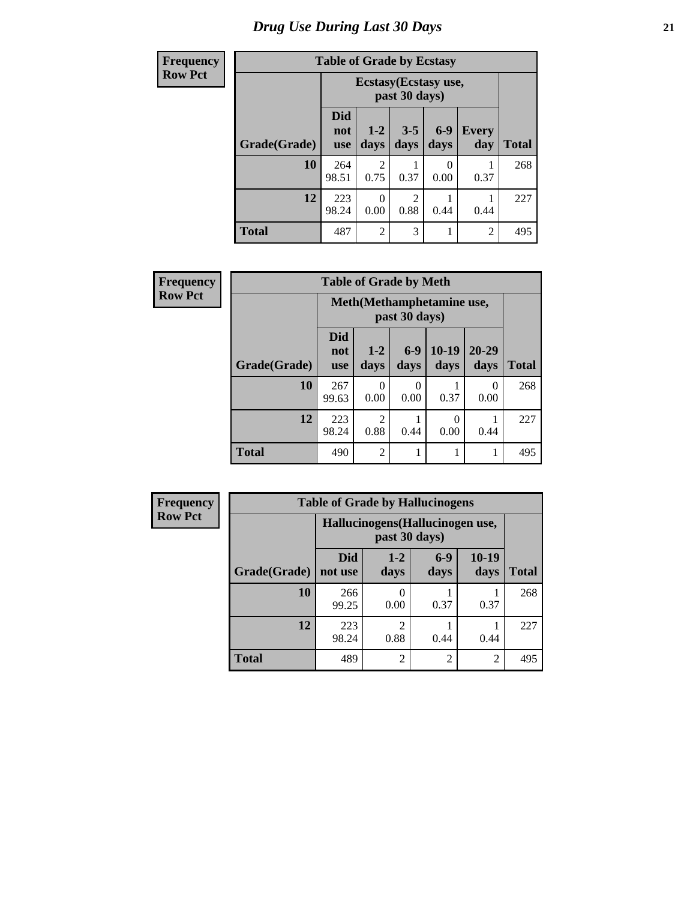# Drug Use During Last 30 Days

**Frequency**
**Row Pct**

| Table of Grade by Ecstasy | | | | | | |
|---|---|---|---|---|---|---|
| | Ecstasy(Ecstasy use, past 30 days) | | | | | |
| Grade(Grade) | Did not use | 1-2 days | 3-5 days | 6-9 days | Every day | Total |
| 10 | 264<br>98.51 | 2<br>0.75 | 1<br>0.37 | 0<br>0.00 | 1<br>0.37 | 268 |
| 12 | 223<br>98.24 | 0<br>0.00 | 2<br>0.88 | 1<br>0.44 | 1<br>0.44 | 227 |
| Total | 487 | 2 | 3 | 1 | 2 | 495 |

**Frequency**
**Row Pct**

| Table of Grade by Meth | | | | | | |
|---|---|---|---|---|---|---|
| | Meth(Methamphetamine use, past 30 days) | | | | | |
| Grade(Grade) | Did not use | 1-2 days | 6-9 days | 10-19 days | 20-29 days | Total |
| 10 | 267<br>99.63 | 0<br>0.00 | 0<br>0.00 | 1<br>0.37 | 0<br>0.00 | 268 |
| 12 | 223<br>98.24 | 2<br>0.88 | 1<br>0.44 | 0<br>0.00 | 1<br>0.44 | 227 |
| Total | 490 | 2 | 1 | 1 | 1 | 495 |

**Frequency**
**Row Pct**

| Table of Grade by Hallucinogens | | | | | |
|---|---|---|---|---|---|
| | Hallucinogens(Hallucinogen use, past 30 days) | | | | |
| Grade(Grade) | Did not use | 1-2 days | 6-9 days | 10-19 days | Total |
| 10 | 266<br>99.25 | 0<br>0.00 | 1<br>0.37 | 1<br>0.37 | 268 |
| 12 | 223<br>98.24 | 2<br>0.88 | 1<br>0.44 | 1<br>0.44 | 227 |
| Total | 489 | 2 | 2 | 2 | 495 |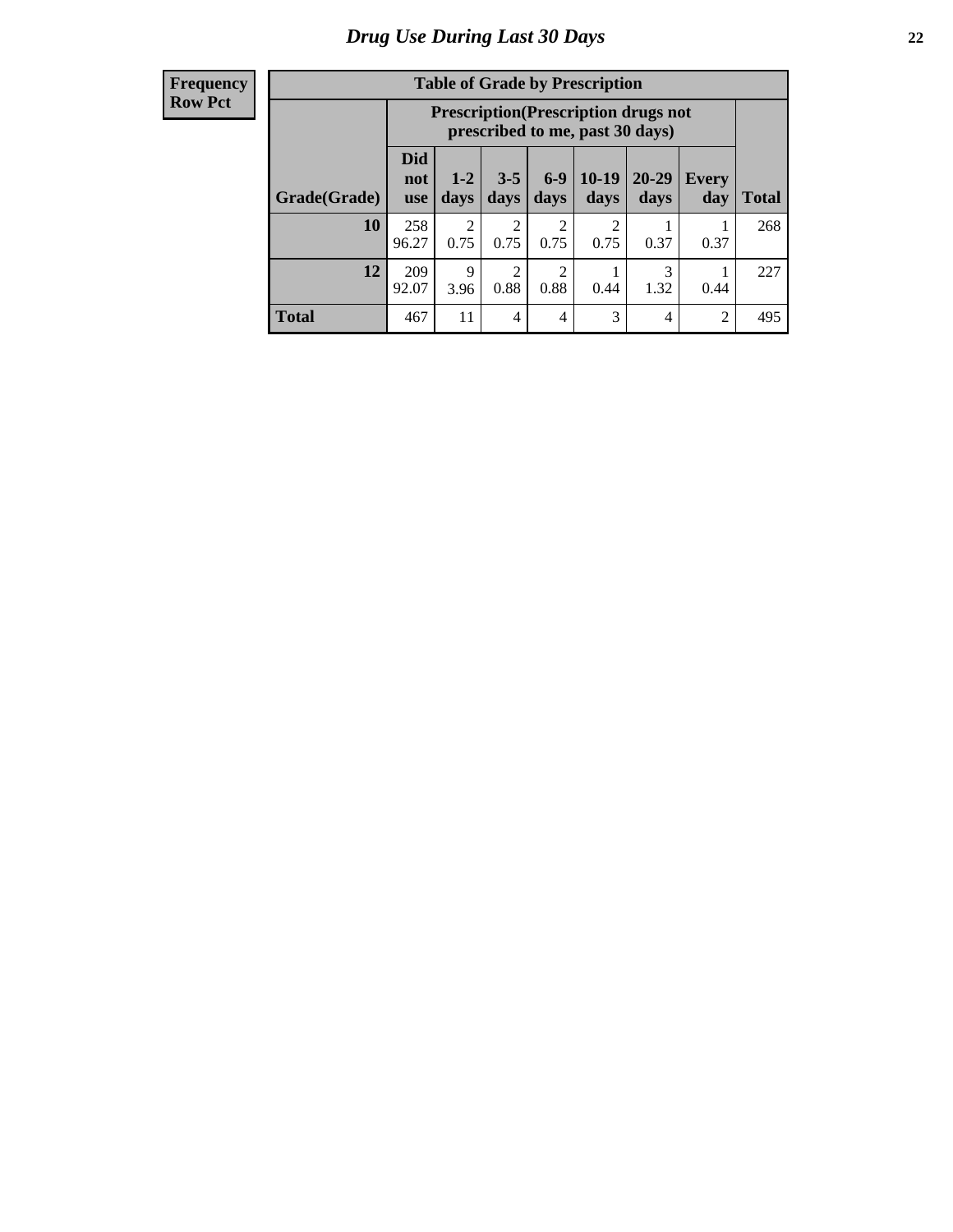## Drug Use During Last 30 Days

**Frequency**
**Row Pct**

| Table of Grade by Prescription | | | | | | | | |
|---|---|---|---|---|---|---|---|---|
| | Prescription(Prescription drugs not prescribed to me, past 30 days) | | | | | | | |
| Grade(Grade) | Did not use | 1-2 days | 3-5 days | 6-9 days | 10-19 days | 20-29 days | Every day | Total |
| **10** | 258<br>96.27 | 2<br>0.75 | 2<br>0.75 | 2<br>0.75 | 2<br>0.75 | 1<br>0.37 | 1<br>0.37 | 268 |
| **12** | 209<br>92.07 | 9<br>3.96 | 2<br>0.88 | 2<br>0.88 | 1<br>0.44 | 3<br>1.32 | 1<br>0.44 | 227 |
| **Total** | 467 | 11 | 4 | 4 | 3 | 4 | 2 | 495 |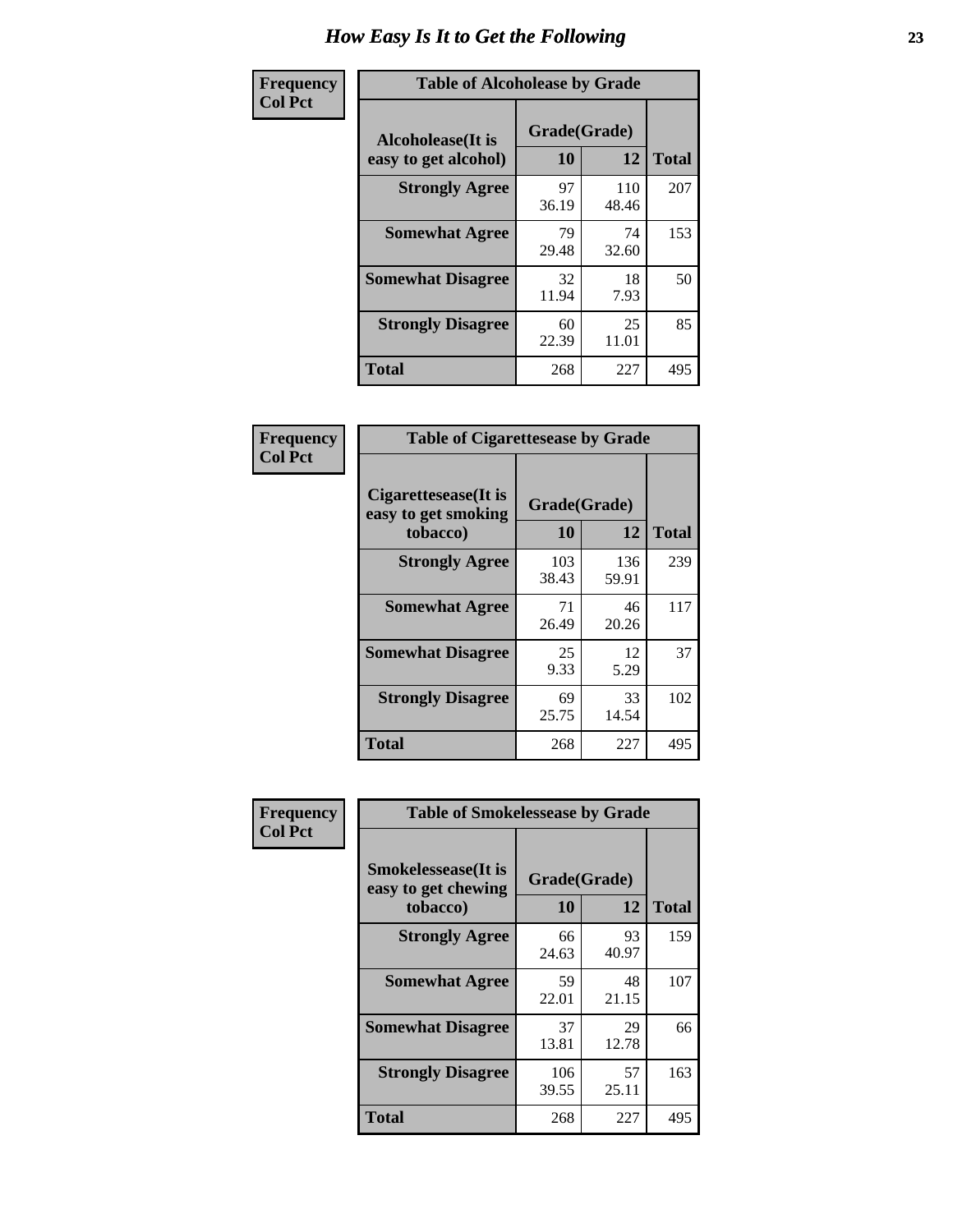# How Easy Is It to Get the Following

**Frequency**
**Col Pct**

**Table of Alcoholease by Grade**

| Alcoholease(It is easy to get alcohol) | Grade(Grade) | | Total |
|---|---|---|---|
| | 10 | 12 | |
| **Strongly Agree** | 97<br>36.19 | 110<br>48.46 | 207 |
| **Somewhat Agree** | 79<br>29.48 | 74<br>32.60 | 153 |
| **Somewhat Disagree** | 32<br>11.94 | 18<br>7.93 | 50 |
| **Strongly Disagree** | 60<br>22.39 | 25<br>11.01 | 85 |
| **Total** | 268 | 227 | 495 |

**Frequency**
**Col Pct**

**Table of Cigarettesease by Grade**

| Cigarettesease(It is easy to get smoking tobacco) | Grade(Grade) | | Total |
|---|---|---|---|
| | 10 | 12 | |
| **Strongly Agree** | 103<br>38.43 | 136<br>59.91 | 239 |
| **Somewhat Agree** | 71<br>26.49 | 46<br>20.26 | 117 |
| **Somewhat Disagree** | 25<br>9.33 | 12<br>5.29 | 37 |
| **Strongly Disagree** | 69<br>25.75 | 33<br>14.54 | 102 |
| **Total** | 268 | 227 | 495 |

**Frequency**
**Col Pct**

**Table of Smokelessease by Grade**

| Smokelessease(It is easy to get chewing tobacco) | Grade(Grade) | | Total |
|---|---|---|---|
| | 10 | 12 | |
| **Strongly Agree** | 66<br>24.63 | 93<br>40.97 | 159 |
| **Somewhat Agree** | 59<br>22.01 | 48<br>21.15 | 107 |
| **Somewhat Disagree** | 37<br>13.81 | 29<br>12.78 | 66 |
| **Strongly Disagree** | 106<br>39.55 | 57<br>25.11 | 163 |
| **Total** | 268 | 227 | 495 |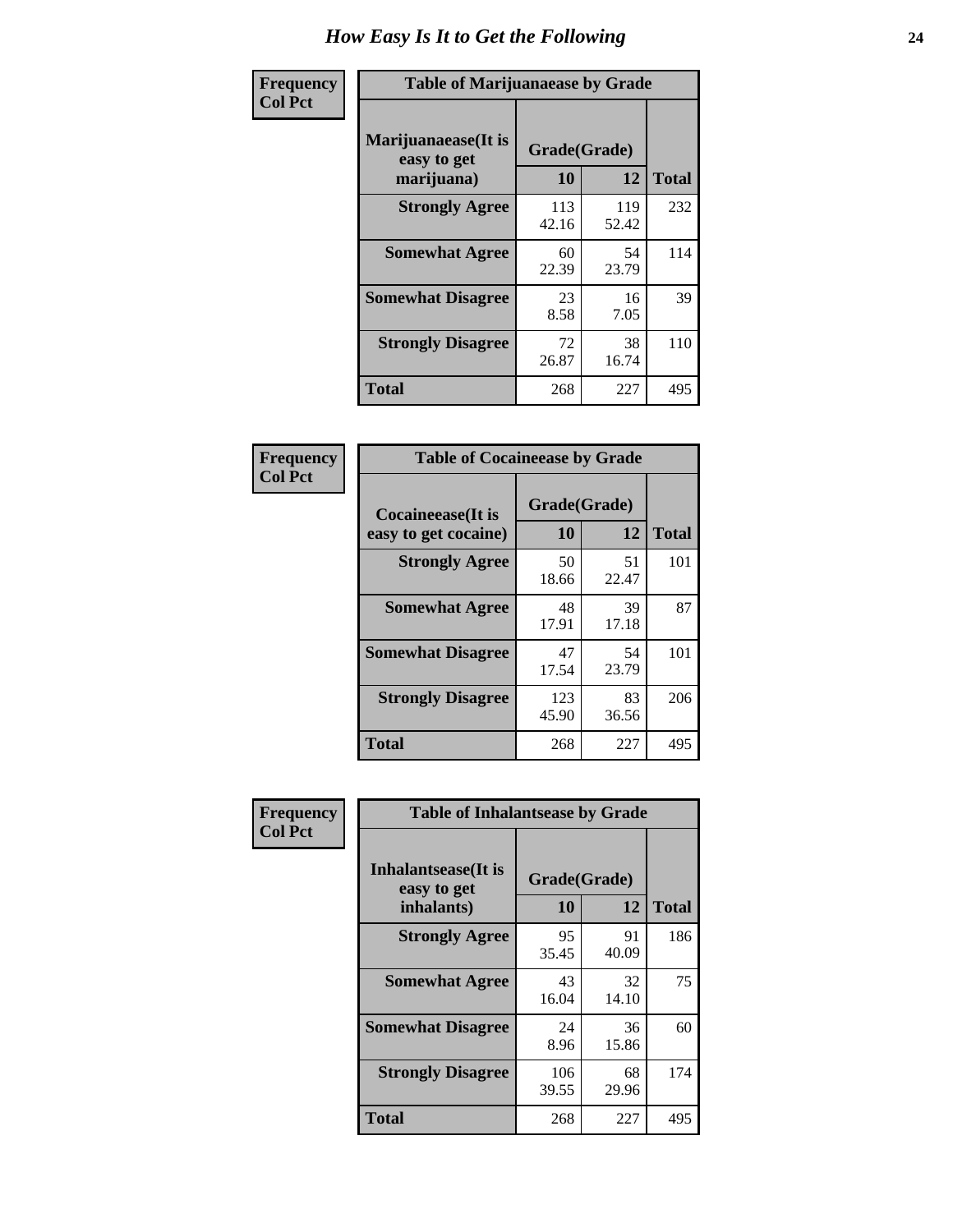# How Easy Is It to Get the Following

**Frequency**
**Col Pct**

| Table of Marijuanaease by Grade | | | |
|---|---|---|---|
| **Marijuanaease(It is easy to get marijuana)** | **Grade(Grade)** | | |
| | **10** | **12** | **Total** |
| **Strongly Agree** | 113<br>42.16 | 119<br>52.42 | 232 |
| **Somewhat Agree** | 60<br>22.39 | 54<br>23.79 | 114 |
| **Somewhat Disagree** | 23<br>8.58 | 16<br>7.05 | 39 |
| **Strongly Disagree** | 72<br>26.87 | 38<br>16.74 | 110 |
| **Total** | 268 | 227 | 495 |

**Frequency**
**Col Pct**

| Table of Cocaineease by Grade | | | |
|---|---|---|---|
| **Cocaineease(It is easy to get cocaine)** | **Grade(Grade)** | | |
| | **10** | **12** | **Total** |
| **Strongly Agree** | 50<br>18.66 | 51<br>22.47 | 101 |
| **Somewhat Agree** | 48<br>17.91 | 39<br>17.18 | 87 |
| **Somewhat Disagree** | 47<br>17.54 | 54<br>23.79 | 101 |
| **Strongly Disagree** | 123<br>45.90 | 83<br>36.56 | 206 |
| **Total** | 268 | 227 | 495 |

**Frequency**
**Col Pct**

| Table of Inhalantsease by Grade | | | |
|---|---|---|---|
| **Inhalantsease(It is easy to get inhalants)** | **Grade(Grade)** | | |
| | **10** | **12** | **Total** |
| **Strongly Agree** | 95<br>35.45 | 91<br>40.09 | 186 |
| **Somewhat Agree** | 43<br>16.04 | 32<br>14.10 | 75 |
| **Somewhat Disagree** | 24<br>8.96 | 36<br>15.86 | 60 |
| **Strongly Disagree** | 106<br>39.55 | 68<br>29.96 | 174 |
| **Total** | 268 | 227 | 495 |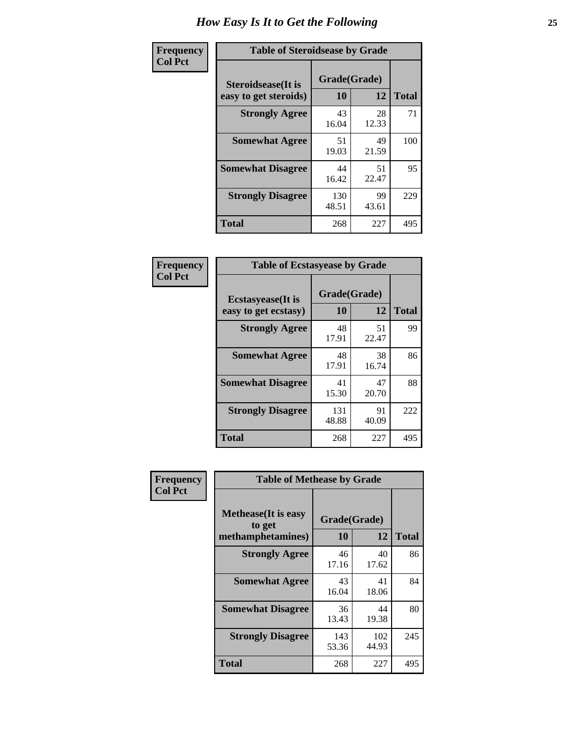# How Easy Is It to Get the Following

**Frequency**
**Col Pct**

| Table of Steroidsease by Grade | | | |
|---|---|---|---|
| **Steroidsease(It is easy to get steroids)** | **Grade(Grade)** | | **Total** |
| | **10** | **12** | |
| **Strongly Agree** | 43<br>16.04 | 28<br>12.33 | 71 |
| **Somewhat Agree** | 51<br>19.03 | 49<br>21.59 | 100 |
| **Somewhat Disagree** | 44<br>16.42 | 51<br>22.47 | 95 |
| **Strongly Disagree** | 130<br>48.51 | 99<br>43.61 | 229 |
| **Total** | 268 | 227 | 495 |

**Frequency**
**Col Pct**

| Table of Ecstasyease by Grade | | | |
|---|---|---|---|
| **Ecstasyease(It is easy to get ecstasy)** | **Grade(Grade)** | | **Total** |
| | **10** | **12** | |
| **Strongly Agree** | 48<br>17.91 | 51<br>22.47 | 99 |
| **Somewhat Agree** | 48<br>17.91 | 38<br>16.74 | 86 |
| **Somewhat Disagree** | 41<br>15.30 | 47<br>20.70 | 88 |
| **Strongly Disagree** | 131<br>48.88 | 91<br>40.09 | 222 |
| **Total** | 268 | 227 | 495 |

**Frequency**
**Col Pct**

| Table of Methease by Grade | | | |
|---|---|---|---|
| **Methease(It is easy to get methamphetamines)** | **Grade(Grade)** | | **Total** |
| | **10** | **12** | |
| **Strongly Agree** | 46<br>17.16 | 40<br>17.62 | 86 |
| **Somewhat Agree** | 43<br>16.04 | 41<br>18.06 | 84 |
| **Somewhat Disagree** | 36<br>13.43 | 44<br>19.38 | 80 |
| **Strongly Disagree** | 143<br>53.36 | 102<br>44.93 | 245 |
| **Total** | 268 | 227 | 495 |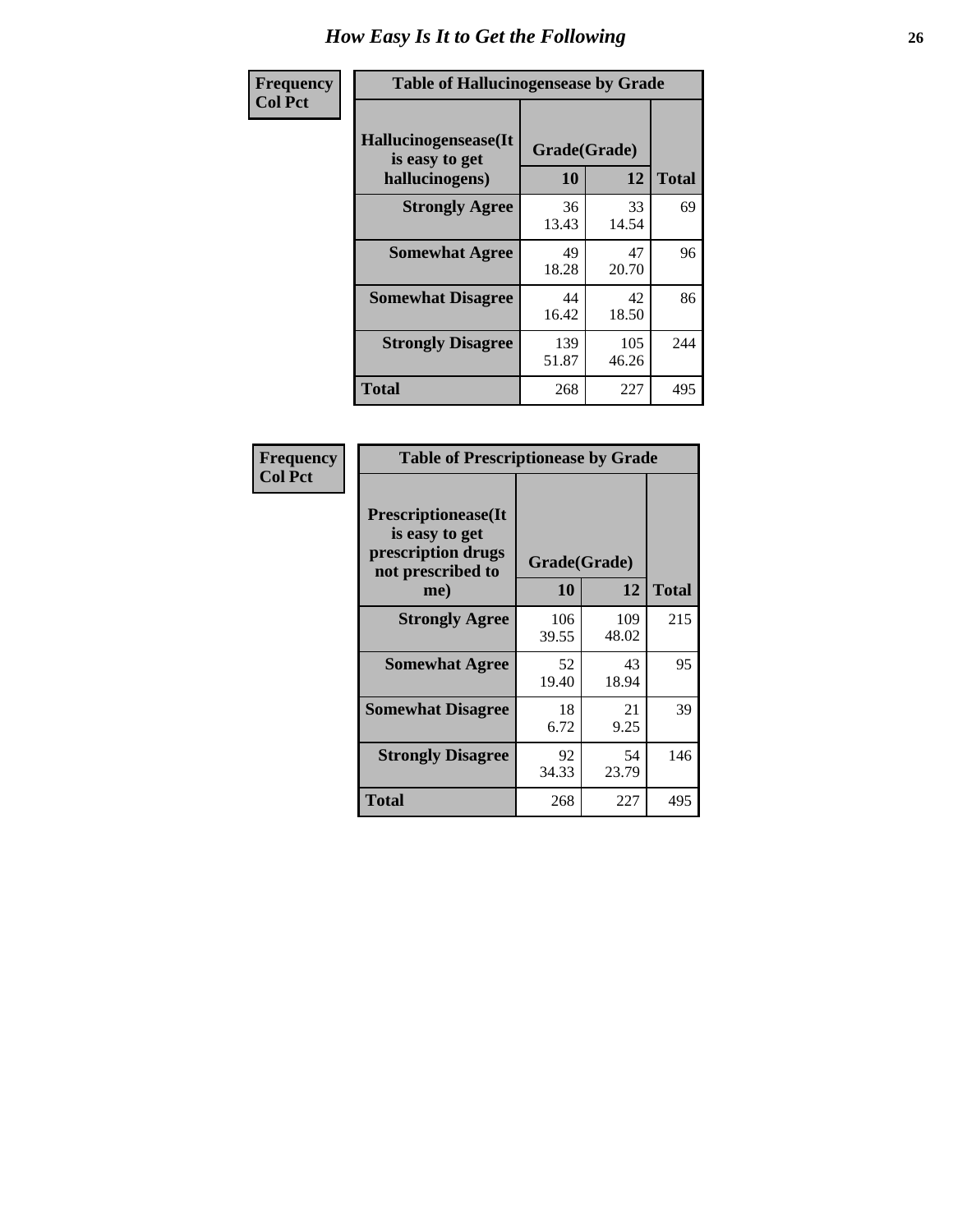# How Easy Is It to Get the Following

**Frequency**
**Col Pct**

**Table of Hallucinogensease by Grade**

| Hallucinogensease(It is easy to get hallucinogens) | Grade(Grade) 10 | 12 | Total |
|---|---|---|---|
| **Strongly Agree** | 36<br>13.43 | 33<br>14.54 | 69 |
| **Somewhat Agree** | 49<br>18.28 | 47<br>20.70 | 96 |
| **Somewhat Disagree** | 44<br>16.42 | 42<br>18.50 | 86 |
| **Strongly Disagree** | 139<br>51.87 | 105<br>46.26 | 244 |
| **Total** | 268 | 227 | 495 |

**Frequency**
**Col Pct**

**Table of Prescriptionease by Grade**

| Prescriptionease(It is easy to get prescription drugs not prescribed to me) | Grade(Grade) 10 | 12 | Total |
|---|---|---|---|
| **Strongly Agree** | 106<br>39.55 | 109<br>48.02 | 215 |
| **Somewhat Agree** | 52<br>19.40 | 43<br>18.94 | 95 |
| **Somewhat Disagree** | 18<br>6.72 | 21<br>9.25 | 39 |
| **Strongly Disagree** | 92<br>34.33 | 54<br>23.79 | 146 |
| **Total** | 268 | 227 | 495 |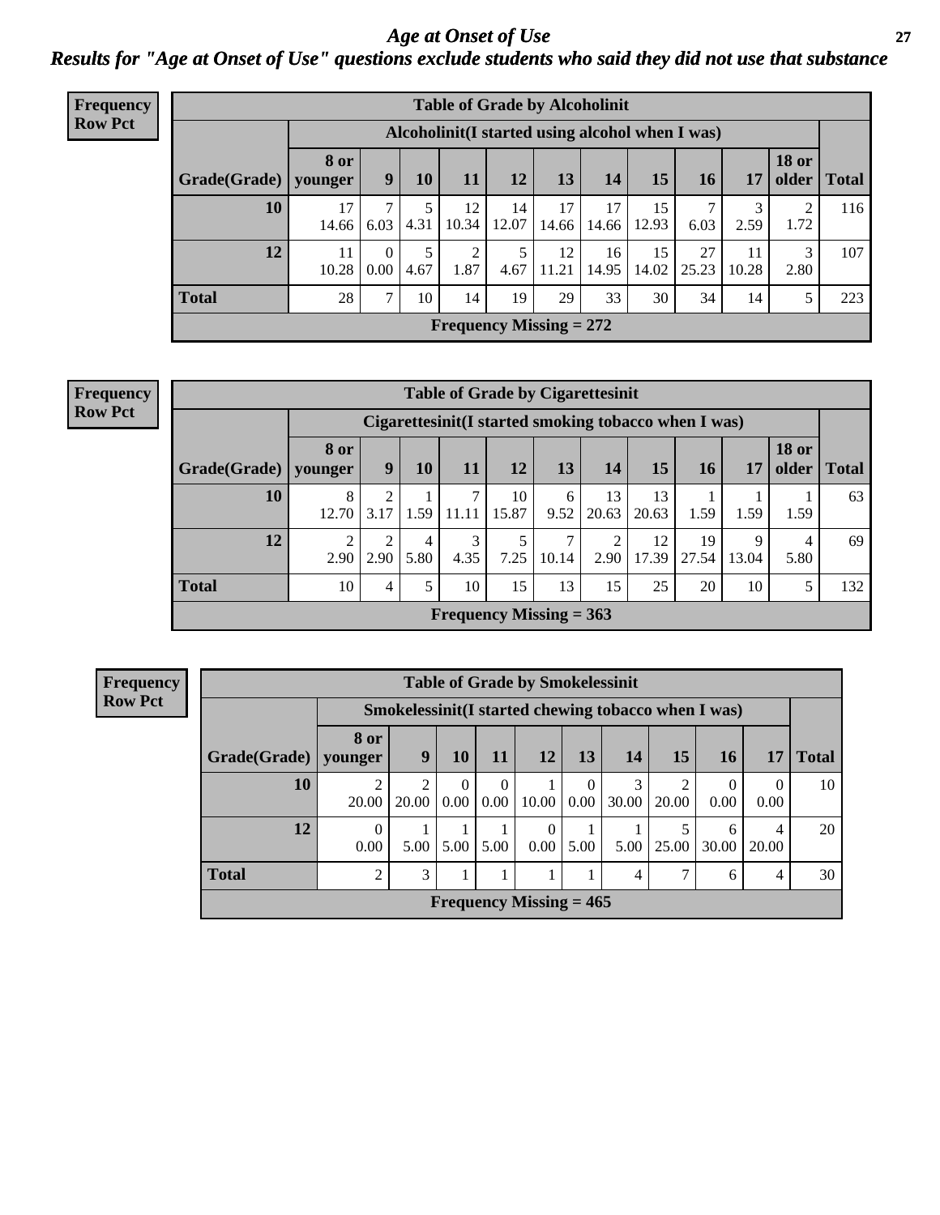# Age at Onset of Use

## Results for "Age at Onset of Use" questions exclude students who said they did not use that substance

**Frequency**
**Row Pct**

**Table of Grade by Alcoholinit**

| Grade(Grade) | Alcoholinit(I started using alcohol when I was) | | | | | | | | | | | Total |
|---|---|---|---|---|---|---|---|---|---|---|---|---|
| | 8 or younger | 9 | 10 | 11 | 12 | 13 | 14 | 15 | 16 | 17 | 18 or older | |
| **10** | 17<br>14.66 | 7<br>6.03 | 5<br>4.31 | 12<br>10.34 | 14<br>12.07 | 17<br>14.66 | 17<br>14.66 | 15<br>12.93 | 7<br>6.03 | 3<br>2.59 | 2<br>1.72 | 116 |
| **12** | 11<br>10.28 | 0<br>0.00 | 5<br>4.67 | 2<br>1.87 | 5<br>4.67 | 12<br>11.21 | 16<br>14.95 | 15<br>14.02 | 27<br>25.23 | 11<br>10.28 | 3<br>2.80 | 107 |
| **Total** | 28 | 7 | 10 | 14 | 19 | 29 | 33 | 30 | 34 | 14 | 5 | 223 |

**Frequency Missing = 272**

**Frequency**
**Row Pct**

**Table of Grade by Cigarettesinit**

| Grade(Grade) | Cigarettesinit(I started smoking tobacco when I was) | | | | | | | | | | | Total |
|---|---|---|---|---|---|---|---|---|---|---|---|---|
| | 8 or younger | 9 | 10 | 11 | 12 | 13 | 14 | 15 | 16 | 17 | 18 or older | |
| **10** | 8<br>12.70 | 2<br>3.17 | 1<br>1.59 | 7<br>11.11 | 10<br>15.87 | 6<br>9.52 | 13<br>20.63 | 13<br>20.63 | 1<br>1.59 | 1<br>1.59 | 1<br>1.59 | 63 |
| **12** | 2<br>2.90 | 2<br>2.90 | 4<br>5.80 | 3<br>4.35 | 5<br>7.25 | 7<br>10.14 | 2<br>2.90 | 12<br>17.39 | 19<br>27.54 | 9<br>13.04 | 4<br>5.80 | 69 |
| **Total** | 10 | 4 | 5 | 10 | 15 | 13 | 15 | 25 | 20 | 10 | 5 | 132 |

**Frequency Missing = 363**

**Frequency**
**Row Pct**

**Table of Grade by Smokelessinit**

| Grade(Grade) | Smokelessinit(I started chewing tobacco when I was) | | | | | | | | | | Total |
|---|---|---|---|---|---|---|---|---|---|---|---|
| | 8 or younger | 9 | 10 | 11 | 12 | 13 | 14 | 15 | 16 | 17 | |
| **10** | 2<br>20.00 | 2<br>20.00 | 0<br>0.00 | 0<br>0.00 | 1<br>10.00 | 0<br>0.00 | 3<br>30.00 | 2<br>20.00 | 0<br>0.00 | 0<br>0.00 | 10 |
| **12** | 0<br>0.00 | 1<br>5.00 | 1<br>5.00 | 1<br>5.00 | 0<br>0.00 | 1<br>5.00 | 1<br>5.00 | 5<br>25.00 | 6<br>30.00 | 4<br>20.00 | 20 |
| **Total** | 2 | 3 | 1 | 1 | 1 | 1 | 4 | 7 | 6 | 4 | 30 |

**Frequency Missing = 465**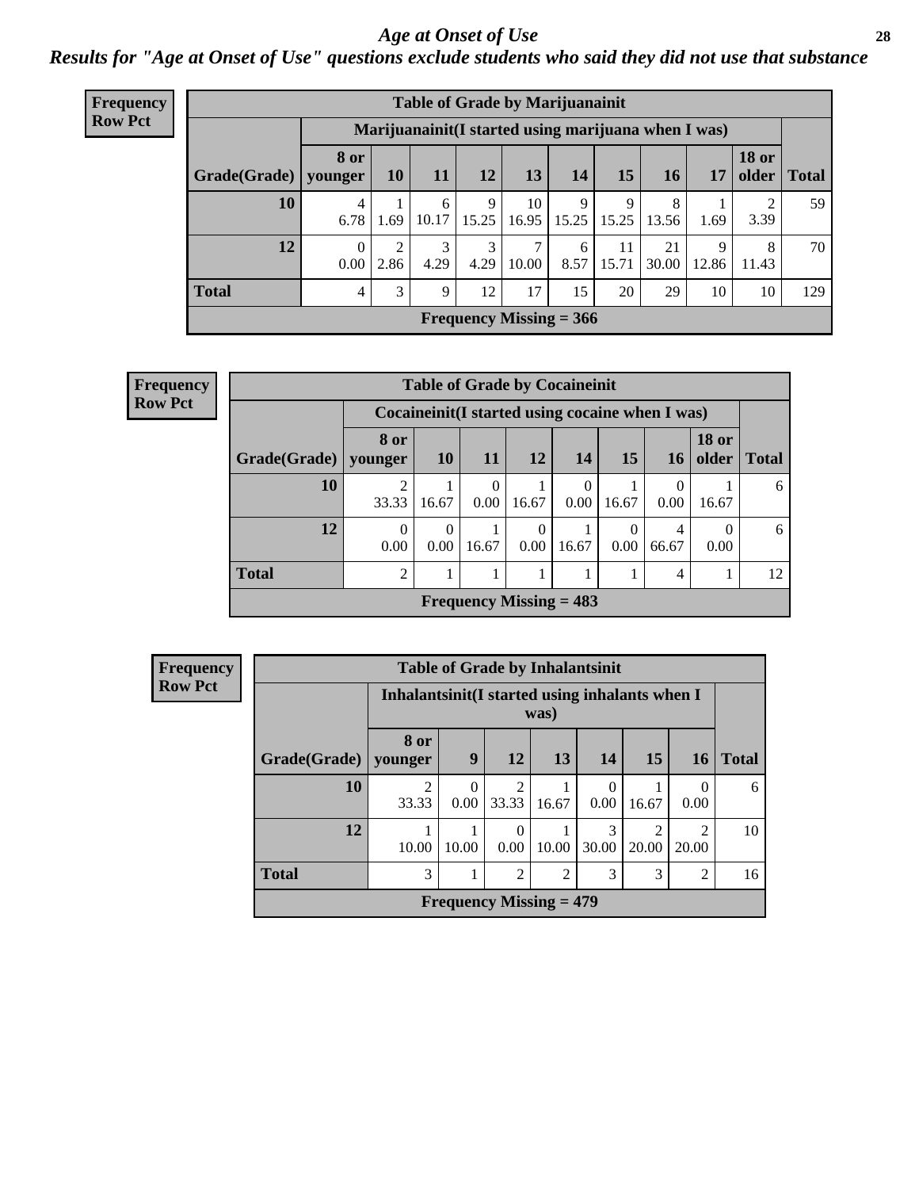# *Age at Onset of Use*

***Results for "Age at Onset of Use" questions exclude students who said they did not use that substance***

**Frequency**
**Row Pct**

| Table of Grade by Marijuanainit | | | | | | | | | | | |
|---|---|---|---|---|---|---|---|---|---|---|---|
| | Marijuanainit(I started using marijuana when I was) | | | | | | | | | | |
| Grade(Grade) | 8 or younger | 10 | 11 | 12 | 13 | 14 | 15 | 16 | 17 | 18 or older | Total |
| 10 | 4<br>6.78 | 1<br>1.69 | 6<br>10.17 | 9<br>15.25 | 10<br>16.95 | 9<br>15.25 | 9<br>15.25 | 8<br>13.56 | 1<br>1.69 | 2<br>3.39 | 59 |
| 12 | 0<br>0.00 | 2<br>2.86 | 3<br>4.29 | 3<br>4.29 | 7<br>10.00 | 6<br>8.57 | 11<br>15.71 | 21<br>30.00 | 9<br>12.86 | 8<br>11.43 | 70 |
| Total | 4 | 3 | 9 | 12 | 17 | 15 | 20 | 29 | 10 | 10 | 129 |
| Frequency Missing = 366 | | | | | | | | | | | |

**Frequency**
**Row Pct**

| Table of Grade by Cocaineinit | | | | | | | | | |
|---|---|---|---|---|---|---|---|---|---|
| | Cocaineinit(I started using cocaine when I was) | | | | | | | | |
| Grade(Grade) | 8 or younger | 10 | 11 | 12 | 14 | 15 | 16 | 18 or older | Total |
| 10 | 2<br>33.33 | 1<br>16.67 | 0<br>0.00 | 1<br>16.67 | 0<br>0.00 | 1<br>16.67 | 0<br>0.00 | 1<br>16.67 | 6 |
| 12 | 0<br>0.00 | 0<br>0.00 | 1<br>16.67 | 0<br>0.00 | 1<br>16.67 | 0<br>0.00 | 4<br>66.67 | 0<br>0.00 | 6 |
| Total | 2 | 1 | 1 | 1 | 1 | 1 | 4 | 1 | 12 |
| Frequency Missing = 483 | | | | | | | | | |

**Frequency**
**Row Pct**

| Table of Grade by Inhalantsinit | | | | | | | | |
|---|---|---|---|---|---|---|---|---|
| | Inhalantsinit(I started using inhalants when I was) | | | | | | | |
| Grade(Grade) | 8 or younger | 9 | 12 | 13 | 14 | 15 | 16 | Total |
| 10 | 2<br>33.33 | 0<br>0.00 | 2<br>33.33 | 1<br>16.67 | 0<br>0.00 | 1<br>16.67 | 0<br>0.00 | 6 |
| 12 | 1<br>10.00 | 1<br>10.00 | 0<br>0.00 | 1<br>10.00 | 3<br>30.00 | 2<br>20.00 | 2<br>20.00 | 10 |
| Total | 3 | 1 | 2 | 2 | 3 | 3 | 2 | 16 |
| Frequency Missing = 479 | | | | | | | | |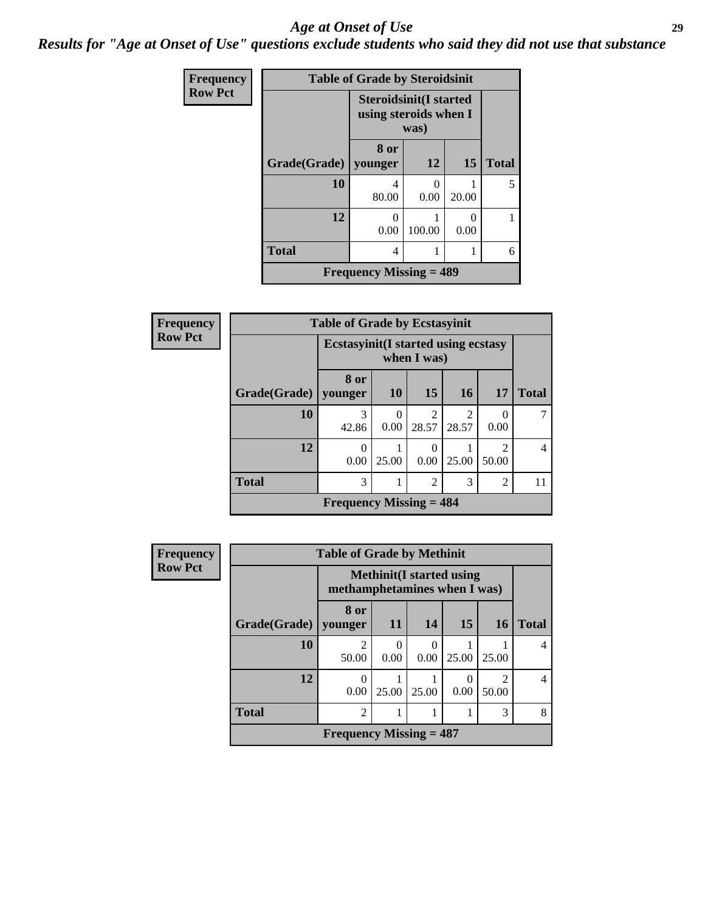# Age at Onset of Use

***Results for "Age at Onset of Use" questions exclude students who said they did not use that substance***

**Frequency**
**Row Pct**

**Table of Grade by Steroidsinit**

| Grade(Grade) | Steroidsinit(I started using steroids when I was) | | | Total |
|---|---|---|---|---|
| | 8 or younger | 12 | 15 | |
| **10** | 4<br>80.00 | 0<br>0.00 | 1<br>20.00 | 5 |
| **12** | 0<br>0.00 | 1<br>100.00 | 0<br>0.00 | 1 |
| **Total** | 4 | 1 | 1 | 6 |

**Frequency Missing = 489**

**Frequency**
**Row Pct**

**Table of Grade by Ecstasyinit**

| Grade(Grade) | Ecstasyinit(I started using ecstasy when I was) | | | | | Total |
|---|---|---|---|---|---|---|
| | 8 or younger | 10 | 15 | 16 | 17 | |
| **10** | 3<br>42.86 | 0<br>0.00 | 2<br>28.57 | 2<br>28.57 | 0<br>0.00 | 7 |
| **12** | 0<br>0.00 | 1<br>25.00 | 0<br>0.00 | 1<br>25.00 | 2<br>50.00 | 4 |
| **Total** | 3 | 1 | 2 | 3 | 2 | 11 |

**Frequency Missing = 484**

**Frequency**
**Row Pct**

**Table of Grade by Methinit**

| Grade(Grade) | Methinit(I started using methamphetamines when I was) | | | | | Total |
|---|---|---|---|---|---|---|
| | 8 or younger | 11 | 14 | 15 | 16 | |
| **10** | 2<br>50.00 | 0<br>0.00 | 0<br>0.00 | 1<br>25.00 | 1<br>25.00 | 4 |
| **12** | 0<br>0.00 | 1<br>25.00 | 1<br>25.00 | 0<br>0.00 | 2<br>50.00 | 4 |
| **Total** | 2 | 1 | 1 | 1 | 3 | 8 |

**Frequency Missing = 487**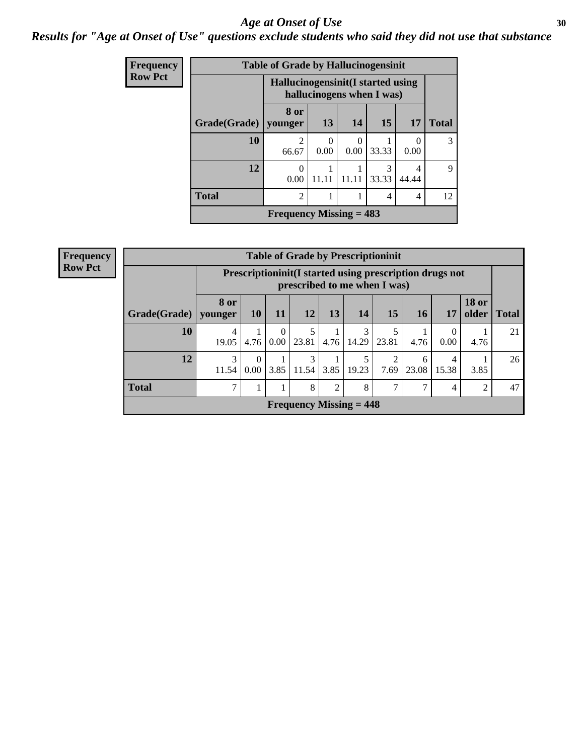# *Age at Onset of Use*

***Results for "Age at Onset of Use" questions exclude students who said they did not use that substance***

**Frequency**
**Row Pct**

| Table of Grade by Hallucinogensinit | | | | | | |
|---|---|---|---|---|---|---|
| | Hallucinogensinit(I started using hallucinogens when I was) | | | | | |
| Grade(Grade) | 8 or younger | 13 | 14 | 15 | 17 | Total |
| **10** | 2<br>66.67 | 0<br>0.00 | 0<br>0.00 | 1<br>33.33 | 0<br>0.00 | 3 |
| **12** | 0<br>0.00 | 1<br>11.11 | 1<br>11.11 | 3<br>33.33 | 4<br>44.44 | 9 |
| **Total** | 2 | 1 | 1 | 4 | 4 | 12 |
| **Frequency Missing = 483** | | | | | | |

**Frequency**
**Row Pct**

| Table of Grade by Prescriptioninit | | | | | | | | | | | |
|---|---|---|---|---|---|---|---|---|---|---|---|
| | Prescriptioninit(I started using prescription drugs not prescribed to me when I was) | | | | | | | | | | |
| Grade(Grade) | 8 or younger | 10 | 11 | 12 | 13 | 14 | 15 | 16 | 17 | 18 or older | Total |
| **10** | 4<br>19.05 | 1<br>4.76 | 0<br>0.00 | 5<br>23.81 | 1<br>4.76 | 3<br>14.29 | 5<br>23.81 | 1<br>4.76 | 0<br>0.00 | 1<br>4.76 | 21 |
| **12** | 3<br>11.54 | 0<br>0.00 | 1<br>3.85 | 3<br>11.54 | 1<br>3.85 | 5<br>19.23 | 2<br>7.69 | 6<br>23.08 | 4<br>15.38 | 1<br>3.85 | 26 |
| **Total** | 7 | 1 | 1 | 8 | 2 | 8 | 7 | 7 | 4 | 2 | 47 |
| **Frequency Missing = 448** | | | | | | | | | | | |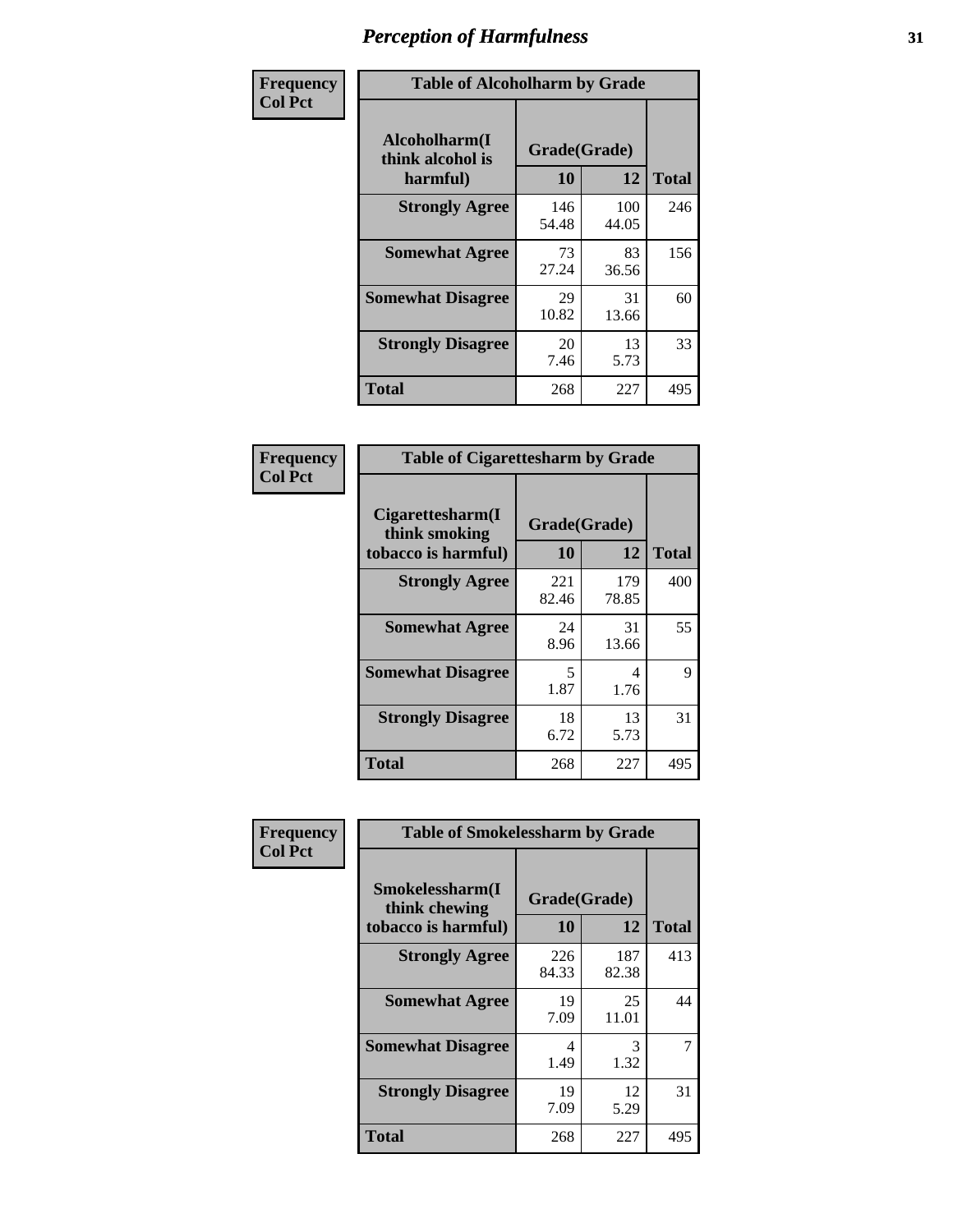# Perception of Harmfulness

**Frequency**
**Col Pct**

| Table of Alcoholharm by Grade | | | |
|---|---|---|---|
| Alcoholharm(I think alcohol is harmful) | Grade(Grade) | | Total |
| | 10 | 12 | |
| **Strongly Agree** | 146<br>54.48 | 100<br>44.05 | 246 |
| **Somewhat Agree** | 73<br>27.24 | 83<br>36.56 | 156 |
| **Somewhat Disagree** | 29<br>10.82 | 31<br>13.66 | 60 |
| **Strongly Disagree** | 20<br>7.46 | 13<br>5.73 | 33 |
| **Total** | 268 | 227 | 495 |

**Frequency**
**Col Pct**

| Table of Cigarettesharm by Grade | | | |
|---|---|---|---|
| Cigarettesharm(I think smoking tobacco is harmful) | Grade(Grade) | | Total |
| | 10 | 12 | |
| **Strongly Agree** | 221<br>82.46 | 179<br>78.85 | 400 |
| **Somewhat Agree** | 24<br>8.96 | 31<br>13.66 | 55 |
| **Somewhat Disagree** | 5<br>1.87 | 4<br>1.76 | 9 |
| **Strongly Disagree** | 18<br>6.72 | 13<br>5.73 | 31 |
| **Total** | 268 | 227 | 495 |

**Frequency**
**Col Pct**

| Table of Smokelessharm by Grade | | | |
|---|---|---|---|
| Smokelessharm(I think chewing tobacco is harmful) | Grade(Grade) | | Total |
| | 10 | 12 | |
| **Strongly Agree** | 226<br>84.33 | 187<br>82.38 | 413 |
| **Somewhat Agree** | 19<br>7.09 | 25<br>11.01 | 44 |
| **Somewhat Disagree** | 4<br>1.49 | 3<br>1.32 | 7 |
| **Strongly Disagree** | 19<br>7.09 | 12<br>5.29 | 31 |
| **Total** | 268 | 227 | 495 |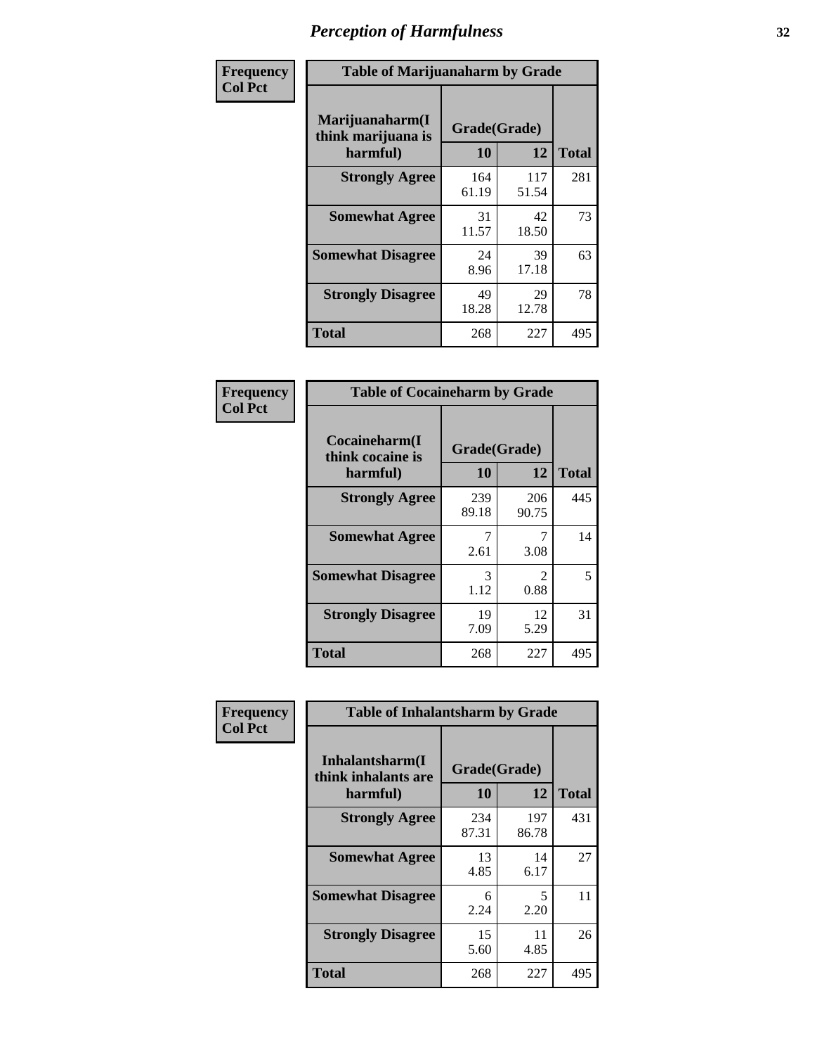# Perception of Harmfulness

**Frequency**
**Col Pct**

| Table of Marijuanaharm by Grade | | | |
|---|---|---|---|
| **Marijuanaharm(I think marijuana is harmful)** | **Grade(Grade)** | | **Total** |
| | **10** | **12** | |
| **Strongly Agree** | 164<br>61.19 | 117<br>51.54 | 281 |
| **Somewhat Agree** | 31<br>11.57 | 42<br>18.50 | 73 |
| **Somewhat Disagree** | 24<br>8.96 | 39<br>17.18 | 63 |
| **Strongly Disagree** | 49<br>18.28 | 29<br>12.78 | 78 |
| **Total** | 268 | 227 | 495 |

**Frequency**
**Col Pct**

| Table of Cocaineharm by Grade | | | |
|---|---|---|---|
| **Cocaineharm(I think cocaine is harmful)** | **Grade(Grade)** | | **Total** |
| | **10** | **12** | |
| **Strongly Agree** | 239<br>89.18 | 206<br>90.75 | 445 |
| **Somewhat Agree** | 7<br>2.61 | 7<br>3.08 | 14 |
| **Somewhat Disagree** | 3<br>1.12 | 2<br>0.88 | 5 |
| **Strongly Disagree** | 19<br>7.09 | 12<br>5.29 | 31 |
| **Total** | 268 | 227 | 495 |

**Frequency**
**Col Pct**

| Table of Inhalantsharm by Grade | | | |
|---|---|---|---|
| **Inhalantsharm(I think inhalants are harmful)** | **Grade(Grade)** | | **Total** |
| | **10** | **12** | |
| **Strongly Agree** | 234<br>87.31 | 197<br>86.78 | 431 |
| **Somewhat Agree** | 13<br>4.85 | 14<br>6.17 | 27 |
| **Somewhat Disagree** | 6<br>2.24 | 5<br>2.20 | 11 |
| **Strongly Disagree** | 15<br>5.60 | 11<br>4.85 | 26 |
| **Total** | 268 | 227 | 495 |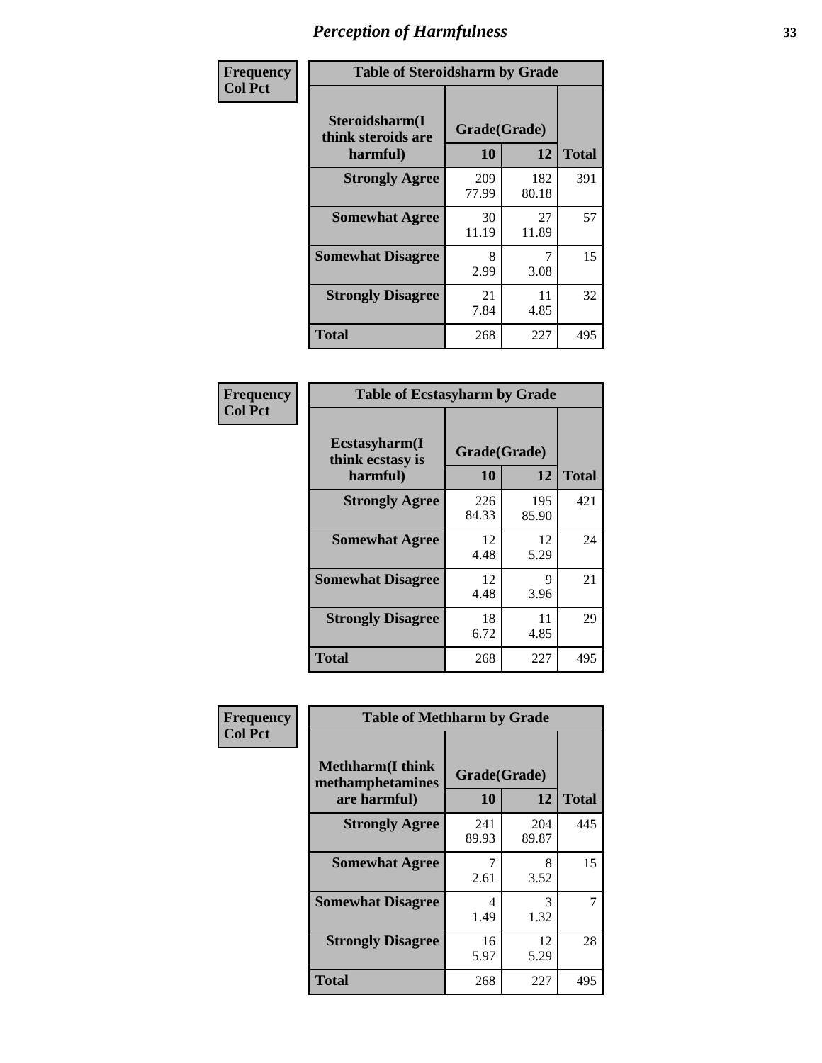# Perception of Harmfulness

| Frequency Col Pct | Table of Steroidsharm by Grade | | |
|---|---|---|---|
| Steroidsharm(I think steroids are harmful) | Grade(Grade) 10 | 12 | Total |
| Strongly Agree | 209<br>77.99 | 182<br>80.18 | 391 |
| Somewhat Agree | 30<br>11.19 | 27<br>11.89 | 57 |
| Somewhat Disagree | 8<br>2.99 | 7<br>3.08 | 15 |
| Strongly Disagree | 21<br>7.84 | 11<br>4.85 | 32 |
| Total | 268 | 227 | 495 |

| Frequency Col Pct | Table of Ecstasyharm by Grade | | |
|---|---|---|---|
| Ecstasyharm(I think ecstasy is harmful) | Grade(Grade) 10 | 12 | Total |
| Strongly Agree | 226<br>84.33 | 195<br>85.90 | 421 |
| Somewhat Agree | 12<br>4.48 | 12<br>5.29 | 24 |
| Somewhat Disagree | 12<br>4.48 | 9<br>3.96 | 21 |
| Strongly Disagree | 18<br>6.72 | 11<br>4.85 | 29 |
| Total | 268 | 227 | 495 |

| Frequency Col Pct | Table of Methharm by Grade | | |
|---|---|---|---|
| Methharm(I think methamphetamines are harmful) | Grade(Grade) 10 | 12 | Total |
| Strongly Agree | 241<br>89.93 | 204<br>89.87 | 445 |
| Somewhat Agree | 7<br>2.61 | 8<br>3.52 | 15 |
| Somewhat Disagree | 4<br>1.49 | 3<br>1.32 | 7 |
| Strongly Disagree | 16<br>5.97 | 12<br>5.29 | 28 |
| Total | 268 | 227 | 495 |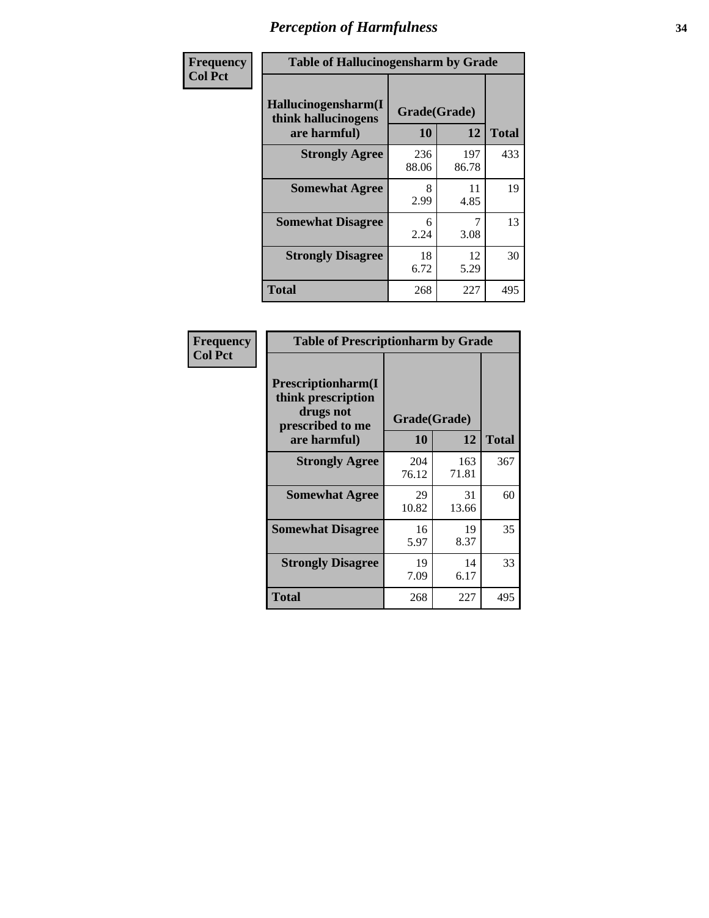# Perception of Harmfulness

**Frequency**
**Col Pct**

| Table of Hallucinogensharm by Grade | | | |
|---|---|---|---|
| Hallucinogensharm(I think hallucinogens are harmful) | Grade(Grade) | | Total |
| | 10 | 12 | |
| Strongly Agree | 236<br>88.06 | 197<br>86.78 | 433 |
| Somewhat Agree | 8<br>2.99 | 11<br>4.85 | 19 |
| Somewhat Disagree | 6<br>2.24 | 7<br>3.08 | 13 |
| Strongly Disagree | 18<br>6.72 | 12<br>5.29 | 30 |
| Total | 268 | 227 | 495 |

**Frequency**
**Col Pct**

| Table of Prescriptionharm by Grade | | | |
|---|---|---|---|
| Prescriptionharm(I think prescription drugs not prescribed to me are harmful) | Grade(Grade) | | Total |
| | 10 | 12 | |
| Strongly Agree | 204<br>76.12 | 163<br>71.81 | 367 |
| Somewhat Agree | 29<br>10.82 | 31<br>13.66 | 60 |
| Somewhat Disagree | 16<br>5.97 | 19<br>8.37 | 35 |
| Strongly Disagree | 19<br>7.09 | 14<br>6.17 | 33 |
| Total | 268 | 227 | 495 |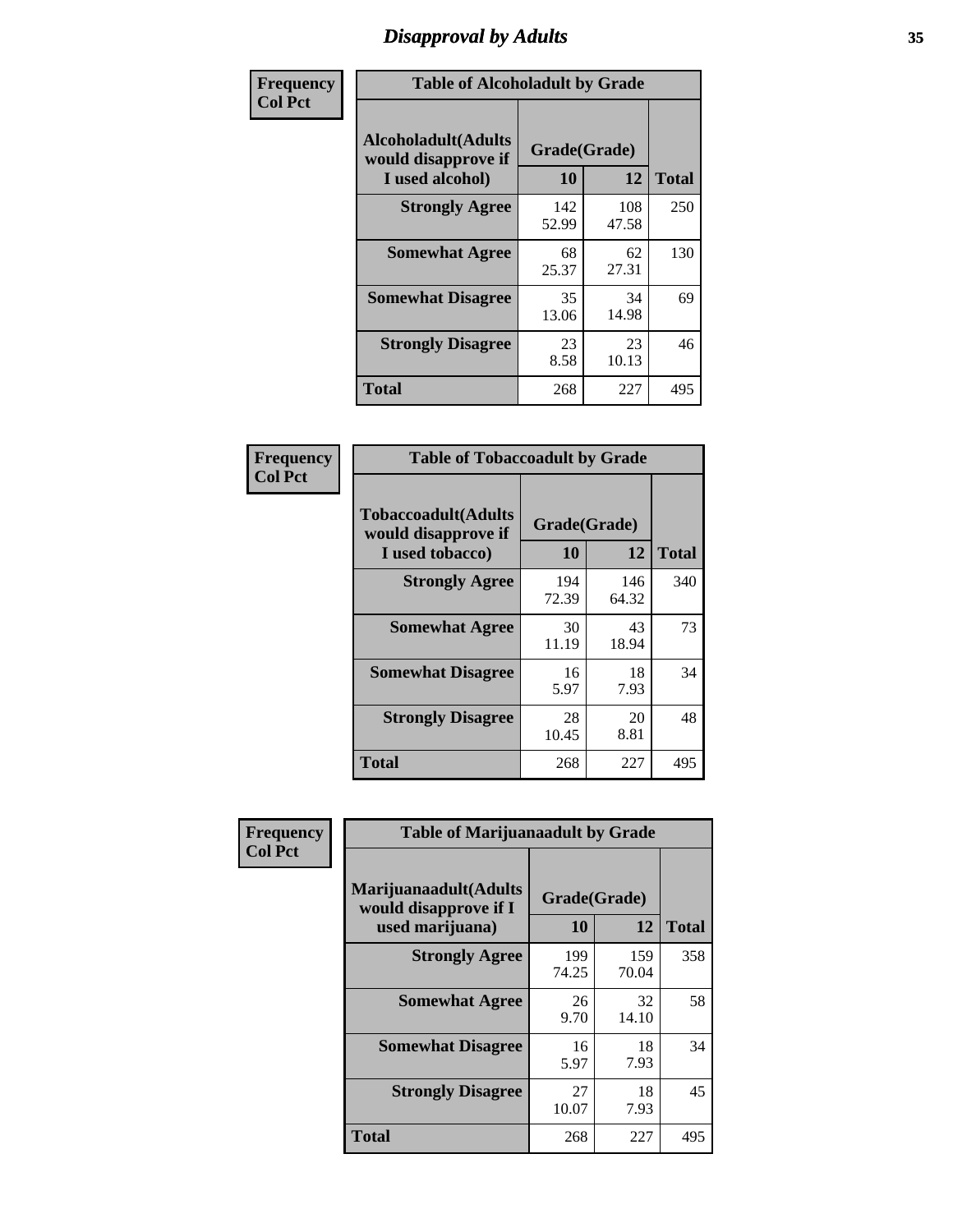# Disapproval by Adults

| Frequency<br>Col Pct |
|---|

**Table of Alcoholadult by Grade**

| Alcoholadult(Adults would disapprove if I used alcohol) | Grade(Grade) | | Total |
|---|---|---|---|
| | 10 | 12 | |
| Strongly Agree | 142<br>52.99 | 108<br>47.58 | 250 |
| Somewhat Agree | 68<br>25.37 | 62<br>27.31 | 130 |
| Somewhat Disagree | 35<br>13.06 | 34<br>14.98 | 69 |
| Strongly Disagree | 23<br>8.58 | 23<br>10.13 | 46 |
| Total | 268 | 227 | 495 |

| Frequency<br>Col Pct |
|---|

**Table of Tobaccoadult by Grade**

| Tobaccoadult(Adults would disapprove if I used tobacco) | Grade(Grade) | | Total |
|---|---|---|---|
| | 10 | 12 | |
| Strongly Agree | 194<br>72.39 | 146<br>64.32 | 340 |
| Somewhat Agree | 30<br>11.19 | 43<br>18.94 | 73 |
| Somewhat Disagree | 16<br>5.97 | 18<br>7.93 | 34 |
| Strongly Disagree | 28<br>10.45 | 20<br>8.81 | 48 |
| Total | 268 | 227 | 495 |

| Frequency<br>Col Pct |
|---|

**Table of Marijuanaadult by Grade**

| Marijuanaadult(Adults would disapprove if I used marijuana) | Grade(Grade) | | Total |
|---|---|---|---|
| | 10 | 12 | |
| Strongly Agree | 199<br>74.25 | 159<br>70.04 | 358 |
| Somewhat Agree | 26<br>9.70 | 32<br>14.10 | 58 |
| Somewhat Disagree | 16<br>5.97 | 18<br>7.93 | 34 |
| Strongly Disagree | 27<br>10.07 | 18<br>7.93 | 45 |
| Total | 268 | 227 | 495 |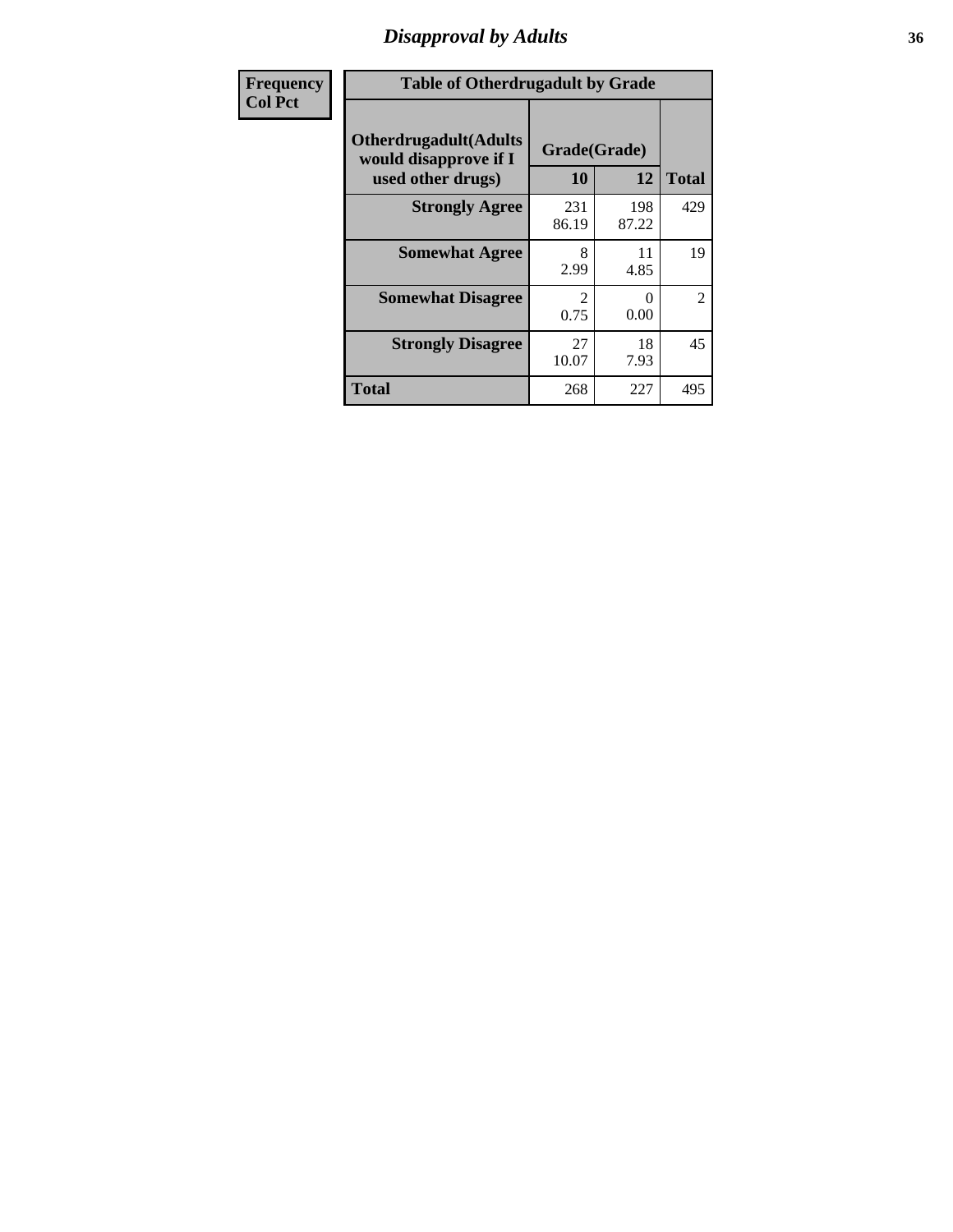# Disapproval by Adults

| Frequency<br>Col Pct |
|---|

**Table of Otherdrugadult by Grade**

| Otherdrugadult(Adults would disapprove if I used other drugs) | Grade(Grade) | | Total |
|---|---|---|---|
| | 10 | 12 | |
| **Strongly Agree** | 231<br>86.19 | 198<br>87.22 | 429 |
| **Somewhat Agree** | 8<br>2.99 | 11<br>4.85 | 19 |
| **Somewhat Disagree** | 2<br>0.75 | 0<br>0.00 | 2 |
| **Strongly Disagree** | 27<br>10.07 | 18<br>7.93 | 45 |
| **Total** | 268 | 227 | 495 |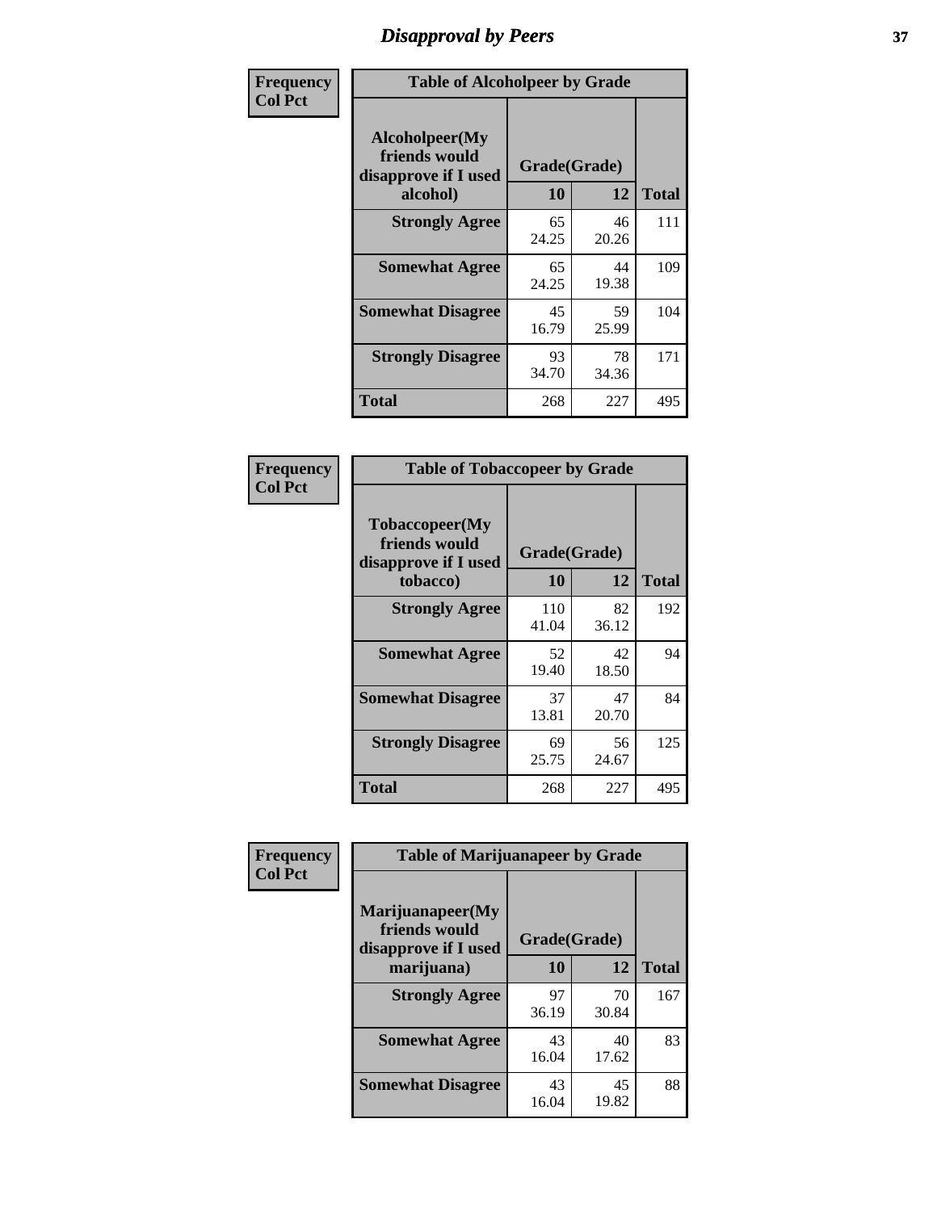# Disapproval by Peers

**Frequency**
**Col Pct**

| Table of Alcoholpeer by Grade | | | |
|---|---|---|---|
| Alcoholpeer(My friends would disapprove if I used alcohol) | Grade(Grade) | | Total |
| | 10 | 12 | |
| Strongly Agree | 65<br>24.25 | 46<br>20.26 | 111 |
| Somewhat Agree | 65<br>24.25 | 44<br>19.38 | 109 |
| Somewhat Disagree | 45<br>16.79 | 59<br>25.99 | 104 |
| Strongly Disagree | 93<br>34.70 | 78<br>34.36 | 171 |
| Total | 268 | 227 | 495 |

**Frequency**
**Col Pct**

| Table of Tobaccopeer by Grade | | | |
|---|---|---|---|
| Tobaccopeer(My friends would disapprove if I used tobacco) | Grade(Grade) | | Total |
| | 10 | 12 | |
| Strongly Agree | 110<br>41.04 | 82<br>36.12 | 192 |
| Somewhat Agree | 52<br>19.40 | 42<br>18.50 | 94 |
| Somewhat Disagree | 37<br>13.81 | 47<br>20.70 | 84 |
| Strongly Disagree | 69<br>25.75 | 56<br>24.67 | 125 |
| Total | 268 | 227 | 495 |

**Frequency**
**Col Pct**

| Table of Marijuanapeer by Grade | | | |
|---|---|---|---|
| Marijuanapeer(My friends would disapprove if I used marijuana) | Grade(Grade) | | Total |
| | 10 | 12 | |
| Strongly Agree | 97<br>36.19 | 70<br>30.84 | 167 |
| Somewhat Agree | 43<br>16.04 | 40<br>17.62 | 83 |
| Somewhat Disagree | 43<br>16.04 | 45<br>19.82 | 88 |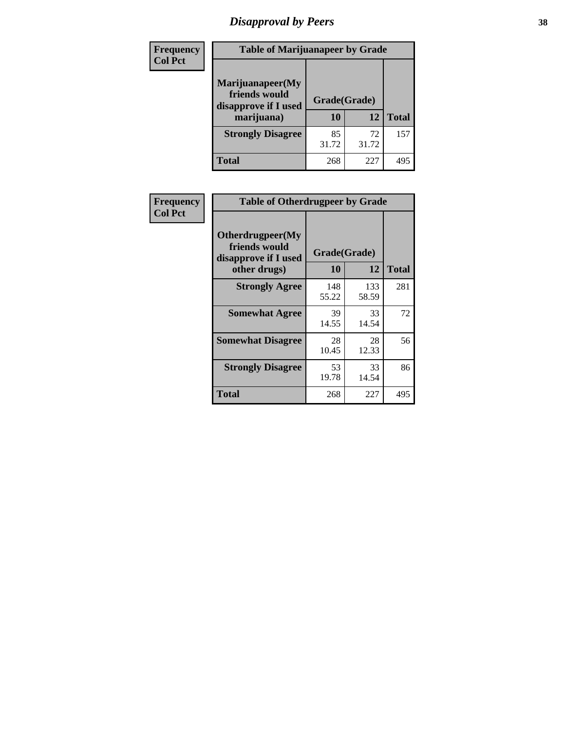# Disapproval by Peers

| Frequency Col Pct | Table of Marijuanapeer by Grade | | |
|---|---|---|---|
| Marijuanapeer(My friends would disapprove if I used marijuana) | Grade(Grade) | | |
| | 10 | 12 | Total |
| Strongly Disagree | 85 31.72 | 72 31.72 | 157 |
| Total | 268 | 227 | 495 |

| Frequency Col Pct | Table of Otherdrugpeer by Grade | | |
|---|---|---|---|
| Otherdrugpeer(My friends would disapprove if I used other drugs) | Grade(Grade) | | |
| | 10 | 12 | Total |
| Strongly Agree | 148 55.22 | 133 58.59 | 281 |
| Somewhat Agree | 39 14.55 | 33 14.54 | 72 |
| Somewhat Disagree | 28 10.45 | 28 12.33 | 56 |
| Strongly Disagree | 53 19.78 | 33 14.54 | 86 |
| Total | 268 | 227 | 495 |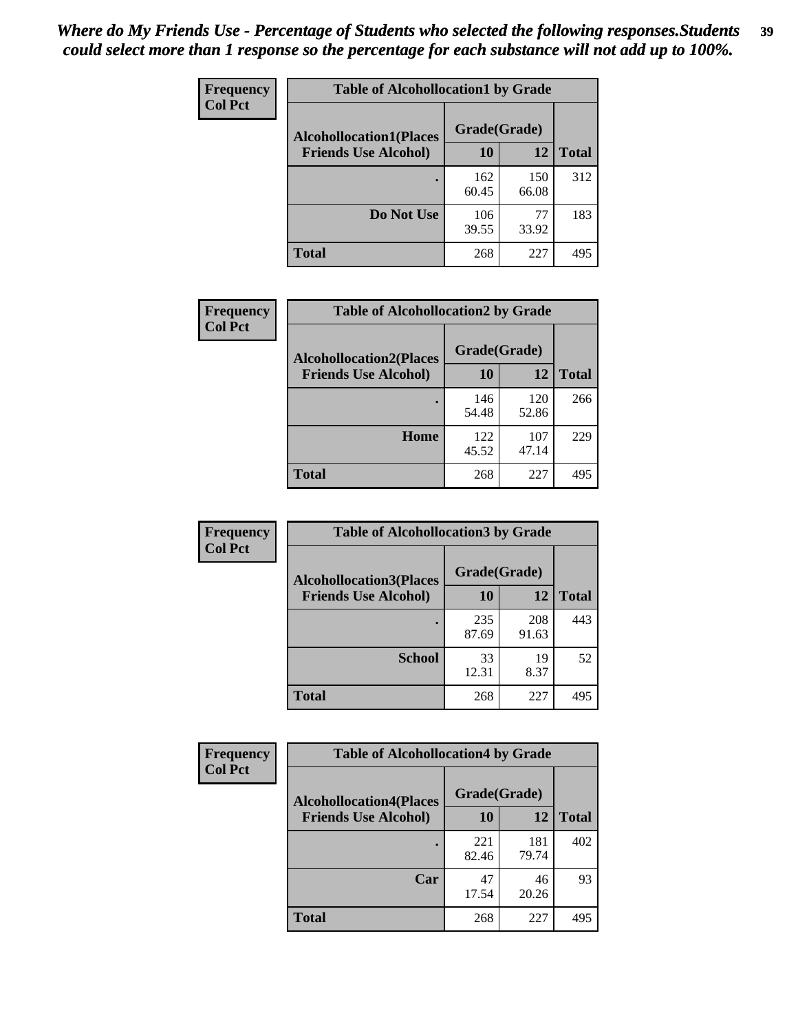*Where do My Friends Use - Percentage of Students who selected the following responses.Students could select more than 1 response so the percentage for each substance will not add up to 100%.*

**Frequency**
**Col Pct**

| Table of Alcohollocation1 by Grade | | | |
|---|---|---|---|
| **Alcohollocation1(Places Friends Use Alcohol)** | **Grade(Grade)** | | |
| | **10** | **12** | **Total** |
| **.** | 162<br>60.45 | 150<br>66.08 | 312 |
| **Do Not Use** | 106<br>39.55 | 77<br>33.92 | 183 |
| **Total** | 268 | 227 | 495 |

**Frequency**
**Col Pct**

| Table of Alcohollocation2 by Grade | | | |
|---|---|---|---|
| **Alcohollocation2(Places Friends Use Alcohol)** | **Grade(Grade)** | | |
| | **10** | **12** | **Total** |
| **.** | 146<br>54.48 | 120<br>52.86 | 266 |
| **Home** | 122<br>45.52 | 107<br>47.14 | 229 |
| **Total** | 268 | 227 | 495 |

**Frequency**
**Col Pct**

| Table of Alcohollocation3 by Grade | | | |
|---|---|---|---|
| **Alcohollocation3(Places Friends Use Alcohol)** | **Grade(Grade)** | | |
| | **10** | **12** | **Total** |
| **.** | 235<br>87.69 | 208<br>91.63 | 443 |
| **School** | 33<br>12.31 | 19<br>8.37 | 52 |
| **Total** | 268 | 227 | 495 |

**Frequency**
**Col Pct**

| Table of Alcohollocation4 by Grade | | | |
|---|---|---|---|
| **Alcohollocation4(Places Friends Use Alcohol)** | **Grade(Grade)** | | |
| | **10** | **12** | **Total** |
| **.** | 221<br>82.46 | 181<br>79.74 | 402 |
| **Car** | 47<br>17.54 | 46<br>20.26 | 93 |
| **Total** | 268 | 227 | 495 |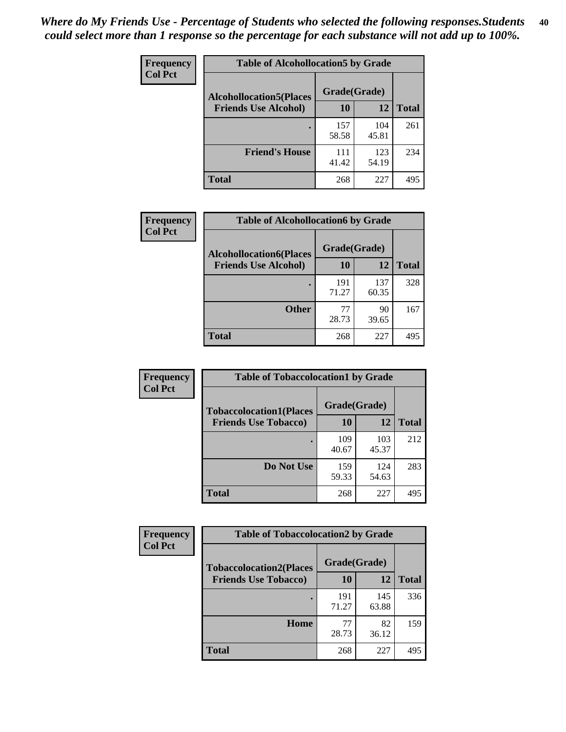*Where do My Friends Use - Percentage of Students who selected the following responses.Students could select more than 1 response so the percentage for each substance will not add up to 100%.*

**Frequency**
**Col Pct**

| Table of Alcohollocation5 by Grade | | | |
|---|---|---|---|
| **Alcohollocation5(Places Friends Use Alcohol)** | **Grade(Grade)** | | **Total** |
| | **10** | **12** | |
| **.** | 157<br>58.58 | 104<br>45.81 | 261 |
| **Friend's House** | 111<br>41.42 | 123<br>54.19 | 234 |
| **Total** | 268 | 227 | 495 |

**Frequency**
**Col Pct**

| Table of Alcohollocation6 by Grade | | | |
|---|---|---|---|
| **Alcohollocation6(Places Friends Use Alcohol)** | **Grade(Grade)** | | **Total** |
| | **10** | **12** | |
| **.** | 191<br>71.27 | 137<br>60.35 | 328 |
| **Other** | 77<br>28.73 | 90<br>39.65 | 167 |
| **Total** | 268 | 227 | 495 |

**Frequency**
**Col Pct**

| Table of Tobaccolocation1 by Grade | | | |
|---|---|---|---|
| **Tobaccolocation1(Places Friends Use Tobacco)** | **Grade(Grade)** | | **Total** |
| | **10** | **12** | |
| **.** | 109<br>40.67 | 103<br>45.37 | 212 |
| **Do Not Use** | 159<br>59.33 | 124<br>54.63 | 283 |
| **Total** | 268 | 227 | 495 |

**Frequency**
**Col Pct**

| Table of Tobaccolocation2 by Grade | | | |
|---|---|---|---|
| **Tobaccolocation2(Places Friends Use Tobacco)** | **Grade(Grade)** | | **Total** |
| | **10** | **12** | |
| **.** | 191<br>71.27 | 145<br>63.88 | 336 |
| **Home** | 77<br>28.73 | 82<br>36.12 | 159 |
| **Total** | 268 | 227 | 495 |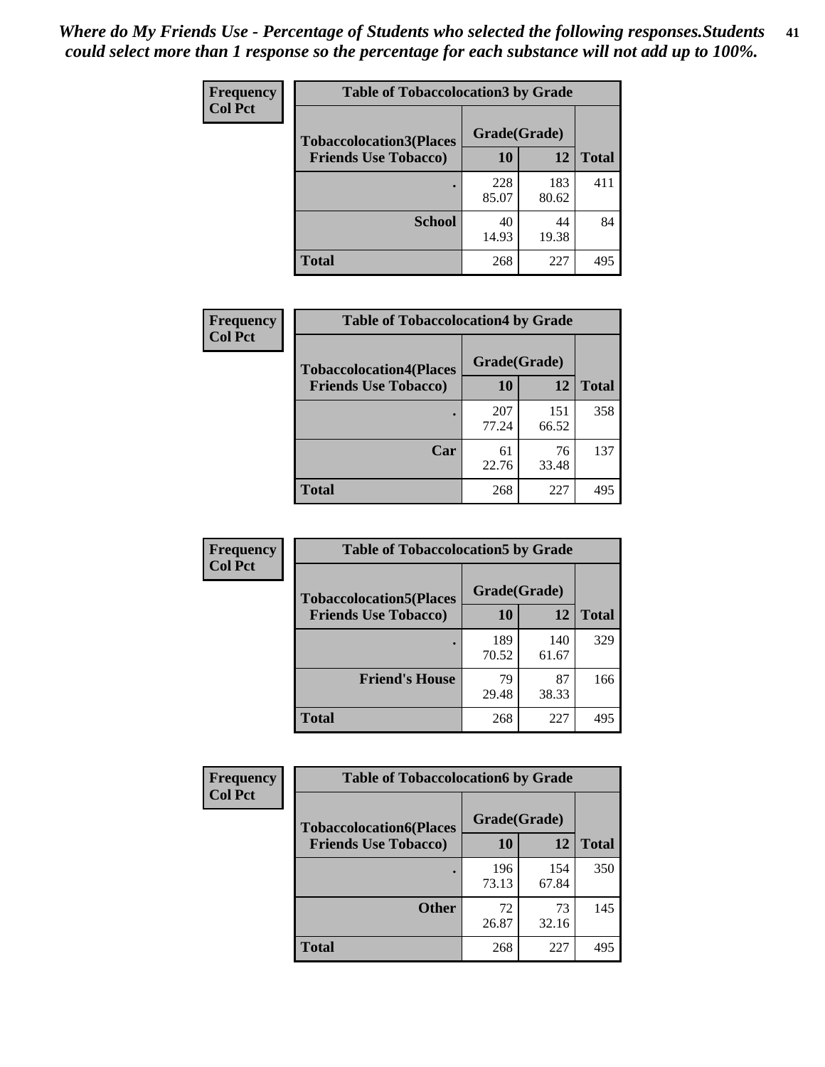*Where do My Friends Use - Percentage of Students who selected the following responses.Students could select more than 1 response so the percentage for each substance will not add up to 100%.*

**Frequency**
**Col Pct**

| Table of Tobaccolocation3 by Grade | | | |
|---|---|---|---|
| **Tobaccolocation3(Places Friends Use Tobacco)** | **Grade(Grade)** | | **Total** |
| | **10** | **12** | |
| **.** | 228<br>85.07 | 183<br>80.62 | 411 |
| **School** | 40<br>14.93 | 44<br>19.38 | 84 |
| **Total** | 268 | 227 | 495 |

**Frequency**
**Col Pct**

| Table of Tobaccolocation4 by Grade | | | |
|---|---|---|---|
| **Tobaccolocation4(Places Friends Use Tobacco)** | **Grade(Grade)** | | **Total** |
| | **10** | **12** | |
| **.** | 207<br>77.24 | 151<br>66.52 | 358 |
| **Car** | 61<br>22.76 | 76<br>33.48 | 137 |
| **Total** | 268 | 227 | 495 |

**Frequency**
**Col Pct**

| Table of Tobaccolocation5 by Grade | | | |
|---|---|---|---|
| **Tobaccolocation5(Places Friends Use Tobacco)** | **Grade(Grade)** | | **Total** |
| | **10** | **12** | |
| **.** | 189<br>70.52 | 140<br>61.67 | 329 |
| **Friend's House** | 79<br>29.48 | 87<br>38.33 | 166 |
| **Total** | 268 | 227 | 495 |

**Frequency**
**Col Pct**

| Table of Tobaccolocation6 by Grade | | | |
|---|---|---|---|
| **Tobaccolocation6(Places Friends Use Tobacco)** | **Grade(Grade)** | | **Total** |
| | **10** | **12** | |
| **.** | 196<br>73.13 | 154<br>67.84 | 350 |
| **Other** | 72<br>26.87 | 73<br>32.16 | 145 |
| **Total** | 268 | 227 | 495 |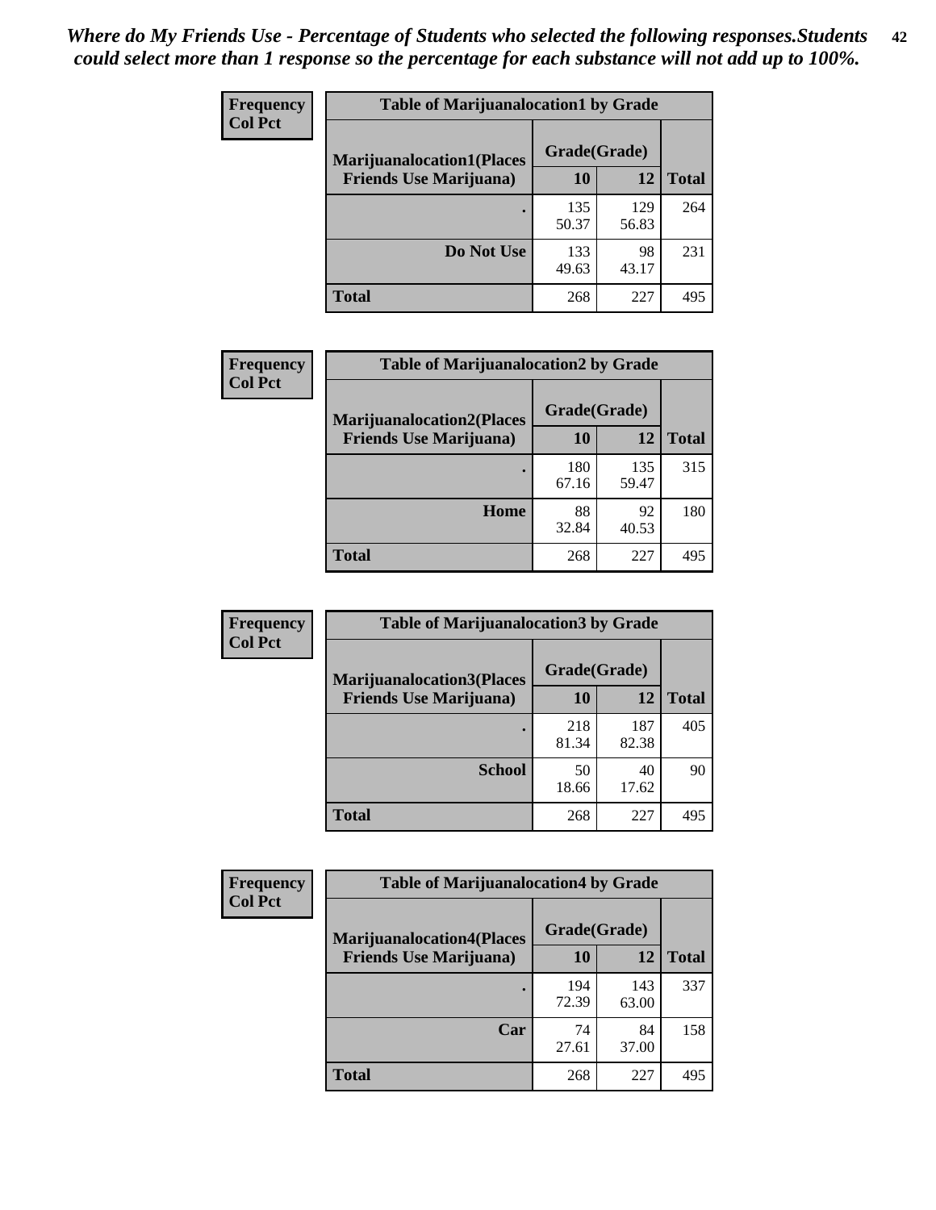*Where do My Friends Use - Percentage of Students who selected the following responses.Students could select more than 1 response so the percentage for each substance will not add up to 100%.*

**Frequency**
**Col Pct**

| Table of Marijuanalocation1 by Grade | | | |
|---|---|---|---|
| **Marijuanalocation1(Places Friends Use Marijuana)** | **Grade(Grade)** | | |
| | **10** | **12** | **Total** |
| **.** | 135<br>50.37 | 129<br>56.83 | 264 |
| **Do Not Use** | 133<br>49.63 | 98<br>43.17 | 231 |
| **Total** | 268 | 227 | 495 |

**Frequency**
**Col Pct**

| Table of Marijuanalocation2 by Grade | | | |
|---|---|---|---|
| **Marijuanalocation2(Places Friends Use Marijuana)** | **Grade(Grade)** | | |
| | **10** | **12** | **Total** |
| **.** | 180<br>67.16 | 135<br>59.47 | 315 |
| **Home** | 88<br>32.84 | 92<br>40.53 | 180 |
| **Total** | 268 | 227 | 495 |

**Frequency**
**Col Pct**

| Table of Marijuanalocation3 by Grade | | | |
|---|---|---|---|
| **Marijuanalocation3(Places Friends Use Marijuana)** | **Grade(Grade)** | | |
| | **10** | **12** | **Total** |
| **.** | 218<br>81.34 | 187<br>82.38 | 405 |
| **School** | 50<br>18.66 | 40<br>17.62 | 90 |
| **Total** | 268 | 227 | 495 |

**Frequency**
**Col Pct**

| Table of Marijuanalocation4 by Grade | | | |
|---|---|---|---|
| **Marijuanalocation4(Places Friends Use Marijuana)** | **Grade(Grade)** | | |
| | **10** | **12** | **Total** |
| **.** | 194<br>72.39 | 143<br>63.00 | 337 |
| **Car** | 74<br>27.61 | 84<br>37.00 | 158 |
| **Total** | 268 | 227 | 495 |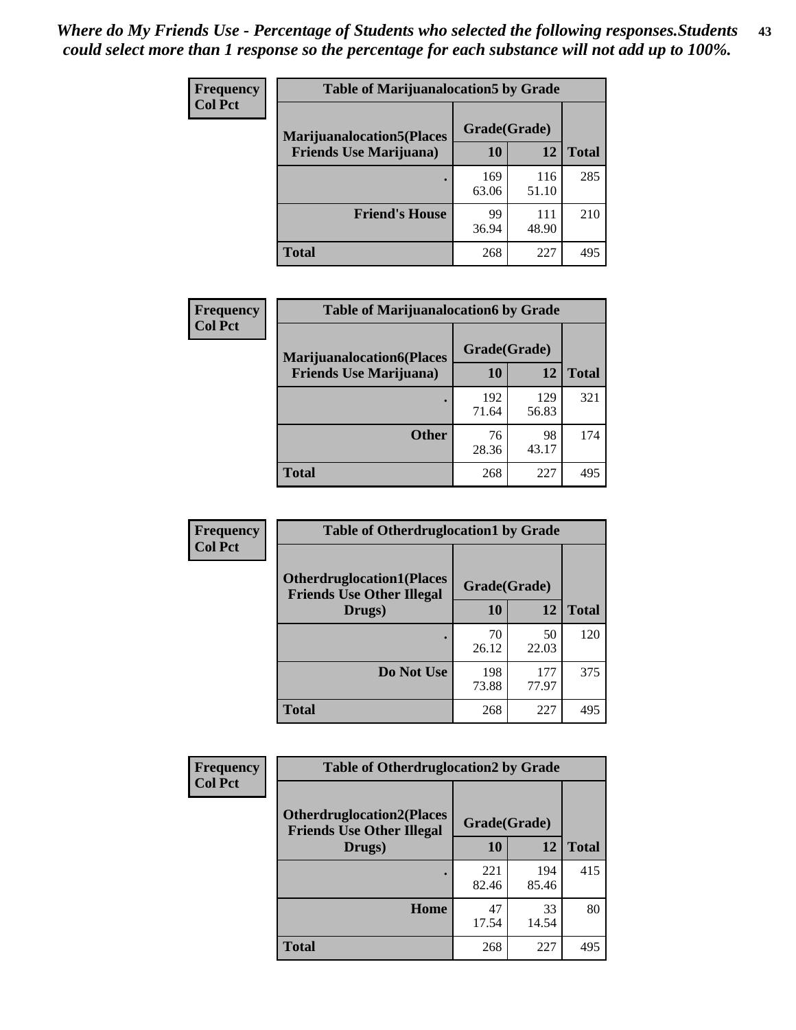*Where do My Friends Use - Percentage of Students who selected the following responses.Students could select more than 1 response so the percentage for each substance will not add up to 100%.*

**Frequency**
**Col Pct**

| Table of Marijuanalocation5 by Grade | | | |
|---|---|---|---|
| **Marijuanalocation5(Places Friends Use Marijuana)** | **Grade(Grade)** | | **Total** |
| | **10** | **12** | |
| . | 169<br>63.06 | 116<br>51.10 | 285 |
| **Friend's House** | 99<br>36.94 | 111<br>48.90 | 210 |
| **Total** | 268 | 227 | 495 |

**Frequency**
**Col Pct**

| Table of Marijuanalocation6 by Grade | | | |
|---|---|---|---|
| **Marijuanalocation6(Places Friends Use Marijuana)** | **Grade(Grade)** | | **Total** |
| | **10** | **12** | |
| . | 192<br>71.64 | 129<br>56.83 | 321 |
| **Other** | 76<br>28.36 | 98<br>43.17 | 174 |
| **Total** | 268 | 227 | 495 |

**Frequency**
**Col Pct**

| Table of Otherdruglocation1 by Grade | | | |
|---|---|---|---|
| **Otherdruglocation1(Places Friends Use Other Illegal Drugs)** | **Grade(Grade)** | | **Total** |
| | **10** | **12** | |
| . | 70<br>26.12 | 50<br>22.03 | 120 |
| **Do Not Use** | 198<br>73.88 | 177<br>77.97 | 375 |
| **Total** | 268 | 227 | 495 |

**Frequency**
**Col Pct**

| Table of Otherdruglocation2 by Grade | | | |
|---|---|---|---|
| **Otherdruglocation2(Places Friends Use Other Illegal Drugs)** | **Grade(Grade)** | | **Total** |
| | **10** | **12** | |
| . | 221<br>82.46 | 194<br>85.46 | 415 |
| **Home** | 47<br>17.54 | 33<br>14.54 | 80 |
| **Total** | 268 | 227 | 495 |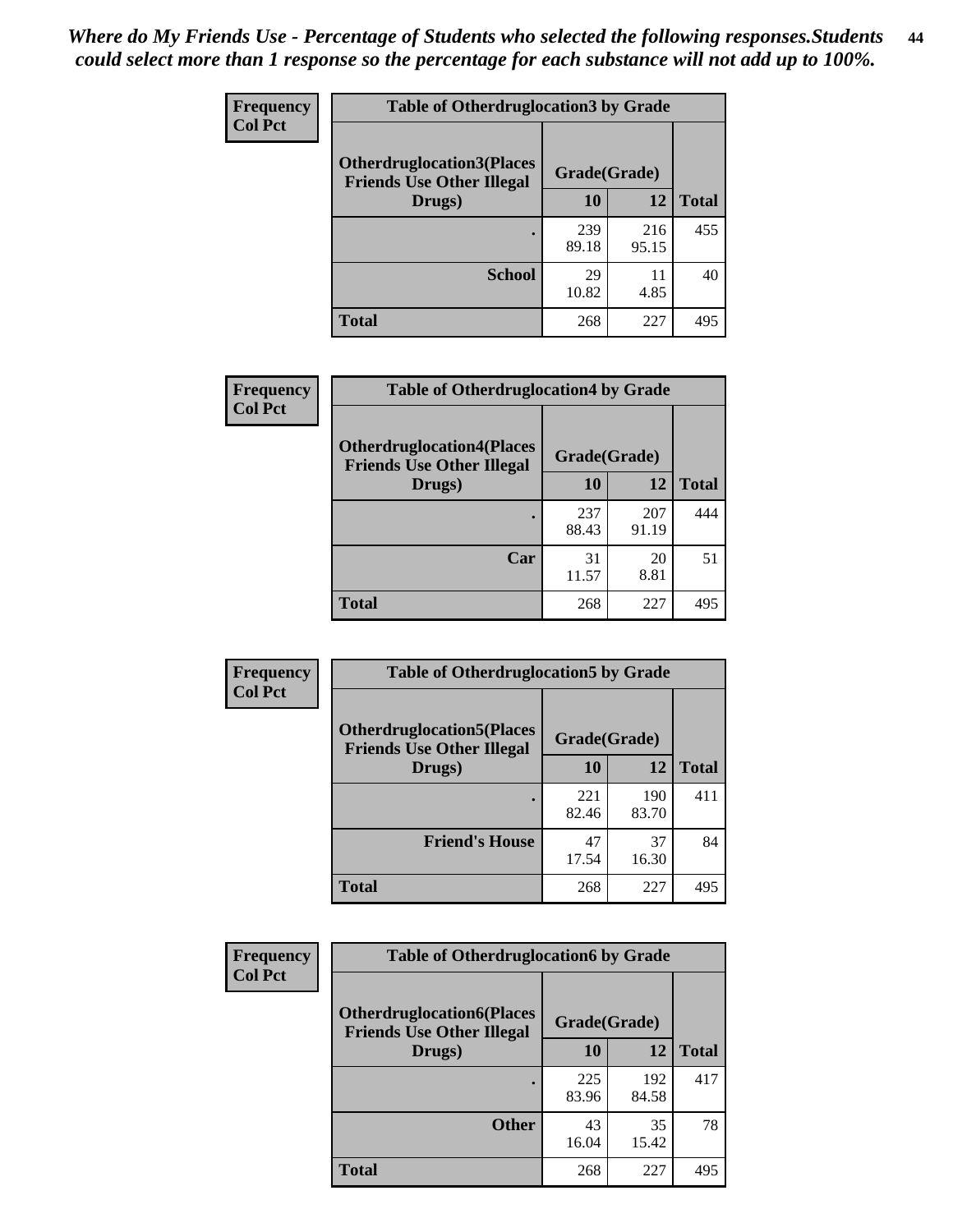*Where do My Friends Use - Percentage of Students who selected the following responses.Students could select more than 1 response so the percentage for each substance will not add up to 100%.*

**Frequency**
**Col Pct**

| Table of Otherdruglocation3 by Grade | | | |
|---|---|---|---|
| **Otherdruglocation3(Places Friends Use Other Illegal Drugs)** | **Grade(Grade)** | | |
| | **10** | **12** | **Total** |
| **.** | 239<br>89.18 | 216<br>95.15 | 455 |
| **School** | 29<br>10.82 | 11<br>4.85 | 40 |
| **Total** | 268 | 227 | 495 |

**Frequency**
**Col Pct**

| Table of Otherdruglocation4 by Grade | | | |
|---|---|---|---|
| **Otherdruglocation4(Places Friends Use Other Illegal Drugs)** | **Grade(Grade)** | | |
| | **10** | **12** | **Total** |
| **.** | 237<br>88.43 | 207<br>91.19 | 444 |
| **Car** | 31<br>11.57 | 20<br>8.81 | 51 |
| **Total** | 268 | 227 | 495 |

**Frequency**
**Col Pct**

| Table of Otherdruglocation5 by Grade | | | |
|---|---|---|---|
| **Otherdruglocation5(Places Friends Use Other Illegal Drugs)** | **Grade(Grade)** | | |
| | **10** | **12** | **Total** |
| **.** | 221<br>82.46 | 190<br>83.70 | 411 |
| **Friend's House** | 47<br>17.54 | 37<br>16.30 | 84 |
| **Total** | 268 | 227 | 495 |

**Frequency**
**Col Pct**

| Table of Otherdruglocation6 by Grade | | | |
|---|---|---|---|
| **Otherdruglocation6(Places Friends Use Other Illegal Drugs)** | **Grade(Grade)** | | |
| | **10** | **12** | **Total** |
| **.** | 225<br>83.96 | 192<br>84.58 | 417 |
| **Other** | 43<br>16.04 | 35<br>15.42 | 78 |
| **Total** | 268 | 227 | 495 |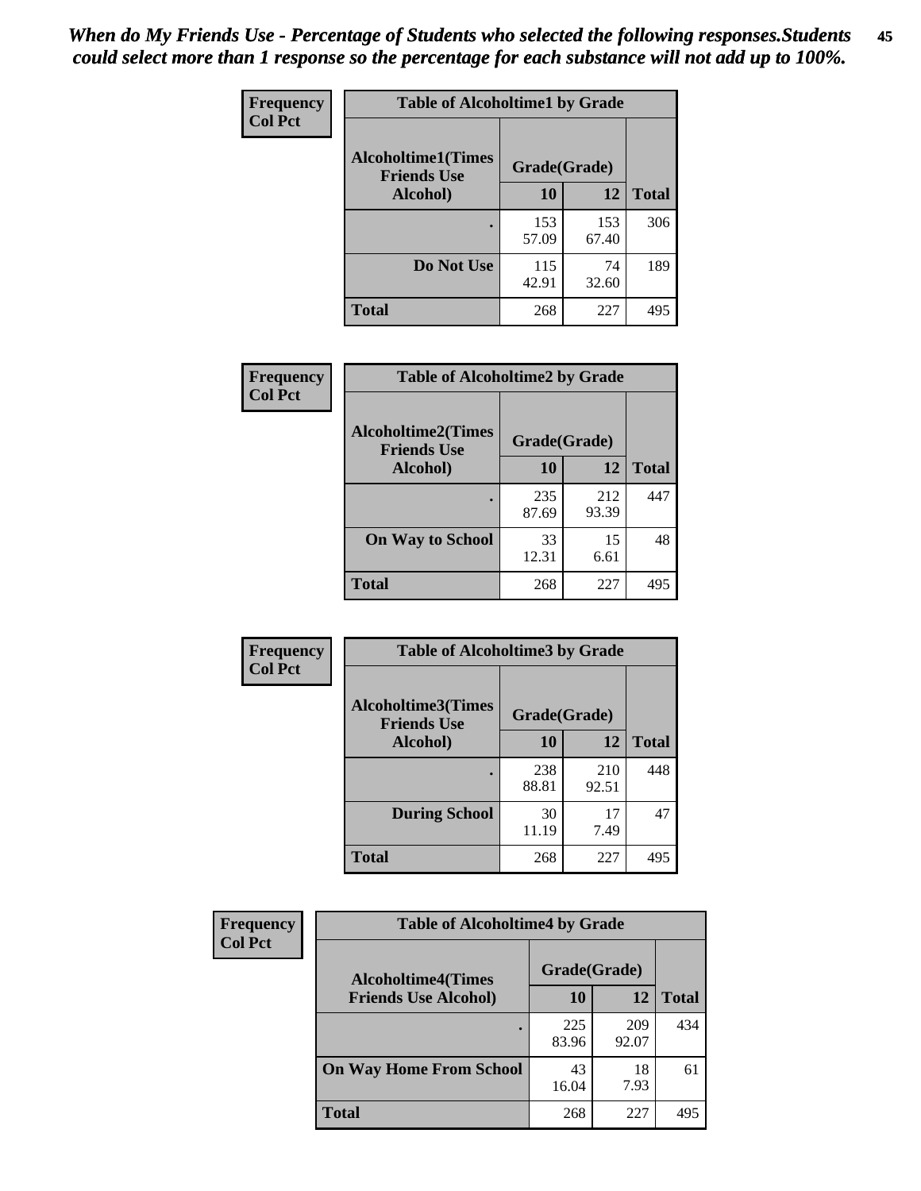*When do My Friends Use - Percentage of Students who selected the following responses.Students could select more than 1 response so the percentage for each substance will not add up to 100%.*

**Frequency**
**Col Pct**

| Table of Alcoholtime1 by Grade | | | |
|---|---|---|---|
| **Alcoholtime1(Times Friends Use Alcohol)** | **Grade(Grade)** | | **Total** |
| | **10** | **12** | |
| **.** | 153<br>57.09 | 153<br>67.40 | 306 |
| **Do Not Use** | 115<br>42.91 | 74<br>32.60 | 189 |
| **Total** | 268 | 227 | 495 |

**Frequency**
**Col Pct**

| Table of Alcoholtime2 by Grade | | | |
|---|---|---|---|
| **Alcoholtime2(Times Friends Use Alcohol)** | **Grade(Grade)** | | **Total** |
| | **10** | **12** | |
| **.** | 235<br>87.69 | 212<br>93.39 | 447 |
| **On Way to School** | 33<br>12.31 | 15<br>6.61 | 48 |
| **Total** | 268 | 227 | 495 |

**Frequency**
**Col Pct**

| Table of Alcoholtime3 by Grade | | | |
|---|---|---|---|
| **Alcoholtime3(Times Friends Use Alcohol)** | **Grade(Grade)** | | **Total** |
| | **10** | **12** | |
| **.** | 238<br>88.81 | 210<br>92.51 | 448 |
| **During School** | 30<br>11.19 | 17<br>7.49 | 47 |
| **Total** | 268 | 227 | 495 |

**Frequency**
**Col Pct**

| Table of Alcoholtime4 by Grade | | | |
|---|---|---|---|
| **Alcoholtime4(Times Friends Use Alcohol)** | **Grade(Grade)** | | **Total** |
| | **10** | **12** | |
| **.** | 225<br>83.96 | 209<br>92.07 | 434 |
| **On Way Home From School** | 43<br>16.04 | 18<br>7.93 | 61 |
| **Total** | 268 | 227 | 495 |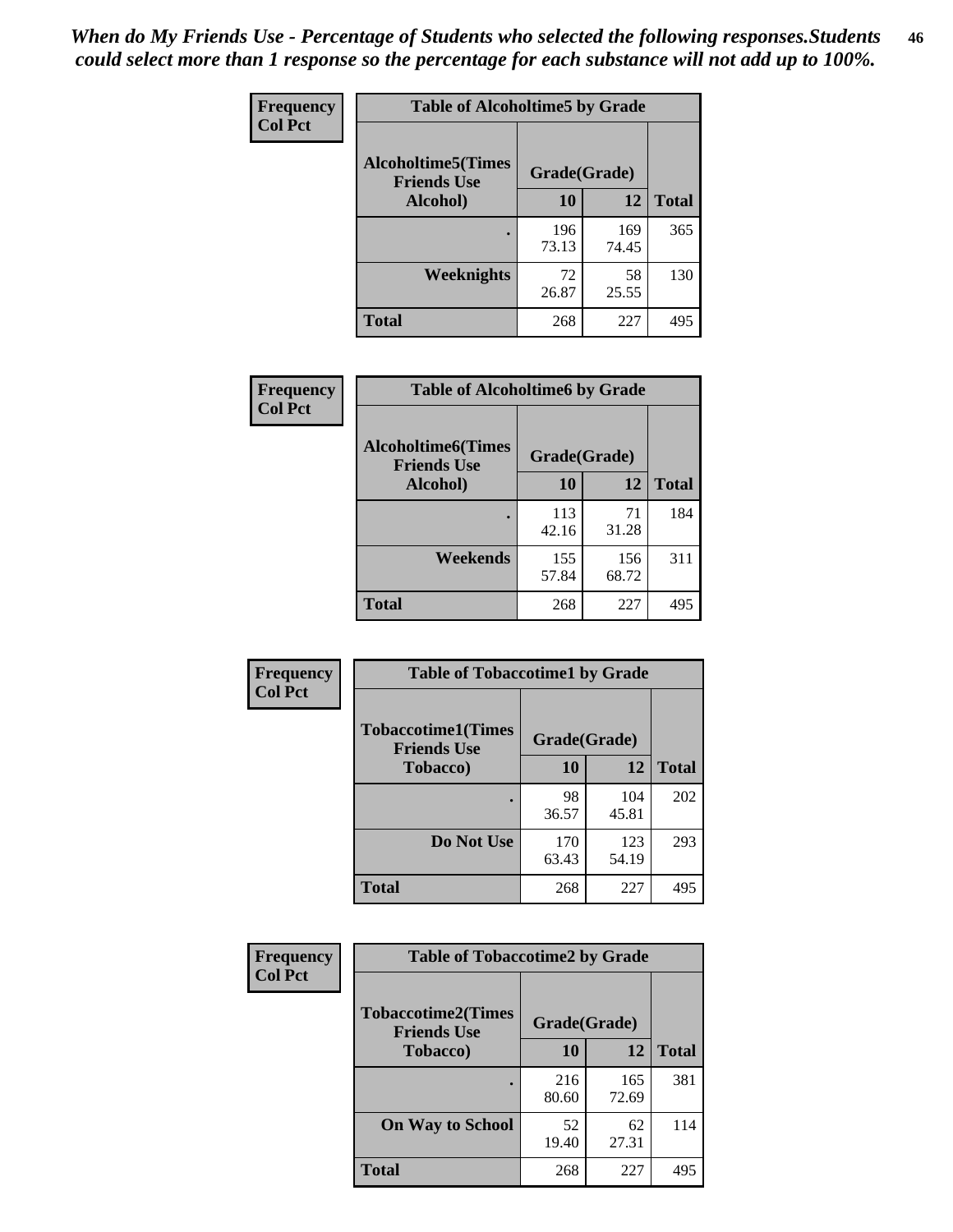*When do My Friends Use - Percentage of Students who selected the following responses.Students could select more than 1 response so the percentage for each substance will not add up to 100%.*

**Frequency**
**Col Pct**

| Table of Alcoholtime5 by Grade | | | |
|---|---|---|---|
| **Alcoholtime5(Times Friends Use Alcohol)** | **Grade(Grade)** | | **Total** |
| | **10** | **12** | |
| **.** | 196<br>73.13 | 169<br>74.45 | 365 |
| **Weeknights** | 72<br>26.87 | 58<br>25.55 | 130 |
| **Total** | 268 | 227 | 495 |

**Frequency**
**Col Pct**

| Table of Alcoholtime6 by Grade | | | |
|---|---|---|---|
| **Alcoholtime6(Times Friends Use Alcohol)** | **Grade(Grade)** | | **Total** |
| | **10** | **12** | |
| **.** | 113<br>42.16 | 71<br>31.28 | 184 |
| **Weekends** | 155<br>57.84 | 156<br>68.72 | 311 |
| **Total** | 268 | 227 | 495 |

**Frequency**
**Col Pct**

| Table of Tobaccotime1 by Grade | | | |
|---|---|---|---|
| **Tobaccotime1(Times Friends Use Tobacco)** | **Grade(Grade)** | | **Total** |
| | **10** | **12** | |
| **.** | 98<br>36.57 | 104<br>45.81 | 202 |
| **Do Not Use** | 170<br>63.43 | 123<br>54.19 | 293 |
| **Total** | 268 | 227 | 495 |

**Frequency**
**Col Pct**

| Table of Tobaccotime2 by Grade | | | |
|---|---|---|---|
| **Tobaccotime2(Times Friends Use Tobacco)** | **Grade(Grade)** | | **Total** |
| | **10** | **12** | |
| **.** | 216<br>80.60 | 165<br>72.69 | 381 |
| **On Way to School** | 52<br>19.40 | 62<br>27.31 | 114 |
| **Total** | 268 | 227 | 495 |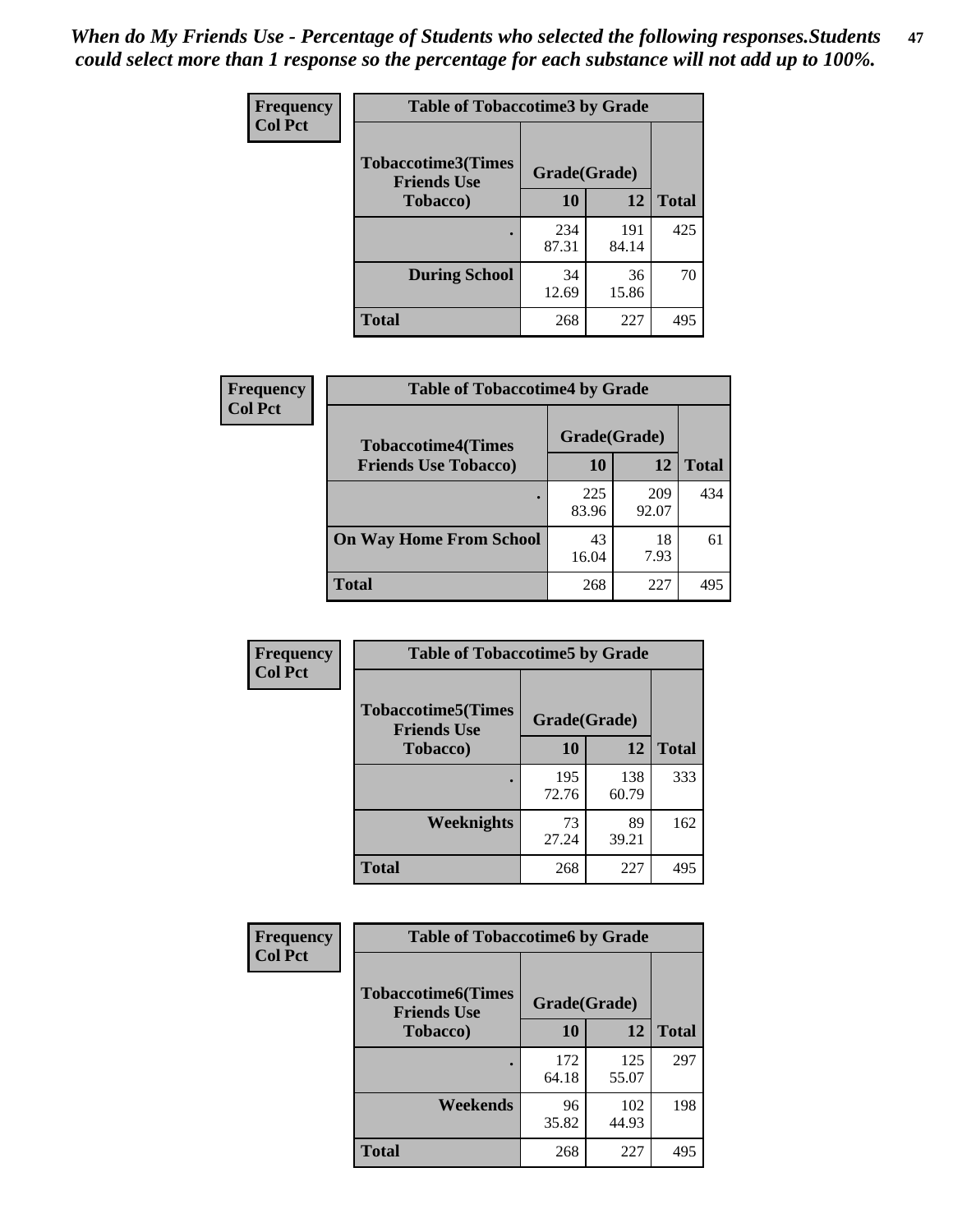*When do My Friends Use - Percentage of Students who selected the following responses.Students could select more than 1 response so the percentage for each substance will not add up to 100%.*

**Frequency**
**Col Pct**

| Table of Tobaccotime3 by Grade | | | |
|---|---|---|---|
| **Tobaccotime3(Times Friends Use Tobacco)** | **Grade(Grade)** | | **Total** |
| | **10** | **12** | |
| . | 234<br>87.31 | 191<br>84.14 | 425 |
| **During School** | 34<br>12.69 | 36<br>15.86 | 70 |
| **Total** | 268 | 227 | 495 |

**Frequency**
**Col Pct**

| Table of Tobaccotime4 by Grade | | | |
|---|---|---|---|
| **Tobaccotime4(Times Friends Use Tobacco)** | **Grade(Grade)** | | **Total** |
| | **10** | **12** | |
| . | 225<br>83.96 | 209<br>92.07 | 434 |
| **On Way Home From School** | 43<br>16.04 | 18<br>7.93 | 61 |
| **Total** | 268 | 227 | 495 |

**Frequency**
**Col Pct**

| Table of Tobaccotime5 by Grade | | | |
|---|---|---|---|
| **Tobaccotime5(Times Friends Use Tobacco)** | **Grade(Grade)** | | **Total** |
| | **10** | **12** | |
| . | 195<br>72.76 | 138<br>60.79 | 333 |
| **Weeknights** | 73<br>27.24 | 89<br>39.21 | 162 |
| **Total** | 268 | 227 | 495 |

**Frequency**
**Col Pct**

| Table of Tobaccotime6 by Grade | | | |
|---|---|---|---|
| **Tobaccotime6(Times Friends Use Tobacco)** | **Grade(Grade)** | | **Total** |
| | **10** | **12** | |
| . | 172<br>64.18 | 125<br>55.07 | 297 |
| **Weekends** | 96<br>35.82 | 102<br>44.93 | 198 |
| **Total** | 268 | 227 | 495 |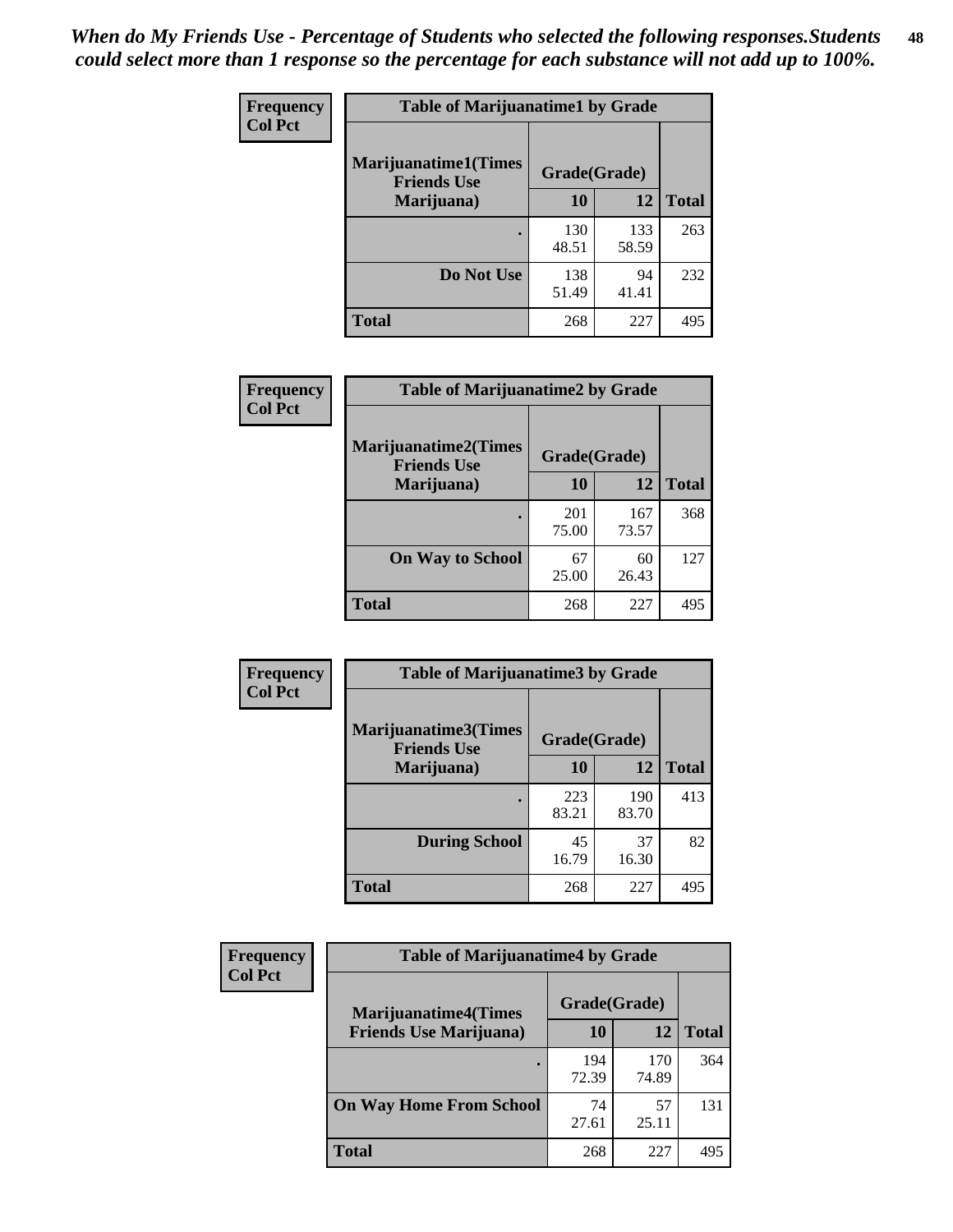*When do My Friends Use - Percentage of Students who selected the following responses.Students could select more than 1 response so the percentage for each substance will not add up to 100%.*

**Frequency**
**Col Pct**

| Table of Marijuanatime1 by Grade | | | |
|---|---|---|---|
| **Marijuanatime1(Times Friends Use Marijuana)** | **Grade(Grade)** | | **Total** |
| | **10** | **12** | |
| **.** | 130<br>48.51 | 133<br>58.59 | 263 |
| **Do Not Use** | 138<br>51.49 | 94<br>41.41 | 232 |
| **Total** | 268 | 227 | 495 |

**Frequency**
**Col Pct**

| Table of Marijuanatime2 by Grade | | | |
|---|---|---|---|
| **Marijuanatime2(Times Friends Use Marijuana)** | **Grade(Grade)** | | **Total** |
| | **10** | **12** | |
| **.** | 201<br>75.00 | 167<br>73.57 | 368 |
| **On Way to School** | 67<br>25.00 | 60<br>26.43 | 127 |
| **Total** | 268 | 227 | 495 |

**Frequency**
**Col Pct**

| Table of Marijuanatime3 by Grade | | | |
|---|---|---|---|
| **Marijuanatime3(Times Friends Use Marijuana)** | **Grade(Grade)** | | **Total** |
| | **10** | **12** | |
| **.** | 223<br>83.21 | 190<br>83.70 | 413 |
| **During School** | 45<br>16.79 | 37<br>16.30 | 82 |
| **Total** | 268 | 227 | 495 |

**Frequency**
**Col Pct**

| Table of Marijuanatime4 by Grade | | | |
|---|---|---|---|
| **Marijuanatime4(Times Friends Use Marijuana)** | **Grade(Grade)** | | **Total** |
| | **10** | **12** | |
| **.** | 194<br>72.39 | 170<br>74.89 | 364 |
| **On Way Home From School** | 74<br>27.61 | 57<br>25.11 | 131 |
| **Total** | 268 | 227 | 495 |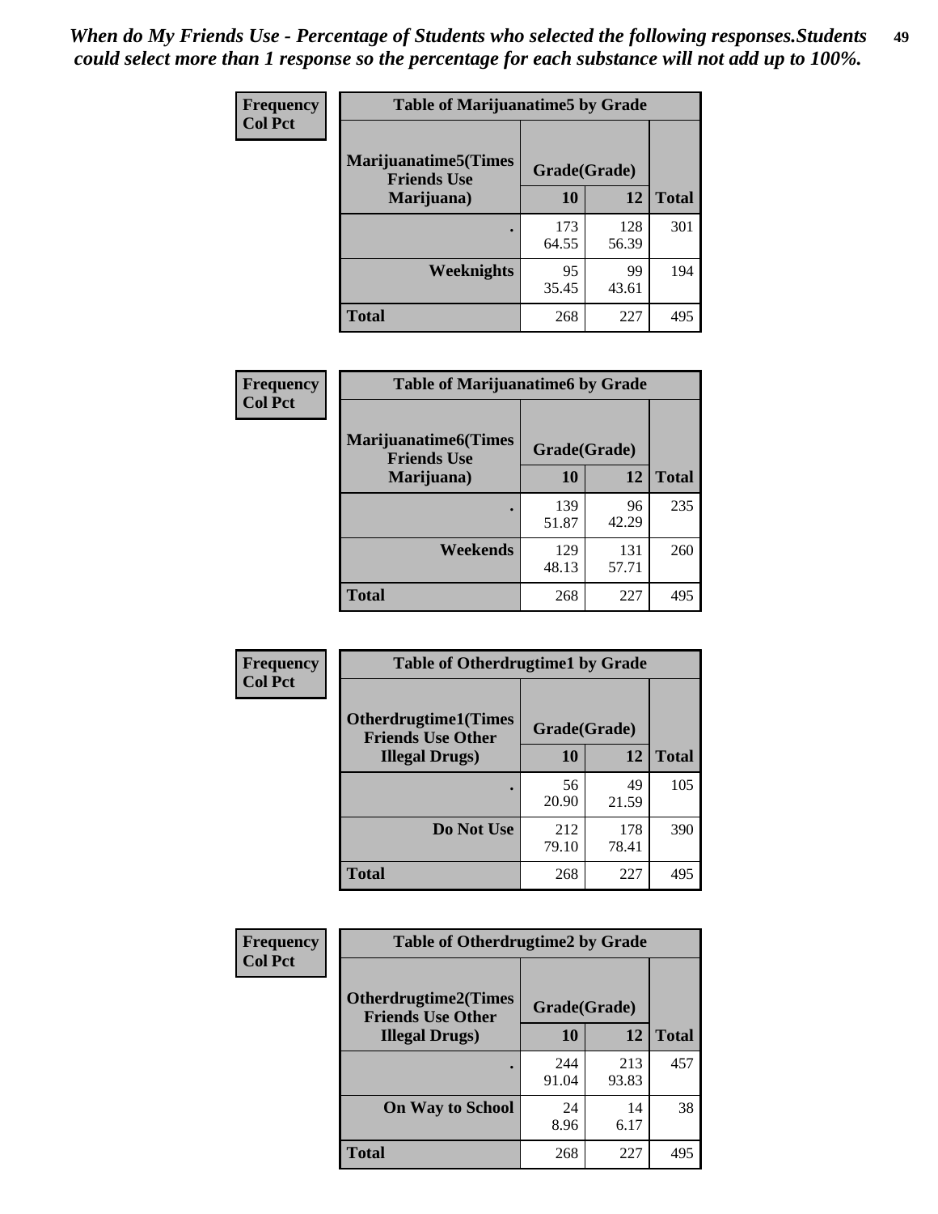*When do My Friends Use - Percentage of Students who selected the following responses.Students could select more than 1 response so the percentage for each substance will not add up to 100%.*

**Frequency / Col Pct**

| Table of Marijuanatime5 by Grade | | | |
|---|---|---|---|
| **Marijuanatime5(Times Friends Use Marijuana)** | **Grade(Grade)** | | |
| | **10** | **12** | **Total** |
| **.** | 173<br>64.55 | 128<br>56.39 | 301 |
| **Weeknights** | 95<br>35.45 | 99<br>43.61 | 194 |
| **Total** | 268 | 227 | 495 |

**Frequency / Col Pct**

| Table of Marijuanatime6 by Grade | | | |
|---|---|---|---|
| **Marijuanatime6(Times Friends Use Marijuana)** | **Grade(Grade)** | | |
| | **10** | **12** | **Total** |
| **.** | 139<br>51.87 | 96<br>42.29 | 235 |
| **Weekends** | 129<br>48.13 | 131<br>57.71 | 260 |
| **Total** | 268 | 227 | 495 |

**Frequency / Col Pct**

| Table of Otherdrugtime1 by Grade | | | |
|---|---|---|---|
| **Otherdrugtime1(Times Friends Use Other Illegal Drugs)** | **Grade(Grade)** | | |
| | **10** | **12** | **Total** |
| **.** | 56<br>20.90 | 49<br>21.59 | 105 |
| **Do Not Use** | 212<br>79.10 | 178<br>78.41 | 390 |
| **Total** | 268 | 227 | 495 |

**Frequency / Col Pct**

| Table of Otherdrugtime2 by Grade | | | |
|---|---|---|---|
| **Otherdrugtime2(Times Friends Use Other Illegal Drugs)** | **Grade(Grade)** | | |
| | **10** | **12** | **Total** |
| **.** | 244<br>91.04 | 213<br>93.83 | 457 |
| **On Way to School** | 24<br>8.96 | 14<br>6.17 | 38 |
| **Total** | 268 | 227 | 495 |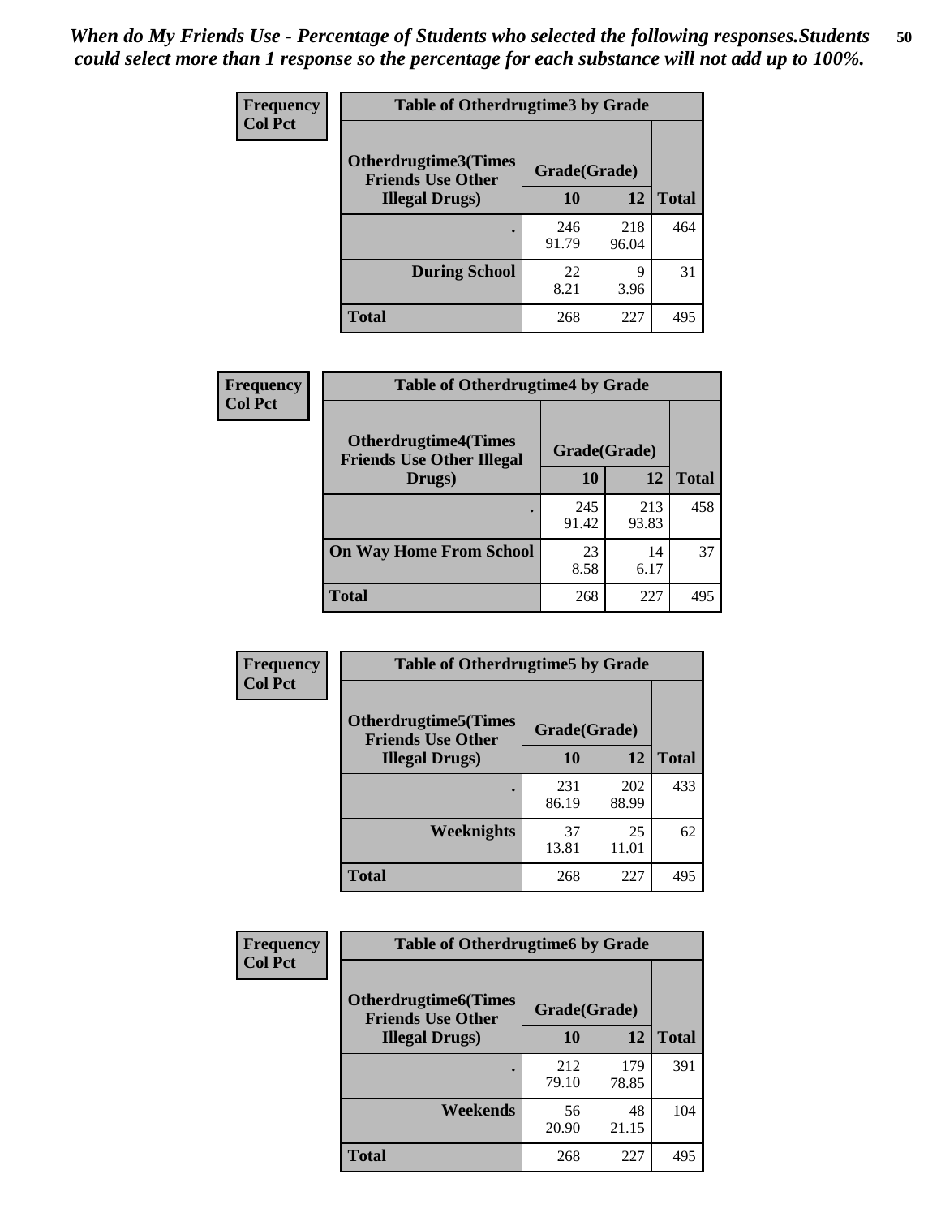*When do My Friends Use - Percentage of Students who selected the following responses.Students could select more than 1 response so the percentage for each substance will not add up to 100%.*

**Frequency / Col Pct**

| Table of Otherdrugtime3 by Grade | | | |
|---|---|---|---|
| Otherdrugtime3(Times Friends Use Other Illegal Drugs) | Grade(Grade) | | |
| | 10 | 12 | Total |
| . | 246<br>91.79 | 218<br>96.04 | 464 |
| During School | 22<br>8.21 | 9<br>3.96 | 31 |
| Total | 268 | 227 | 495 |

**Frequency / Col Pct**

| Table of Otherdrugtime4 by Grade | | | |
|---|---|---|---|
| Otherdrugtime4(Times Friends Use Other Illegal Drugs) | Grade(Grade) | | |
| | 10 | 12 | Total |
| . | 245<br>91.42 | 213<br>93.83 | 458 |
| On Way Home From School | 23<br>8.58 | 14<br>6.17 | 37 |
| Total | 268 | 227 | 495 |

**Frequency / Col Pct**

| Table of Otherdrugtime5 by Grade | | | |
|---|---|---|---|
| Otherdrugtime5(Times Friends Use Other Illegal Drugs) | Grade(Grade) | | |
| | 10 | 12 | Total |
| . | 231<br>86.19 | 202<br>88.99 | 433 |
| Weeknights | 37<br>13.81 | 25<br>11.01 | 62 |
| Total | 268 | 227 | 495 |

**Frequency / Col Pct**

| Table of Otherdrugtime6 by Grade | | | |
|---|---|---|---|
| Otherdrugtime6(Times Friends Use Other Illegal Drugs) | Grade(Grade) | | |
| | 10 | 12 | Total |
| . | 212<br>79.10 | 179<br>78.85 | 391 |
| Weekends | 56<br>20.90 | 48<br>21.15 | 104 |
| Total | 268 | 227 | 495 |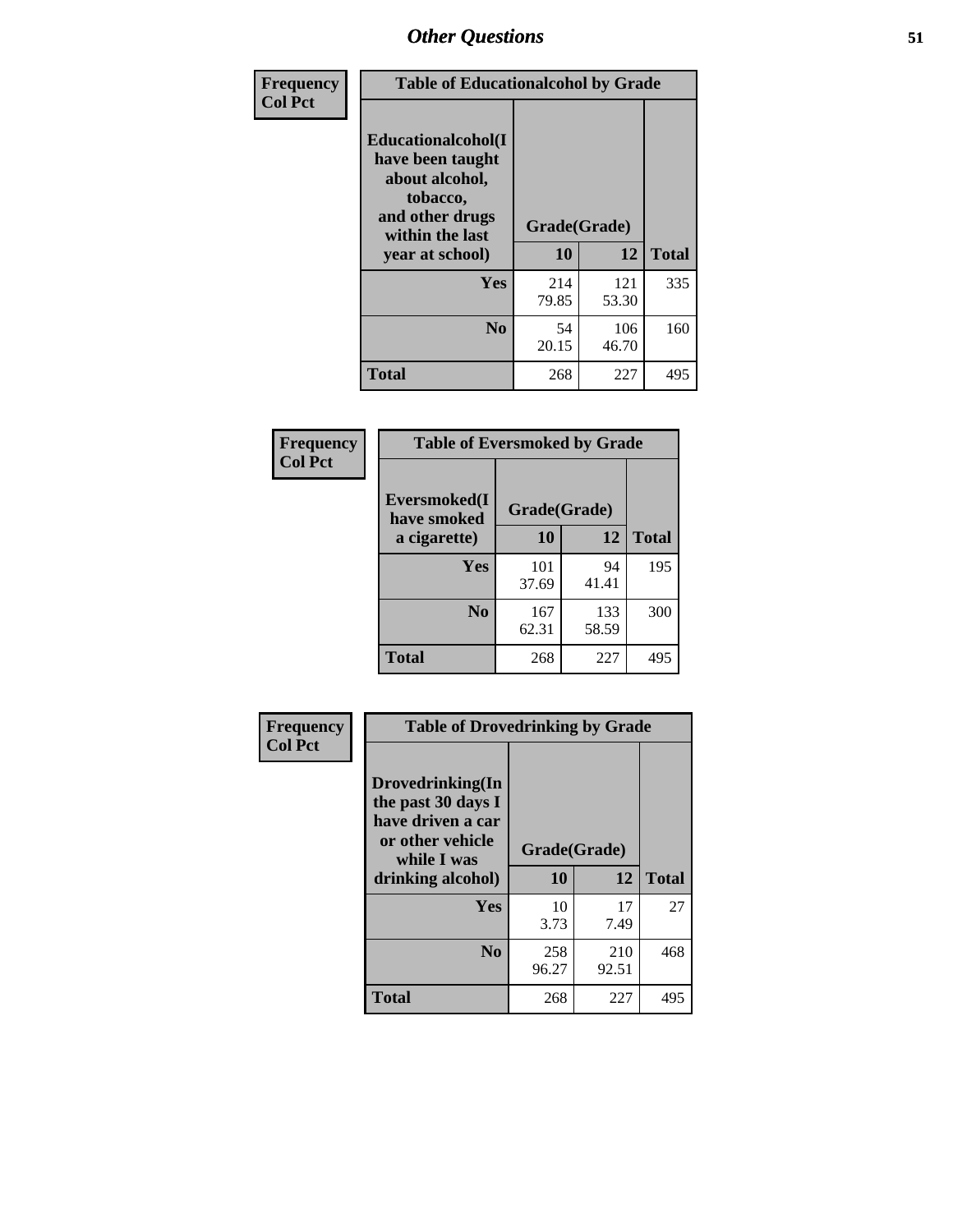| Frequency<br>Col Pct | Table of Educationalalcohol by Grade | | |
|---|---|---|---|
| Educationalalcohol(I have been taught about alcohol, tobacco, and other drugs within the last year at school) | Grade(Grade) | | |
| | 10 | 12 | Total |
| Yes | 214<br>79.85 | 121<br>53.30 | 335 |
| No | 54<br>20.15 | 106<br>46.70 | 160 |
| Total | 268 | 227 | 495 |

| Frequency<br>Col Pct | Table of Eversmoked by Grade | | |
|---|---|---|---|
| Eversmoked(I have smoked a cigarette) | Grade(Grade) | | |
| | 10 | 12 | Total |
| Yes | 101<br>37.69 | 94<br>41.41 | 195 |
| No | 167<br>62.31 | 133<br>58.59 | 300 |
| Total | 268 | 227 | 495 |

| Frequency<br>Col Pct | Table of Drovedrinking by Grade | | |
|---|---|---|---|
| Drovedrinking(In the past 30 days I have driven a car or other vehicle while I was drinking alcohol) | Grade(Grade) | | |
| | 10 | 12 | Total |
| Yes | 10<br>3.73 | 17<br>7.49 | 27 |
| No | 258<br>96.27 | 210<br>92.51 | 468 |
| Total | 268 | 227 | 495 |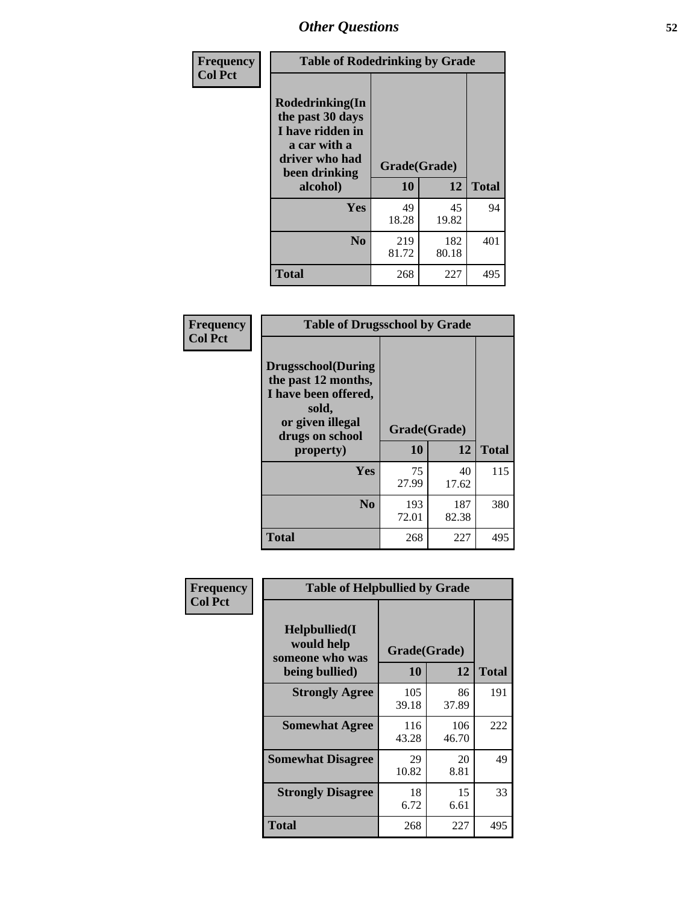| Frequency Col Pct | Table of Rodedrinking by Grade | | |
|---|---|---|---|
| Rodedrinking(In the past 30 days I have ridden in a car with a driver who had been drinking alcohol) | Grade(Grade) | | |
| | 10 | 12 | Total |
| Yes | 49<br>18.28 | 45<br>19.82 | 94 |
| No | 219<br>81.72 | 182<br>80.18 | 401 |
| Total | 268 | 227 | 495 |

| Frequency Col Pct | Table of Drugsschool by Grade | | |
|---|---|---|---|
| Drugsschool(During the past 12 months, I have been offered, sold, or given illegal drugs on school property) | Grade(Grade) | | |
| | 10 | 12 | Total |
| Yes | 75<br>27.99 | 40<br>17.62 | 115 |
| No | 193<br>72.01 | 187<br>82.38 | 380 |
| Total | 268 | 227 | 495 |

| Frequency Col Pct | Table of Helpbullied by Grade | | |
|---|---|---|---|
| Helpbullied(I would help someone who was being bullied) | Grade(Grade) | | |
| | 10 | 12 | Total |
| Strongly Agree | 105<br>39.18 | 86<br>37.89 | 191 |
| Somewhat Agree | 116<br>43.28 | 106<br>46.70 | 222 |
| Somewhat Disagree | 29<br>10.82 | 20<br>8.81 | 49 |
| Strongly Disagree | 18<br>6.72 | 15<br>6.61 | 33 |
| Total | 268 | 227 | 495 |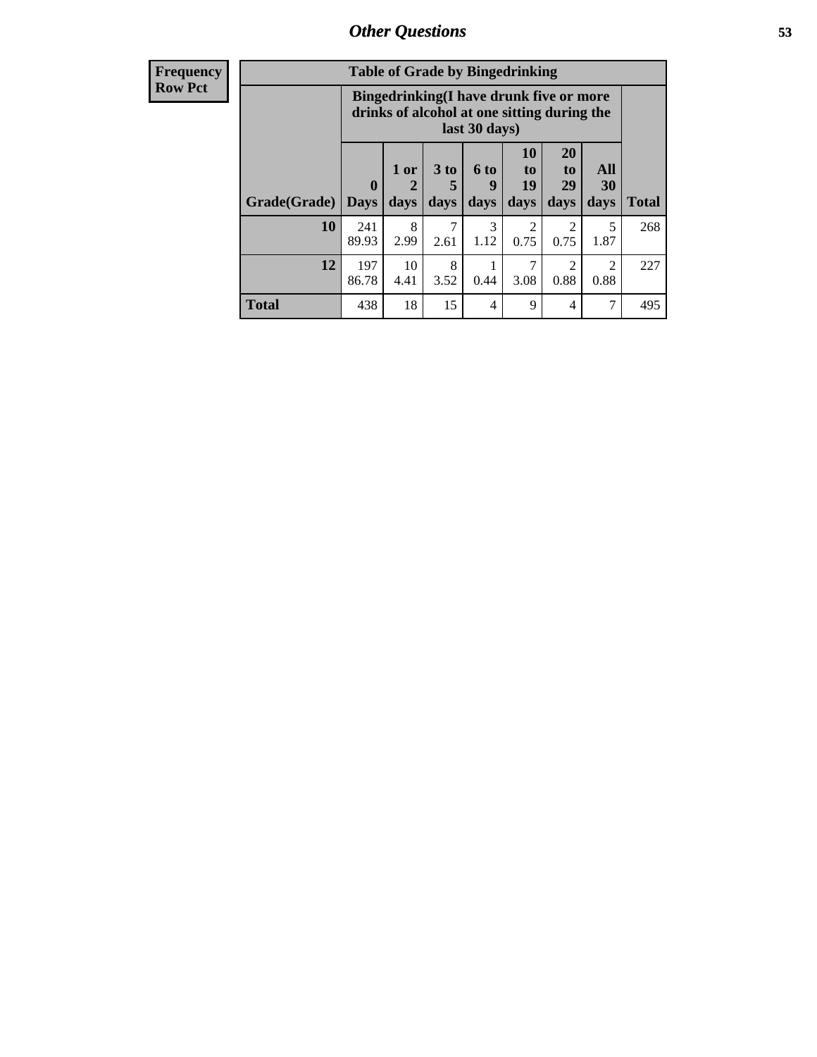## Other Questions

| Frequency<br>Row Pct | | | | | | | | |
|---|---|---|---|---|---|---|---|---|

**Table of Grade by Bingedrinking**

| | Bingedrinking(I have drunk five or more drinks of alcohol at one sitting during the last 30 days) | | | | | | | |
|---|---|---|---|---|---|---|---|---|
| Grade(Grade) | 0 Days | 1 or 2 days | 3 to 5 days | 6 to 9 days | 10 to 19 days | 20 to 29 days | All 30 days | Total |
| 10 | 241<br>89.93 | 8<br>2.99 | 7<br>2.61 | 3<br>1.12 | 2<br>0.75 | 2<br>0.75 | 5<br>1.87 | 268 |
| 12 | 197<br>86.78 | 10<br>4.41 | 8<br>3.52 | 1<br>0.44 | 7<br>3.08 | 2<br>0.88 | 2<br>0.88 | 227 |
| Total | 438 | 18 | 15 | 4 | 9 | 4 | 7 | 495 |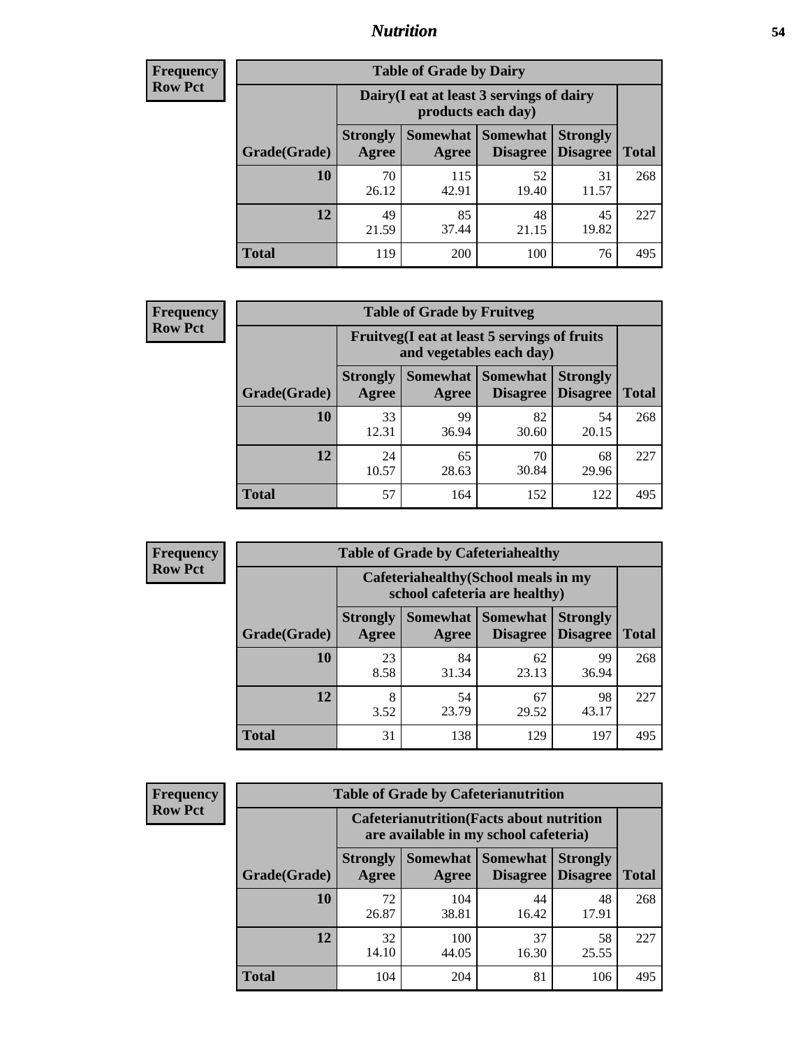# Nutrition

**Frequency**
**Row Pct**

| Table of Grade by Dairy | | | | | |
|---|---|---|---|---|---|
| | Dairy(I eat at least 3 servings of dairy products each day) | | | | |
| Grade(Grade) | Strongly Agree | Somewhat Agree | Somewhat Disagree | Strongly Disagree | Total |
| 10 | 70<br>26.12 | 115<br>42.91 | 52<br>19.40 | 31<br>11.57 | 268 |
| 12 | 49<br>21.59 | 85<br>37.44 | 48<br>21.15 | 45<br>19.82 | 227 |
| Total | 119 | 200 | 100 | 76 | 495 |

**Frequency**
**Row Pct**

| Table of Grade by Fruitveg | | | | | |
|---|---|---|---|---|---|
| | Fruitveg(I eat at least 5 servings of fruits and vegetables each day) | | | | |
| Grade(Grade) | Strongly Agree | Somewhat Agree | Somewhat Disagree | Strongly Disagree | Total |
| 10 | 33<br>12.31 | 99<br>36.94 | 82<br>30.60 | 54<br>20.15 | 268 |
| 12 | 24<br>10.57 | 65<br>28.63 | 70<br>30.84 | 68<br>29.96 | 227 |
| Total | 57 | 164 | 152 | 122 | 495 |

**Frequency**
**Row Pct**

| Table of Grade by Cafeteriahealthy | | | | | |
|---|---|---|---|---|---|
| | Cafeteriahealthy(School meals in my school cafeteria are healthy) | | | | |
| Grade(Grade) | Strongly Agree | Somewhat Agree | Somewhat Disagree | Strongly Disagree | Total |
| 10 | 23<br>8.58 | 84<br>31.34 | 62<br>23.13 | 99<br>36.94 | 268 |
| 12 | 8<br>3.52 | 54<br>23.79 | 67<br>29.52 | 98<br>43.17 | 227 |
| Total | 31 | 138 | 129 | 197 | 495 |

**Frequency**
**Row Pct**

| Table of Grade by Cafeterianutrition | | | | | |
|---|---|---|---|---|---|
| | Cafeterianutrition(Facts about nutrition are available in my school cafeteria) | | | | |
| Grade(Grade) | Strongly Agree | Somewhat Agree | Somewhat Disagree | Strongly Disagree | Total |
| 10 | 72<br>26.87 | 104<br>38.81 | 44<br>16.42 | 48<br>17.91 | 268 |
| 12 | 32<br>14.10 | 100<br>44.05 | 37<br>16.30 | 58<br>25.55 | 227 |
| Total | 104 | 204 | 81 | 106 | 495 |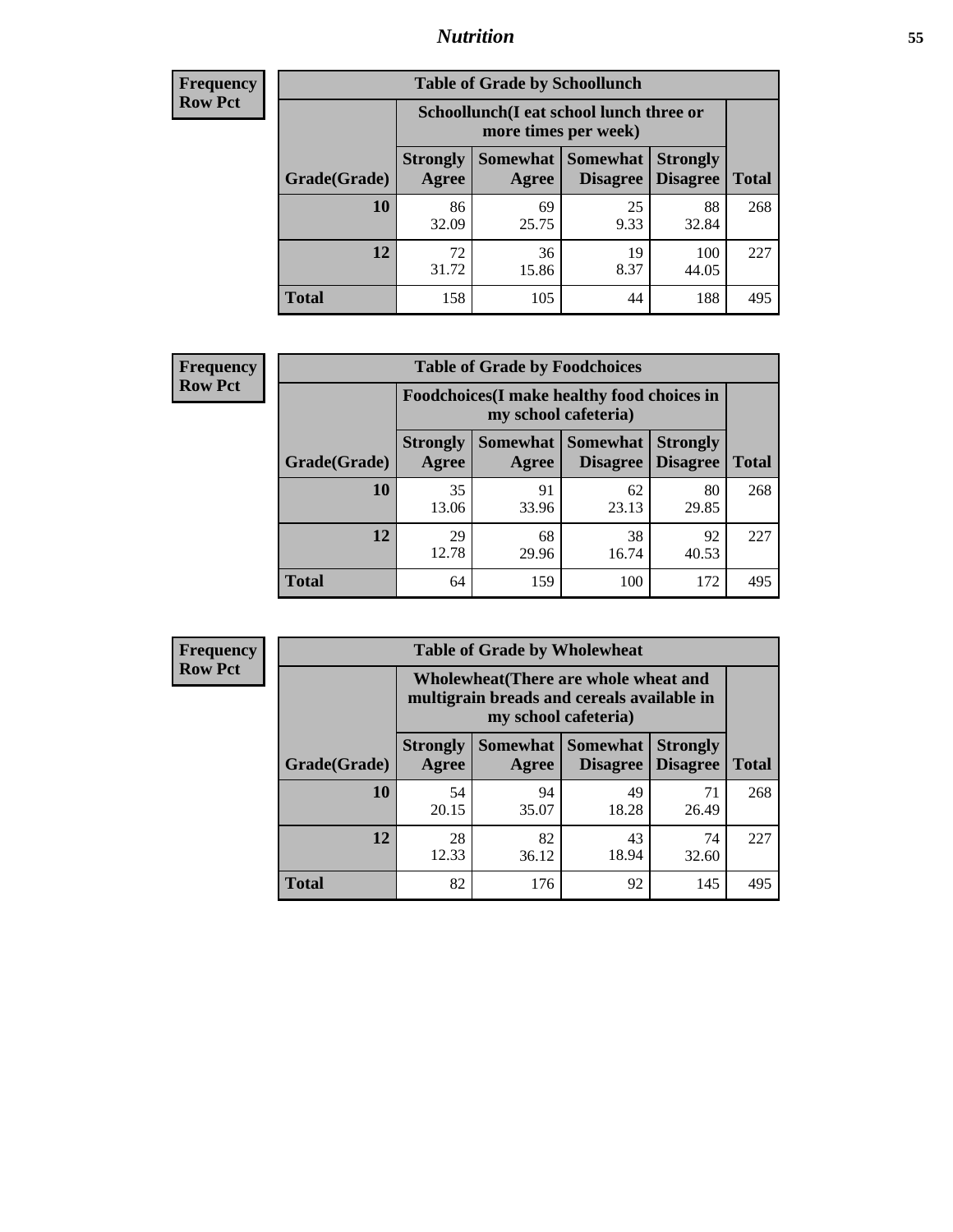| Frequency<br>Row Pct |
|---|

| Table of Grade by Schoollunch | | | | | |
|---|---|---|---|---|---|
| | Schoollunch(I eat school lunch three or more times per week) | | | | |
| Grade(Grade) | Strongly Agree | Somewhat Agree | Somewhat Disagree | Strongly Disagree | Total |
| 10 | 86<br>32.09 | 69<br>25.75 | 25<br>9.33 | 88<br>32.84 | 268 |
| 12 | 72<br>31.72 | 36<br>15.86 | 19<br>8.37 | 100<br>44.05 | 227 |
| Total | 158 | 105 | 44 | 188 | 495 |

| Frequency<br>Row Pct |
|---|

| Table of Grade by Foodchoices | | | | | |
|---|---|---|---|---|---|
| | Foodchoices(I make healthy food choices in my school cafeteria) | | | | |
| Grade(Grade) | Strongly Agree | Somewhat Agree | Somewhat Disagree | Strongly Disagree | Total |
| 10 | 35<br>13.06 | 91<br>33.96 | 62<br>23.13 | 80<br>29.85 | 268 |
| 12 | 29<br>12.78 | 68<br>29.96 | 38<br>16.74 | 92<br>40.53 | 227 |
| Total | 64 | 159 | 100 | 172 | 495 |

| Frequency<br>Row Pct |
|---|

| Table of Grade by Wholewheat | | | | | |
|---|---|---|---|---|---|
| | Wholewheat(There are whole wheat and multigrain breads and cereals available in my school cafeteria) | | | | |
| Grade(Grade) | Strongly Agree | Somewhat Agree | Somewhat Disagree | Strongly Disagree | Total |
| 10 | 54<br>20.15 | 94<br>35.07 | 49<br>18.28 | 71<br>26.49 | 268 |
| 12 | 28<br>12.33 | 82<br>36.12 | 43<br>18.94 | 74<br>32.60 | 227 |
| Total | 82 | 176 | 92 | 145 | 495 |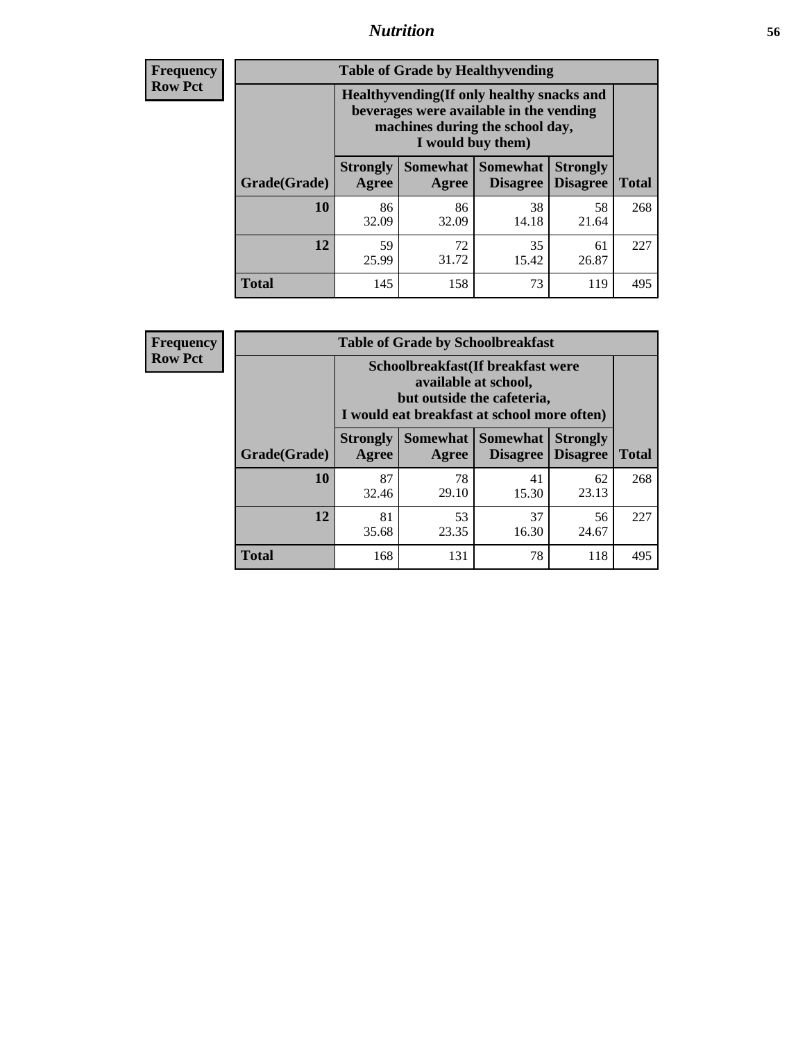**Frequency**
**Row Pct**

| Table of Grade by Healthyvending | | | | | |
|---|---|---|---|---|---|
| | Healthyvending(If only healthy snacks and beverages were available in the vending machines during the school day, I would buy them) | | | | |
| Grade(Grade) | Strongly Agree | Somewhat Agree | Somewhat Disagree | Strongly Disagree | Total |
| 10 | 86<br>32.09 | 86<br>32.09 | 38<br>14.18 | 58<br>21.64 | 268 |
| 12 | 59<br>25.99 | 72<br>31.72 | 35<br>15.42 | 61<br>26.87 | 227 |
| Total | 145 | 158 | 73 | 119 | 495 |

**Frequency**
**Row Pct**

| Table of Grade by Schoolbreakfast | | | | | |
|---|---|---|---|---|---|
| | Schoolbreakfast(If breakfast were available at school, but outside the cafeteria, I would eat breakfast at school more often) | | | | |
| Grade(Grade) | Strongly Agree | Somewhat Agree | Somewhat Disagree | Strongly Disagree | Total |
| 10 | 87<br>32.46 | 78<br>29.10 | 41<br>15.30 | 62<br>23.13 | 268 |
| 12 | 81<br>35.68 | 53<br>23.35 | 37<br>16.30 | 56<br>24.67 | 227 |
| Total | 168 | 131 | 78 | 118 | 495 |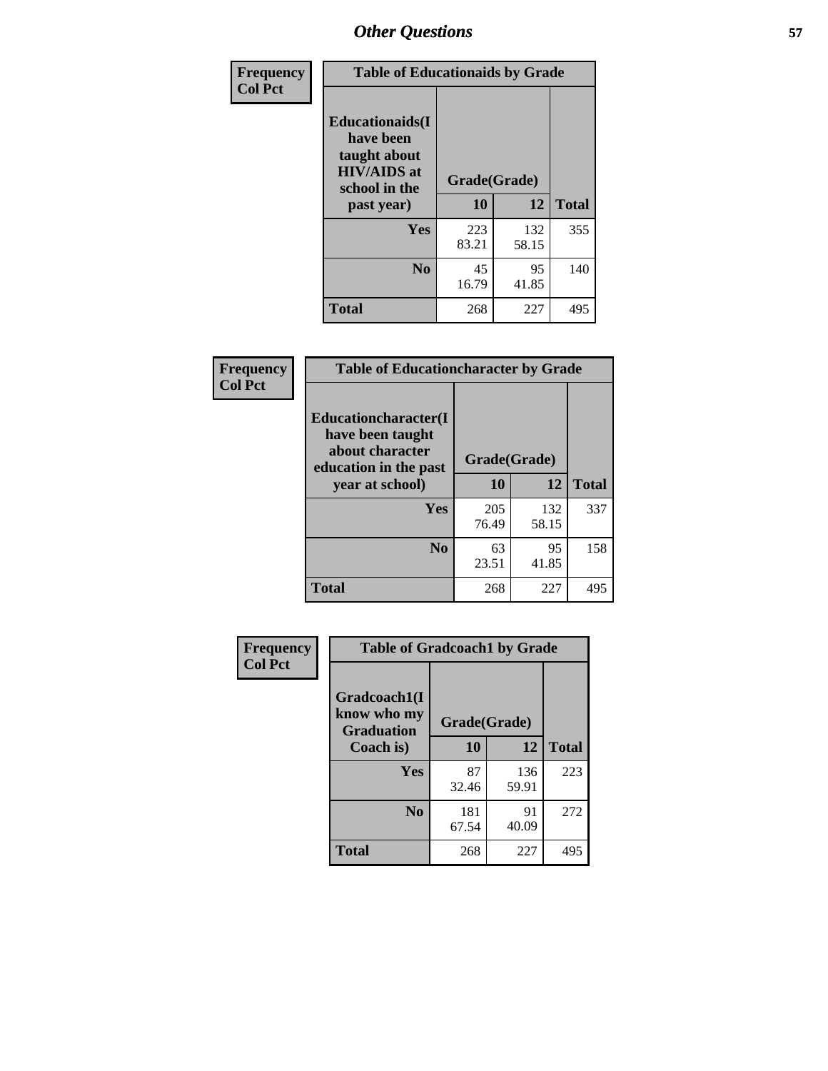# Other Questions

**Frequency**
**Col Pct**

| Table of Educationaids by Grade | | | |
|---|---|---|---|
| **Educationaids(I have been taught about HIV/AIDS at school in the past year)** | **Grade(Grade)** | | |
| | **10** | **12** | **Total** |
| **Yes** | 223<br>83.21 | 132<br>58.15 | 355 |
| **No** | 45<br>16.79 | 95<br>41.85 | 140 |
| **Total** | 268 | 227 | 495 |

**Frequency**
**Col Pct**

| Table of Educationcharacter by Grade | | | |
|---|---|---|---|
| **Educationcharacter(I have been taught about character education in the past year at school)** | **Grade(Grade)** | | |
| | **10** | **12** | **Total** |
| **Yes** | 205<br>76.49 | 132<br>58.15 | 337 |
| **No** | 63<br>23.51 | 95<br>41.85 | 158 |
| **Total** | 268 | 227 | 495 |

**Frequency**
**Col Pct**

| Table of Gradcoach1 by Grade | | | |
|---|---|---|---|
| **Gradcoach1(I know who my Graduation Coach is)** | **Grade(Grade)** | | |
| | **10** | **12** | **Total** |
| **Yes** | 87<br>32.46 | 136<br>59.91 | 223 |
| **No** | 181<br>67.54 | 91<br>40.09 | 272 |
| **Total** | 268 | 227 | 495 |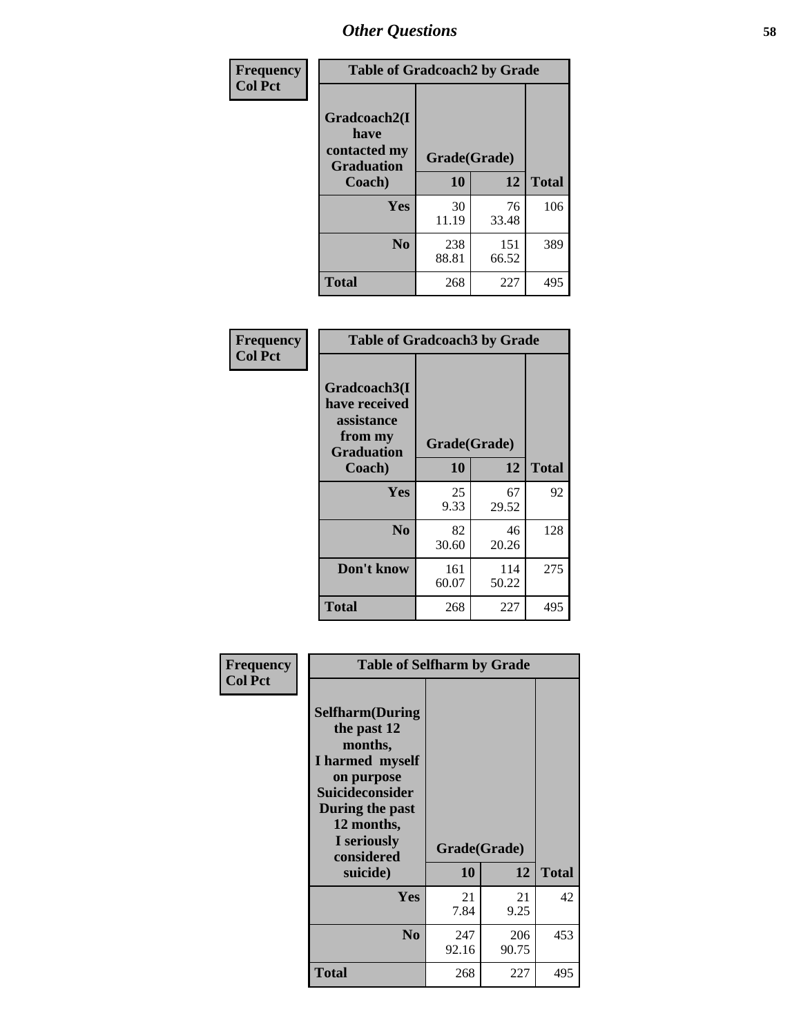## Other Questions

Frequency
Col Pct

| Table of Gradcoach2 by Grade | | | |
|---|---|---|---|
| Gradcoach2(I have contacted my Graduation Coach) | Grade(Grade) | | |
| | 10 | 12 | Total |
| Yes | 30<br>11.19 | 76<br>33.48 | 106 |
| No | 238<br>88.81 | 151<br>66.52 | 389 |
| Total | 268 | 227 | 495 |

Frequency
Col Pct

| Table of Gradcoach3 by Grade | | | |
|---|---|---|---|
| Gradcoach3(I have received assistance from my Graduation Coach) | Grade(Grade) | | |
| | 10 | 12 | Total |
| Yes | 25<br>9.33 | 67<br>29.52 | 92 |
| No | 82<br>30.60 | 46<br>20.26 | 128 |
| Don't know | 161<br>60.07 | 114<br>50.22 | 275 |
| Total | 268 | 227 | 495 |

Frequency
Col Pct

| Table of Selfharm by Grade | | | |
|---|---|---|---|
| Selfharm(During the past 12 months, I harmed myself on purpose Suicideconsider During the past 12 months, I seriously considered suicide) | Grade(Grade) | | |
| | 10 | 12 | Total |
| Yes | 21<br>7.84 | 21<br>9.25 | 42 |
| No | 247<br>92.16 | 206<br>90.75 | 453 |
| Total | 268 | 227 | 495 |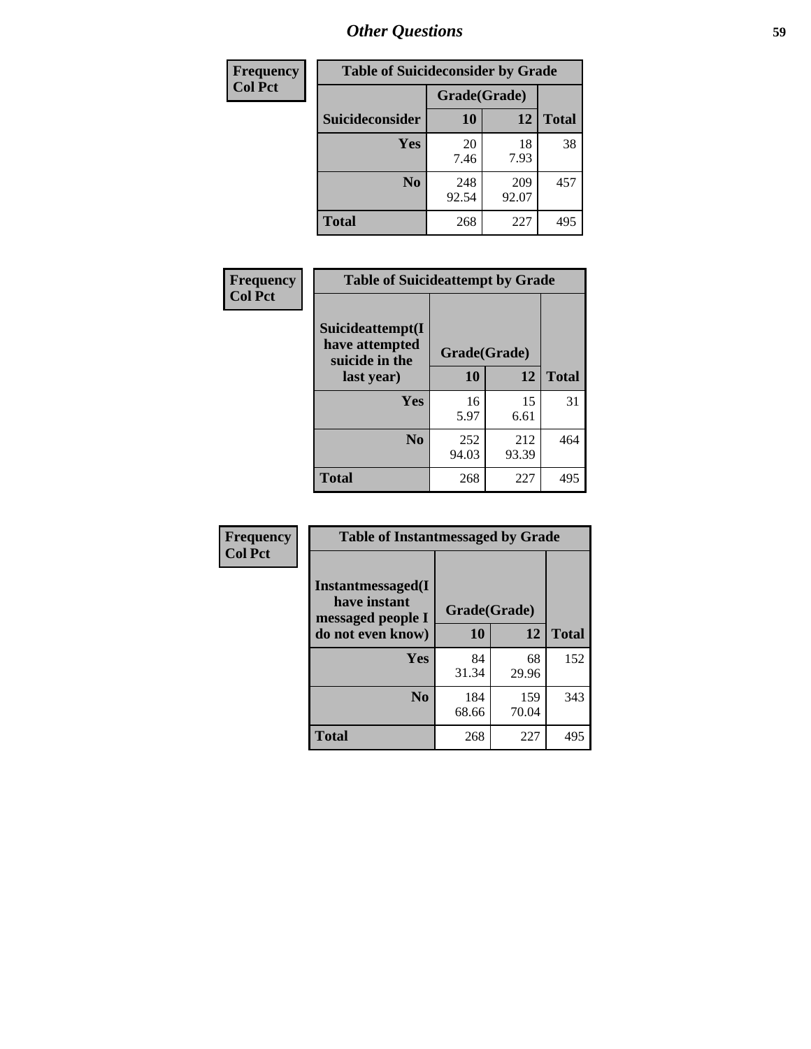## Other Questions

| Frequency<br>Col Pct | Table of Suicideconsider by Grade | | |
|---|---|---|---|
| | Grade(Grade) | | |
| Suicideconsider | 10 | 12 | Total |
| Yes | 20<br>7.46 | 18<br>7.93 | 38 |
| No | 248<br>92.54 | 209<br>92.07 | 457 |
| Total | 268 | 227 | 495 |

| Frequency<br>Col Pct | Table of Suicideattempt by Grade | | |
|---|---|---|---|
| Suicideattempt(I have attempted suicide in the last year) | Grade(Grade) | | |
| | 10 | 12 | Total |
| Yes | 16<br>5.97 | 15<br>6.61 | 31 |
| No | 252<br>94.03 | 212<br>93.39 | 464 |
| Total | 268 | 227 | 495 |

| Frequency<br>Col Pct | Table of Instantmessaged by Grade | | |
|---|---|---|---|
| Instantmessaged(I have instant messaged people I do not even know) | Grade(Grade) | | |
| | 10 | 12 | Total |
| Yes | 84<br>31.34 | 68<br>29.96 | 152 |
| No | 184<br>68.66 | 159<br>70.04 | 343 |
| Total | 268 | 227 | 495 |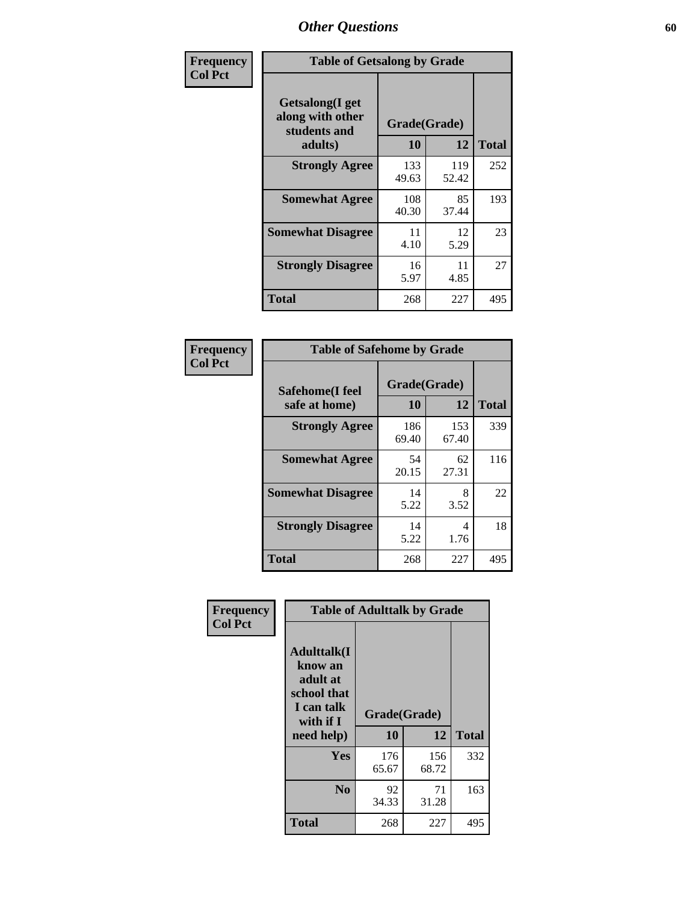## Other Questions

**Frequency**
**Col Pct**

**Table of Getsalong by Grade**

| Getsalong(I get along with other students and adults) | Grade(Grade) | | Total |
|---|---|---|---|
| | 10 | 12 | |
| **Strongly Agree** | 133<br>49.63 | 119<br>52.42 | 252 |
| **Somewhat Agree** | 108<br>40.30 | 85<br>37.44 | 193 |
| **Somewhat Disagree** | 11<br>4.10 | 12<br>5.29 | 23 |
| **Strongly Disagree** | 16<br>5.97 | 11<br>4.85 | 27 |
| **Total** | 268 | 227 | 495 |

**Frequency**
**Col Pct**

**Table of Safehome by Grade**

| Safehome(I feel safe at home) | Grade(Grade) | | Total |
|---|---|---|---|
| | 10 | 12 | |
| **Strongly Agree** | 186<br>69.40 | 153<br>67.40 | 339 |
| **Somewhat Agree** | 54<br>20.15 | 62<br>27.31 | 116 |
| **Somewhat Disagree** | 14<br>5.22 | 8<br>3.52 | 22 |
| **Strongly Disagree** | 14<br>5.22 | 4<br>1.76 | 18 |
| **Total** | 268 | 227 | 495 |

**Frequency**
**Col Pct**

**Table of Adulttalk by Grade**

| Adulttalk(I know an adult at school that I can talk with if I need help) | Grade(Grade) | | Total |
|---|---|---|---|
| | 10 | 12 | |
| **Yes** | 176<br>65.67 | 156<br>68.72 | 332 |
| **No** | 92<br>34.33 | 71<br>31.28 | 163 |
| **Total** | 268 | 227 | 495 |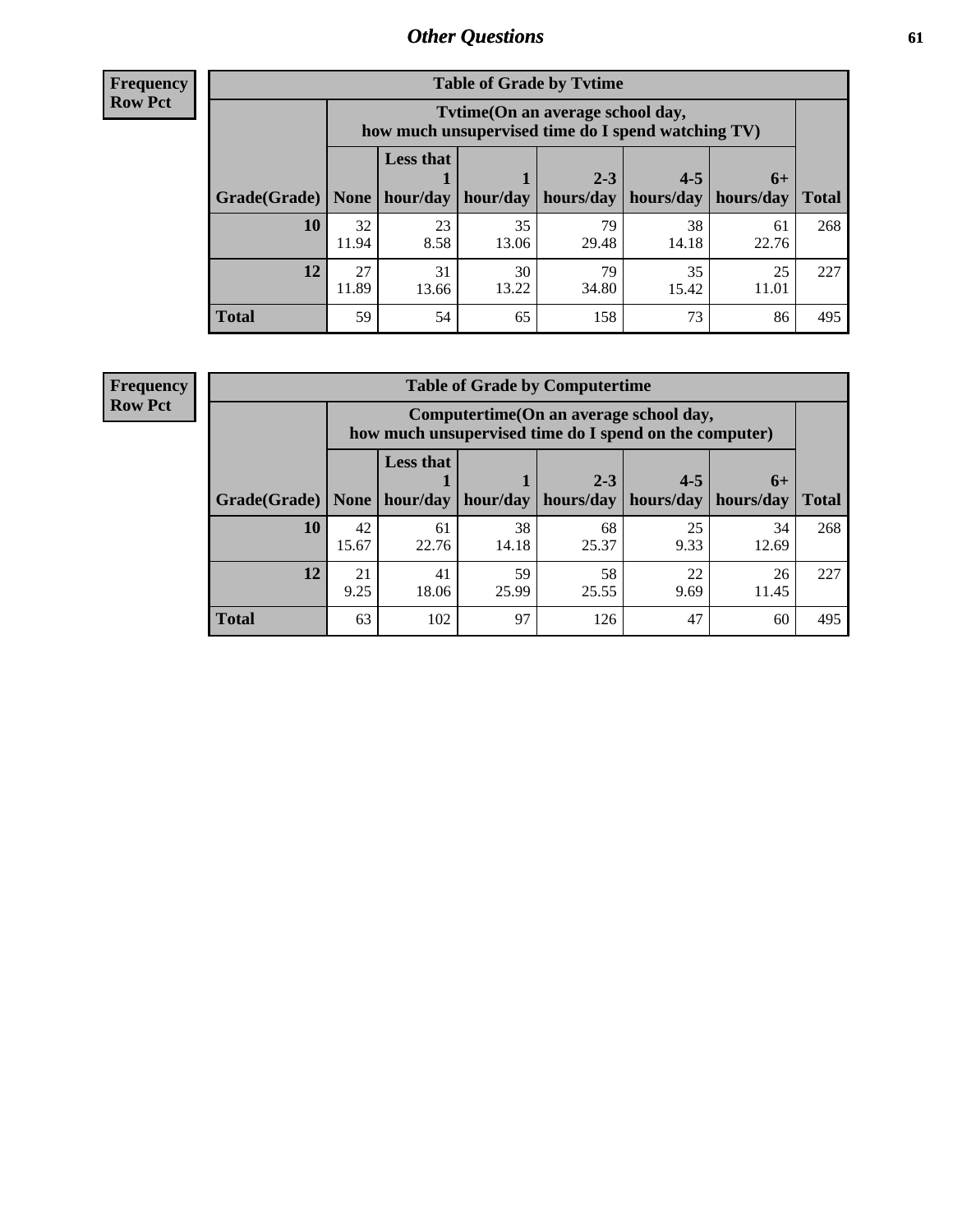# Other Questions

**Frequency**
**Row Pct**

**Table of Grade by Tvtime**

| Grade(Grade) | Tvtime(On an average school day, how much unsupervised time do I spend watching TV) | | | | | | Total |
|---|---|---|---|---|---|---|---|
| | None | Less that 1 hour/day | 1 hour/day | 2-3 hours/day | 4-5 hours/day | 6+ hours/day | |
| **10** | 32<br>11.94 | 23<br>8.58 | 35<br>13.06 | 79<br>29.48 | 38<br>14.18 | 61<br>22.76 | 268 |
| **12** | 27<br>11.89 | 31<br>13.66 | 30<br>13.22 | 79<br>34.80 | 35<br>15.42 | 25<br>11.01 | 227 |
| **Total** | 59 | 54 | 65 | 158 | 73 | 86 | 495 |

**Frequency**
**Row Pct**

**Table of Grade by Computertime**

| Grade(Grade) | Computertime(On an average school day, how much unsupervised time do I spend on the computer) | | | | | | Total |
|---|---|---|---|---|---|---|---|
| | None | Less that 1 hour/day | 1 hour/day | 2-3 hours/day | 4-5 hours/day | 6+ hours/day | |
| **10** | 42<br>15.67 | 61<br>22.76 | 38<br>14.18 | 68<br>25.37 | 25<br>9.33 | 34<br>12.69 | 268 |
| **12** | 21<br>9.25 | 41<br>18.06 | 59<br>25.99 | 58<br>25.55 | 22<br>9.69 | 26<br>11.45 | 227 |
| **Total** | 63 | 102 | 97 | 126 | 47 | 60 | 495 |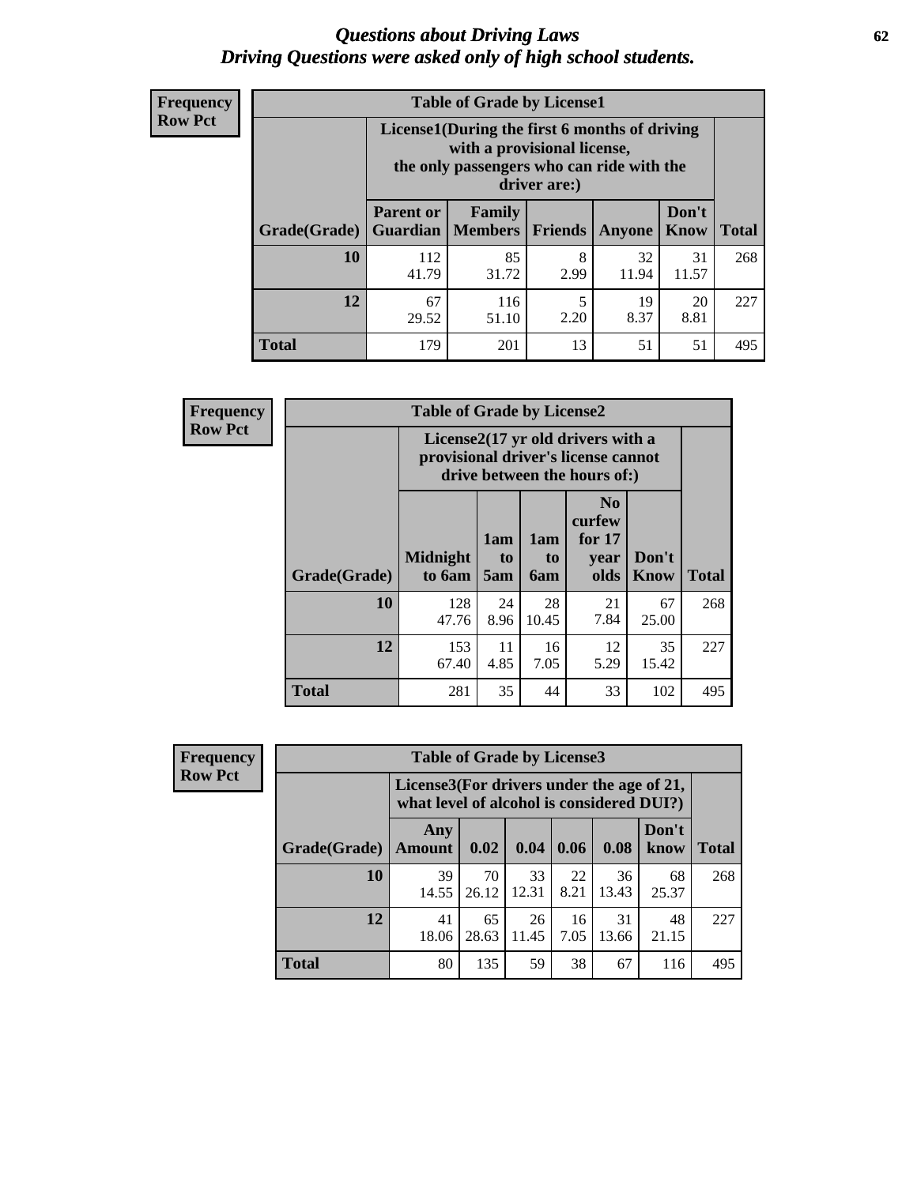# *Questions about Driving Laws*
# *Driving Questions were asked only of high school students.*

**Frequency**
**Row Pct**

| Table of Grade by License1 | | | | | | |
|---|---|---|---|---|---|---|
| | License1(During the first 6 months of driving with a provisional license, the only passengers who can ride with the driver are:) | | | | | |
| Grade(Grade) | Parent or Guardian | Family Members | Friends | Anyone | Don't Know | Total |
| 10 | 112<br>41.79 | 85<br>31.72 | 8<br>2.99 | 32<br>11.94 | 31<br>11.57 | 268 |
| 12 | 67<br>29.52 | 116<br>51.10 | 5<br>2.20 | 19<br>8.37 | 20<br>8.81 | 227 |
| Total | 179 | 201 | 13 | 51 | 51 | 495 |

**Frequency**
**Row Pct**

| Table of Grade by License2 | | | | | | |
|---|---|---|---|---|---|---|
| | License2(17 yr old drivers with a provisional driver's license cannot drive between the hours of:) | | | | | |
| Grade(Grade) | Midnight to 6am | 1am to 5am | 1am to 6am | No curfew for 17 year olds | Don't Know | Total |
| 10 | 128<br>47.76 | 24<br>8.96 | 28<br>10.45 | 21<br>7.84 | 67<br>25.00 | 268 |
| 12 | 153<br>67.40 | 11<br>4.85 | 16<br>7.05 | 12<br>5.29 | 35<br>15.42 | 227 |
| Total | 281 | 35 | 44 | 33 | 102 | 495 |

**Frequency**
**Row Pct**

| Table of Grade by License3 | | | | | | | |
|---|---|---|---|---|---|---|---|
| | License3(For drivers under the age of 21, what level of alcohol is considered DUI?) | | | | | | |
| Grade(Grade) | Any Amount | 0.02 | 0.04 | 0.06 | 0.08 | Don't know | Total |
| 10 | 39<br>14.55 | 70<br>26.12 | 33<br>12.31 | 22<br>8.21 | 36<br>13.43 | 68<br>25.37 | 268 |
| 12 | 41<br>18.06 | 65<br>28.63 | 26<br>11.45 | 16<br>7.05 | 31<br>13.66 | 48<br>21.15 | 227 |
| Total | 80 | 135 | 59 | 38 | 67 | 116 | 495 |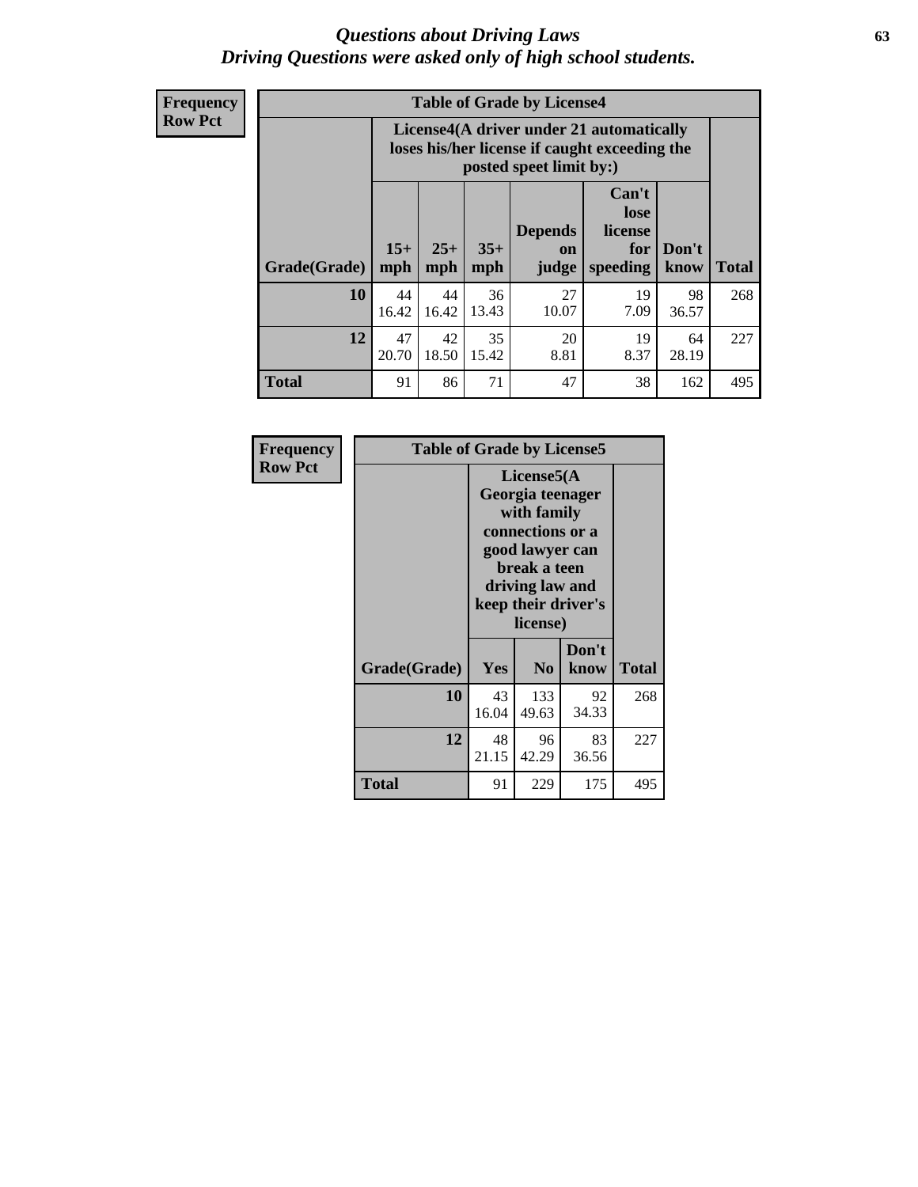# Questions about Driving Laws
## Driving Questions were asked only of high school students.

**Frequency**
**Row Pct**

**Table of Grade by License4**

| Grade(Grade) | License4(A driver under 21 automatically loses his/her license if caught exceeding the posted speet limit by:) | | | | | | Total |
|---|---|---|---|---|---|---|---|
| | 15+ mph | 25+ mph | 35+ mph | Depends on judge | Can't lose license for speeding | Don't know | |
| **10** | 44<br>16.42 | 44<br>16.42 | 36<br>13.43 | 27<br>10.07 | 19<br>7.09 | 98<br>36.57 | 268 |
| **12** | 47<br>20.70 | 42<br>18.50 | 35<br>15.42 | 20<br>8.81 | 19<br>8.37 | 64<br>28.19 | 227 |
| **Total** | 91 | 86 | 71 | 47 | 38 | 162 | 495 |

**Frequency**
**Row Pct**

**Table of Grade by License5**

| Grade(Grade) | License5(A Georgia teenager with family connections or a good lawyer can break a teen driving law and keep their driver's license) | | | Total |
|---|---|---|---|---|
| | Yes | No | Don't know | |
| **10** | 43<br>16.04 | 133<br>49.63 | 92<br>34.33 | 268 |
| **12** | 48<br>21.15 | 96<br>42.29 | 83<br>36.56 | 227 |
| **Total** | 91 | 229 | 175 | 495 |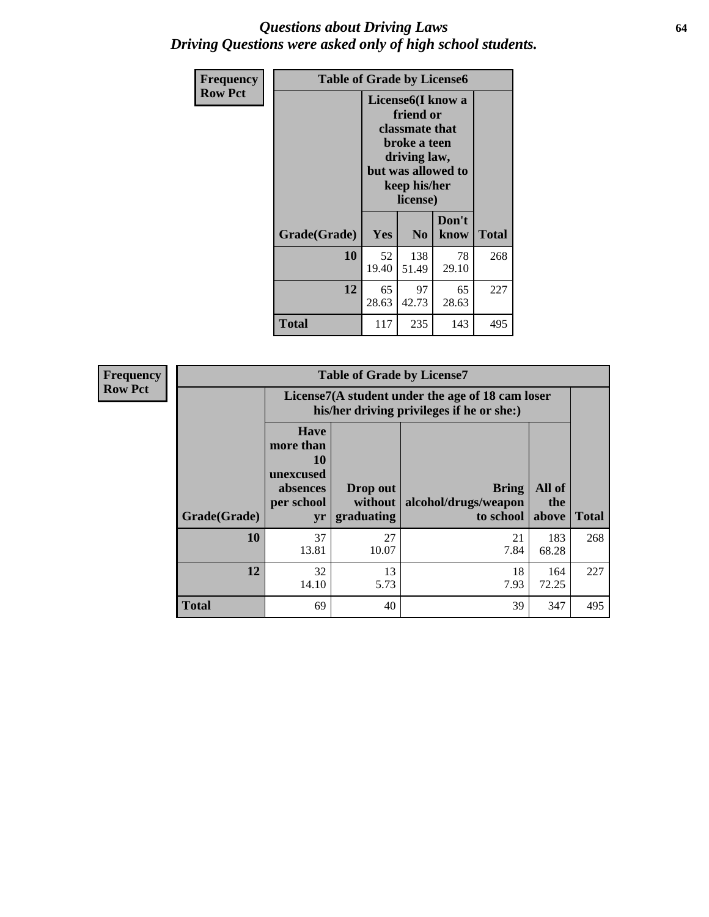# *Questions about Driving Laws*
## *Driving Questions were asked only of high school students.*

**Frequency**
**Row Pct**

**Table of Grade by License6**

| Grade(Grade) | License6(I know a friend or classmate that broke a teen driving law, but was allowed to keep his/her license) | | | Total |
|---|---|---|---|---|
| | Yes | No | Don't know | |
| **10** | 52<br>19.40 | 138<br>51.49 | 78<br>29.10 | 268 |
| **12** | 65<br>28.63 | 97<br>42.73 | 65<br>28.63 | 227 |
| **Total** | 117 | 235 | 143 | 495 |

**Frequency**
**Row Pct**

**Table of Grade by License7**

| Grade(Grade) | License7(A student under the age of 18 cam loser his/her driving privileges if he or she:) | | | | Total |
|---|---|---|---|---|---|
| | Have more than 10 unexcused absences per school yr | Drop out without graduating | Bring alcohol/drugs/weapon to school | All of the above | |
| **10** | 37<br>13.81 | 27<br>10.07 | 21<br>7.84 | 183<br>68.28 | 268 |
| **12** | 32<br>14.10 | 13<br>5.73 | 18<br>7.93 | 164<br>72.25 | 227 |
| **Total** | 69 | 40 | 39 | 347 | 495 |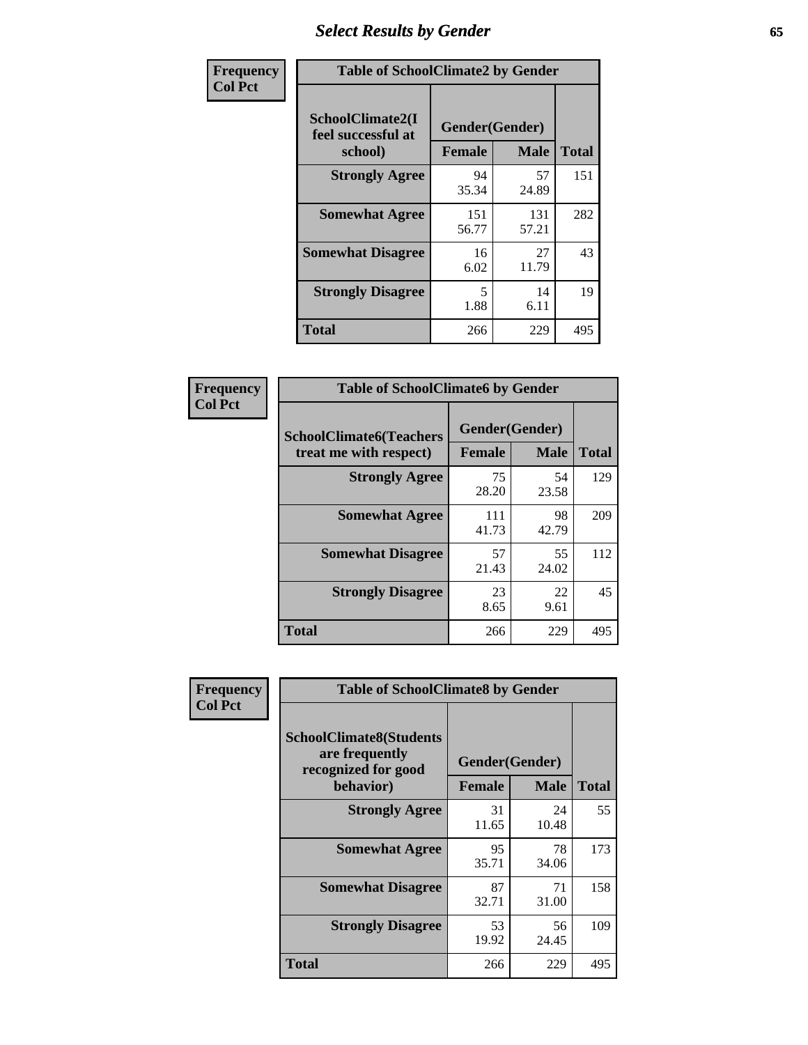# Select Results by Gender

| Frequency<br>Col Pct | Table of SchoolClimate2 by Gender | | |
|---|---|---|---|
| SchoolClimate2(I feel successful at school) | Gender(Gender) | | |
| | Female | Male | Total |
| Strongly Agree | 94<br>35.34 | 57<br>24.89 | 151 |
| Somewhat Agree | 151<br>56.77 | 131<br>57.21 | 282 |
| Somewhat Disagree | 16<br>6.02 | 27<br>11.79 | 43 |
| Strongly Disagree | 5<br>1.88 | 14<br>6.11 | 19 |
| Total | 266 | 229 | 495 |

| Frequency<br>Col Pct | Table of SchoolClimate6 by Gender | | |
|---|---|---|---|
| SchoolClimate6(Teachers treat me with respect) | Gender(Gender) | | |
| | Female | Male | Total |
| Strongly Agree | 75<br>28.20 | 54<br>23.58 | 129 |
| Somewhat Agree | 111<br>41.73 | 98<br>42.79 | 209 |
| Somewhat Disagree | 57<br>21.43 | 55<br>24.02 | 112 |
| Strongly Disagree | 23<br>8.65 | 22<br>9.61 | 45 |
| Total | 266 | 229 | 495 |

| Frequency<br>Col Pct | Table of SchoolClimate8 by Gender | | |
|---|---|---|---|
| SchoolClimate8(Students are frequently recognized for good behavior) | Gender(Gender) | | |
| | Female | Male | Total |
| Strongly Agree | 31<br>11.65 | 24<br>10.48 | 55 |
| Somewhat Agree | 95<br>35.71 | 78<br>34.06 | 173 |
| Somewhat Disagree | 87<br>32.71 | 71<br>31.00 | 158 |
| Strongly Disagree | 53<br>19.92 | 56<br>24.45 | 109 |
| Total | 266 | 229 | 495 |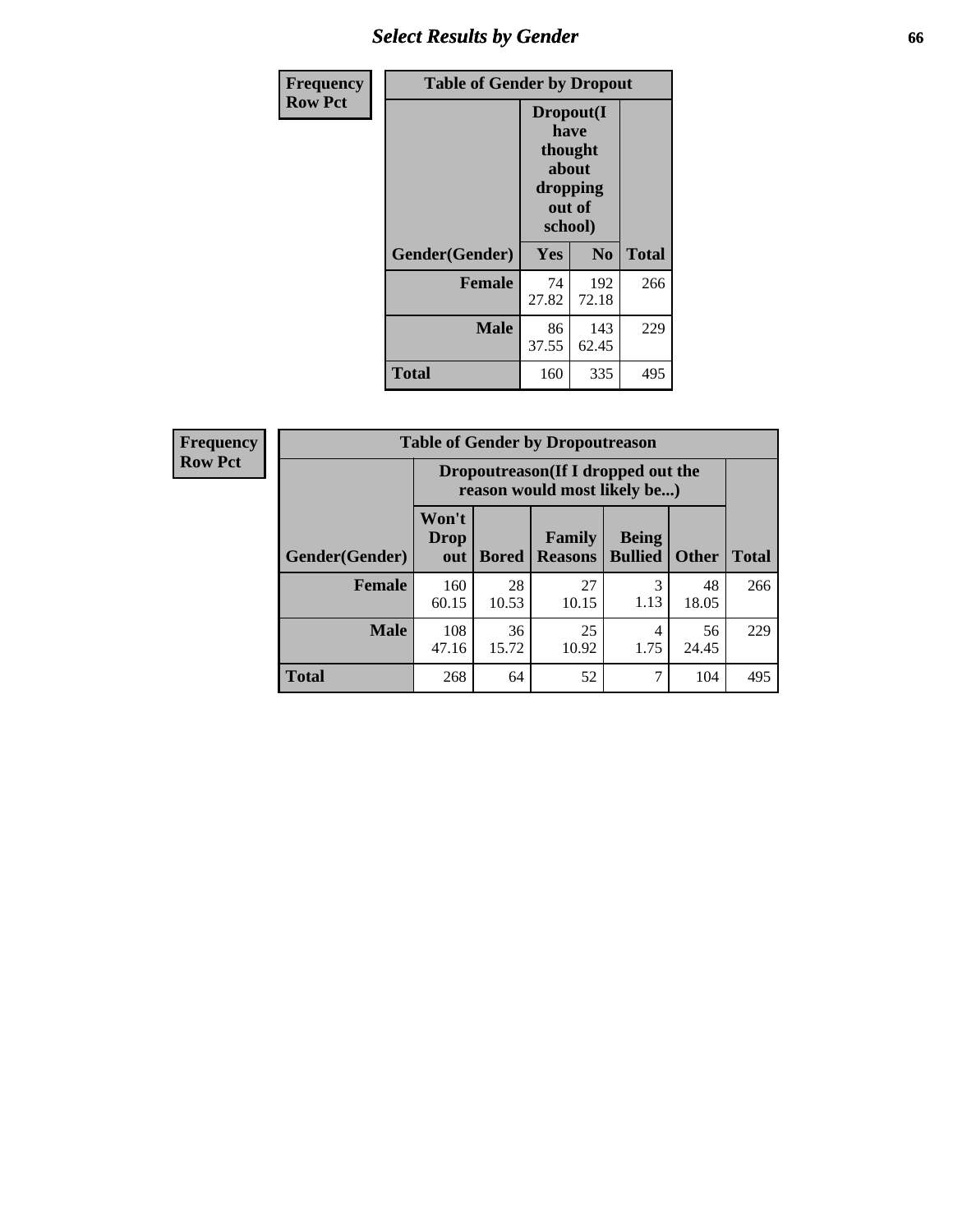## Select Results by Gender

**Frequency**
**Row Pct**

| Table of Gender by Dropout | | | |
|---|---|---|---|
| | Dropout(I have thought about dropping out of school) | | |
| Gender(Gender) | Yes | No | Total |
| **Female** | 74<br>27.82 | 192<br>72.18 | 266 |
| **Male** | 86<br>37.55 | 143<br>62.45 | 229 |
| **Total** | 160 | 335 | 495 |

**Frequency**
**Row Pct**

| Table of Gender by Dropoutreason | | | | | | |
|---|---|---|---|---|---|---|
| | Dropoutreason(If I dropped out the reason would most likely be...) | | | | | |
| Gender(Gender) | Won't Drop out | Bored | Family Reasons | Being Bullied | Other | Total |
| **Female** | 160<br>60.15 | 28<br>10.53 | 27<br>10.15 | 3<br>1.13 | 48<br>18.05 | 266 |
| **Male** | 108<br>47.16 | 36<br>15.72 | 25<br>10.92 | 4<br>1.75 | 56<br>24.45 | 229 |
| **Total** | 268 | 64 | 52 | 7 | 104 | 495 |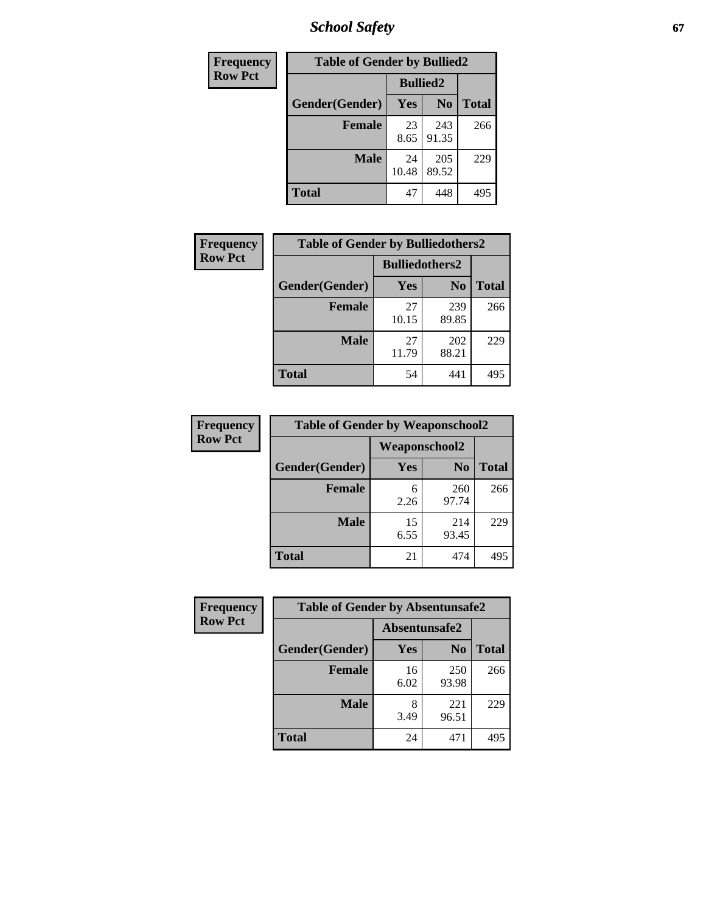| Frequency<br>Row Pct |
|---|

| Table of Gender by Bullied2 | | | |
|---|---|---|---|
| | Bullied2 | | |
| Gender(Gender) | Yes | No | Total |
| Female | 23<br>8.65 | 243<br>91.35 | 266 |
| Male | 24<br>10.48 | 205<br>89.52 | 229 |
| Total | 47 | 448 | 495 |

| Frequency<br>Row Pct |
|---|

| Table of Gender by Bulliedothers2 | | | |
|---|---|---|---|
| | Bulliedothers2 | | |
| Gender(Gender) | Yes | No | Total |
| Female | 27<br>10.15 | 239<br>89.85 | 266 |
| Male | 27<br>11.79 | 202<br>88.21 | 229 |
| Total | 54 | 441 | 495 |

| Frequency<br>Row Pct |
|---|

| Table of Gender by Weaponschool2 | | | |
|---|---|---|---|
| | Weaponschool2 | | |
| Gender(Gender) | Yes | No | Total |
| Female | 6<br>2.26 | 260<br>97.74 | 266 |
| Male | 15<br>6.55 | 214<br>93.45 | 229 |
| Total | 21 | 474 | 495 |

| Frequency<br>Row Pct |
|---|

| Table of Gender by Absentunsafe2 | | | |
|---|---|---|---|
| | Absentunsafe2 | | |
| Gender(Gender) | Yes | No | Total |
| Female | 16<br>6.02 | 250<br>93.98 | 266 |
| Male | 8<br>3.49 | 221<br>96.51 | 229 |
| Total | 24 | 471 | 495 |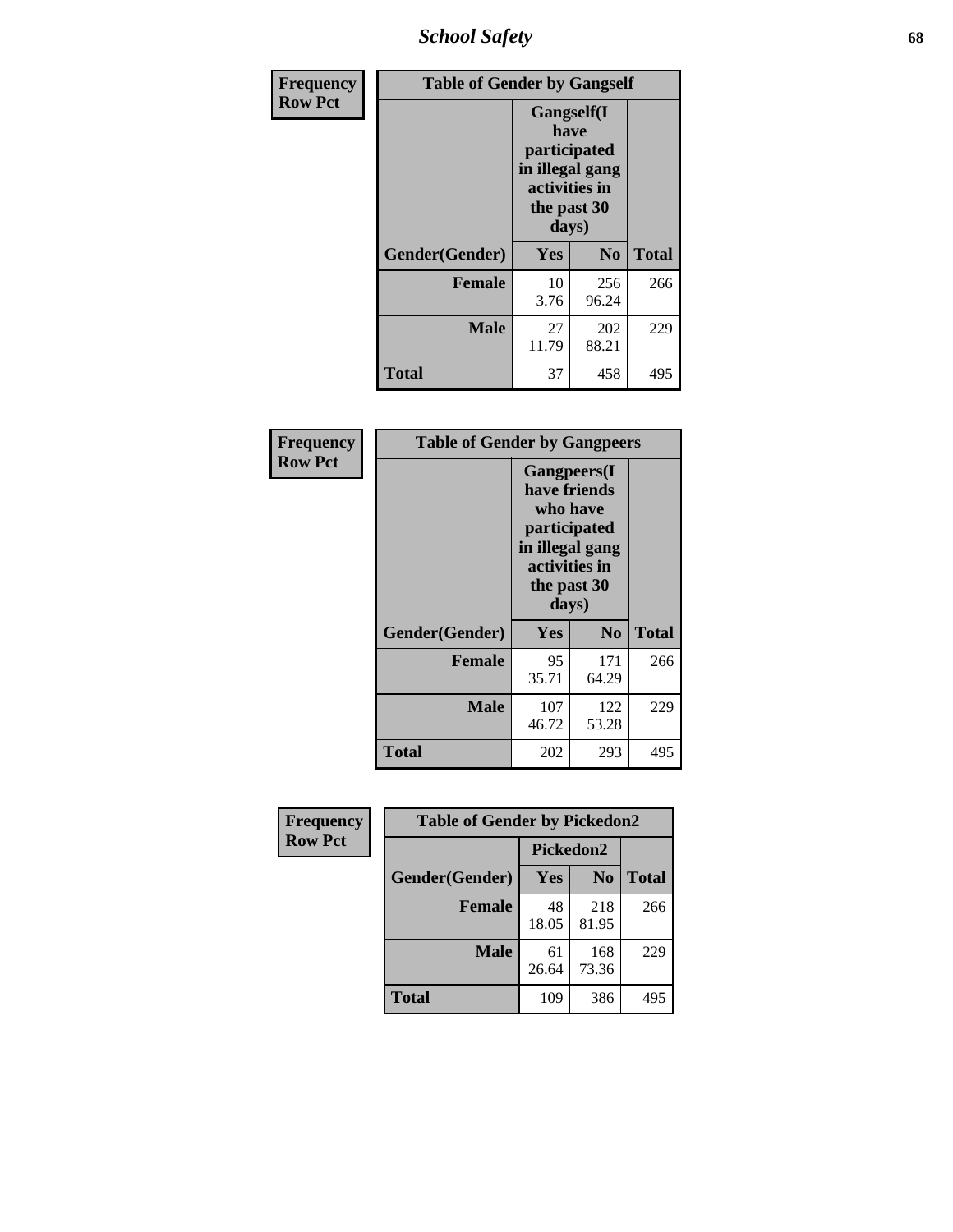| Frequency Row Pct |
|---|

| Table of Gender by Gangself | | | |
|---|---|---|---|
| | Gangself(I have participated in illegal gang activities in the past 30 days) | | |
| Gender(Gender) | Yes | No | Total |
| Female | 10<br>3.76 | 256<br>96.24 | 266 |
| Male | 27<br>11.79 | 202<br>88.21 | 229 |
| Total | 37 | 458 | 495 |

| Frequency Row Pct |
|---|

| Table of Gender by Gangpeers | | | |
|---|---|---|---|
| | Gangpeers(I have friends who have participated in illegal gang activities in the past 30 days) | | |
| Gender(Gender) | Yes | No | Total |
| Female | 95<br>35.71 | 171<br>64.29 | 266 |
| Male | 107<br>46.72 | 122<br>53.28 | 229 |
| Total | 202 | 293 | 495 |

| Frequency Row Pct |
|---|

| Table of Gender by Pickedon2 | | | |
|---|---|---|---|
| | Pickedon2 | | |
| Gender(Gender) | Yes | No | Total |
| Female | 48<br>18.05 | 218<br>81.95 | 266 |
| Male | 61<br>26.64 | 168<br>73.36 | 229 |
| Total | 109 | 386 | 495 |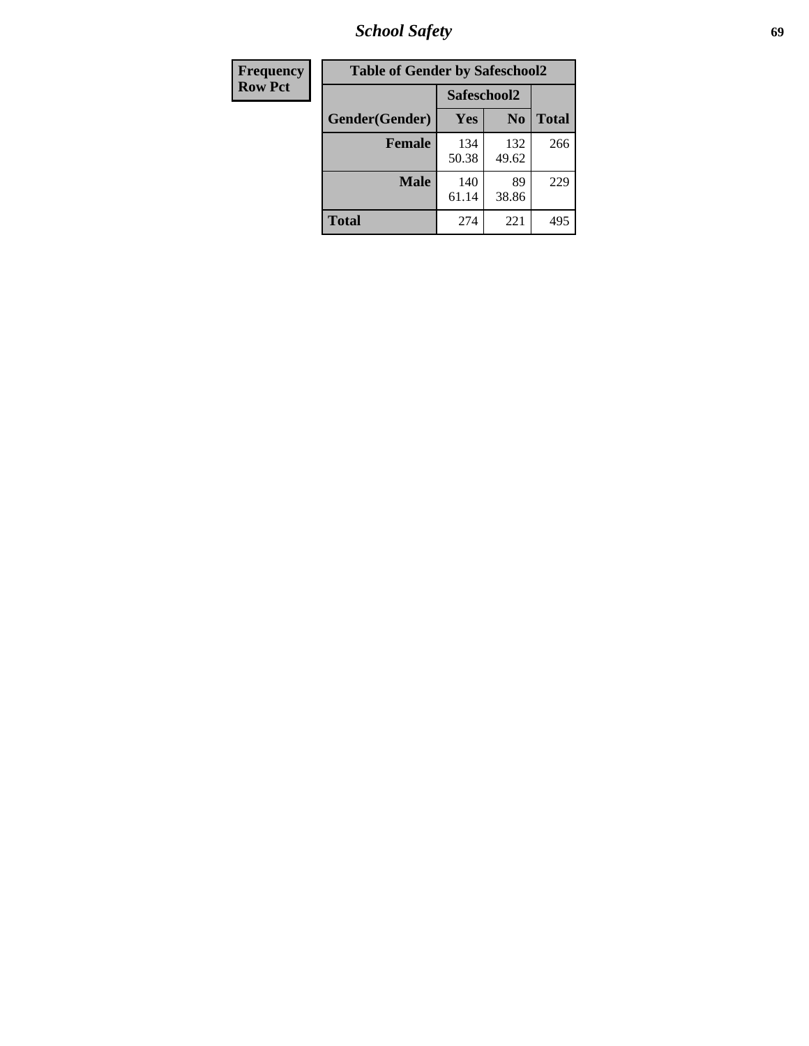| Frequency Row Pct |
|---|

**Table of Gender by Safeschool2**

| Gender(Gender) | Safeschool2 | | Total |
|---|---|---|---|
| | Yes | No | |
| **Female** | 134<br>50.38 | 132<br>49.62 | 266 |
| **Male** | 140<br>61.14 | 89<br>38.86 | 229 |
| **Total** | 274 | 221 | 495 |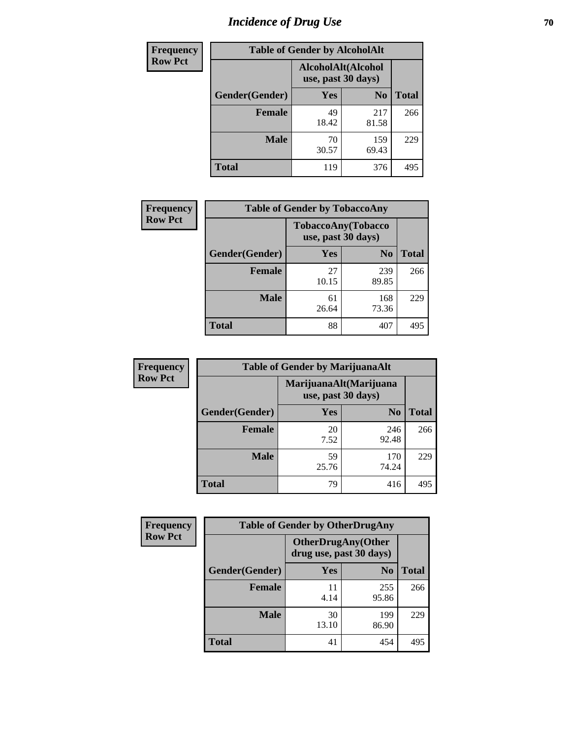# Incidence of Drug Use

| Frequency Row Pct | | | |
|---|---|---|---|
| **Table of Gender by AlcoholAlt** | | | |
| | **AlcoholAlt(Alcohol use, past 30 days)** | | |
| **Gender(Gender)** | **Yes** | **No** | **Total** |
| **Female** | 49<br>18.42 | 217<br>81.58 | 266 |
| **Male** | 70<br>30.57 | 159<br>69.43 | 229 |
| **Total** | 119 | 376 | 495 |

| Frequency Row Pct | | | |
|---|---|---|---|
| **Table of Gender by TobaccoAny** | | | |
| | **TobaccoAny(Tobacco use, past 30 days)** | | |
| **Gender(Gender)** | **Yes** | **No** | **Total** |
| **Female** | 27<br>10.15 | 239<br>89.85 | 266 |
| **Male** | 61<br>26.64 | 168<br>73.36 | 229 |
| **Total** | 88 | 407 | 495 |

| Frequency Row Pct | | | |
|---|---|---|---|
| **Table of Gender by MarijuanaAlt** | | | |
| | **MarijuanaAlt(Marijuana use, past 30 days)** | | |
| **Gender(Gender)** | **Yes** | **No** | **Total** |
| **Female** | 20<br>7.52 | 246<br>92.48 | 266 |
| **Male** | 59<br>25.76 | 170<br>74.24 | 229 |
| **Total** | 79 | 416 | 495 |

| Frequency Row Pct | | | |
|---|---|---|---|
| **Table of Gender by OtherDrugAny** | | | |
| | **OtherDrugAny(Other drug use, past 30 days)** | | |
| **Gender(Gender)** | **Yes** | **No** | **Total** |
| **Female** | 11<br>4.14 | 255<br>95.86 | 266 |
| **Male** | 30<br>13.10 | 199<br>86.90 | 229 |
| **Total** | 41 | 454 | 495 |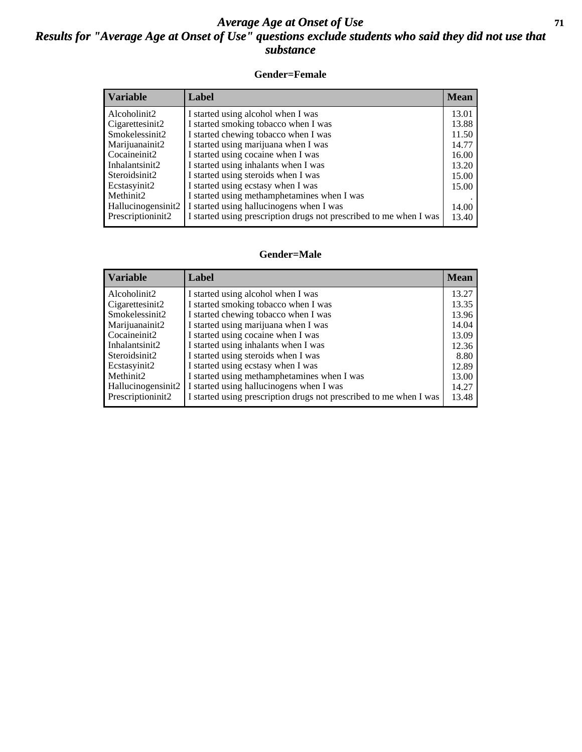# Average Age at Onset of Use

## Results for "Average Age at Onset of Use" questions exclude students who said they did not use that substance

### Gender=Female

| Variable | Label | Mean |
|---|---|---|
| Alcoholinit2 | I started using alcohol when I was | 13.01 |
| Cigarettesinit2 | I started smoking tobacco when I was | 13.88 |
| Smokelessinit2 | I started chewing tobacco when I was | 11.50 |
| Marijuanainit2 | I started using marijuana when I was | 14.77 |
| Cocaineinit2 | I started using cocaine when I was | 16.00 |
| Inhalantsinit2 | I started using inhalants when I was | 13.20 |
| Steroidsinit2 | I started using steroids when I was | 15.00 |
| Ecstasyinit2 | I started using ecstasy when I was | 15.00 |
| Methinit2 | I started using methamphetamines when I was | . |
| Hallucinogensinit2 | I started using hallucinogens when I was | 14.00 |
| Prescriptioninit2 | I started using prescription drugs not prescribed to me when I was | 13.40 |

### Gender=Male

| Variable | Label | Mean |
|---|---|---|
| Alcoholinit2 | I started using alcohol when I was | 13.27 |
| Cigarettesinit2 | I started smoking tobacco when I was | 13.35 |
| Smokelessinit2 | I started chewing tobacco when I was | 13.96 |
| Marijuanainit2 | I started using marijuana when I was | 14.04 |
| Cocaineinit2 | I started using cocaine when I was | 13.09 |
| Inhalantsinit2 | I started using inhalants when I was | 12.36 |
| Steroidsinit2 | I started using steroids when I was | 8.80 |
| Ecstasyinit2 | I started using ecstasy when I was | 12.89 |
| Methinit2 | I started using methamphetamines when I was | 13.00 |
| Hallucinogensinit2 | I started using hallucinogens when I was | 14.27 |
| Prescriptioninit2 | I started using prescription drugs not prescribed to me when I was | 13.48 |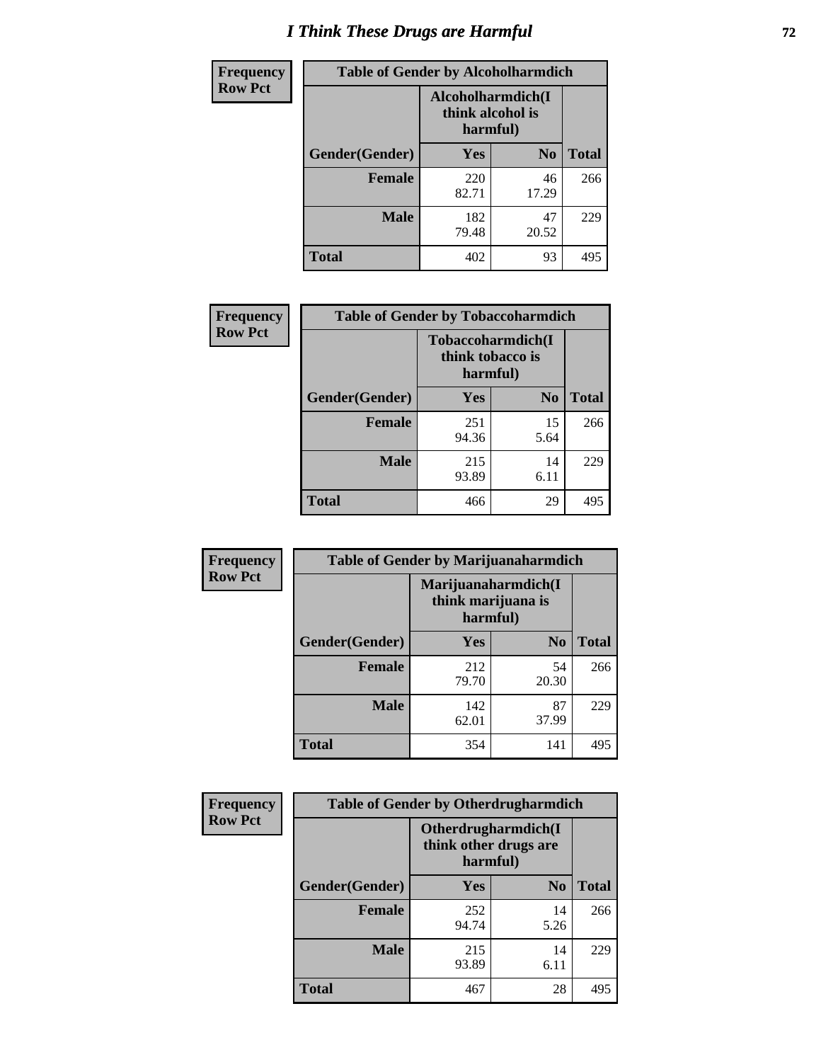# I Think These Drugs are Harmful

| Frequency Row Pct | Table of Gender by Alcoholharmdich | | |
|---|---|---|---|
| | Alcoholharmdich(I think alcohol is harmful) | | |
| Gender(Gender) | Yes | No | Total |
| Female | 220<br>82.71 | 46<br>17.29 | 266 |
| Male | 182<br>79.48 | 47<br>20.52 | 229 |
| Total | 402 | 93 | 495 |

| Frequency Row Pct | Table of Gender by Tobaccoharmdich | | |
|---|---|---|---|
| | Tobaccoharmdich(I think tobacco is harmful) | | |
| Gender(Gender) | Yes | No | Total |
| Female | 251<br>94.36 | 15<br>5.64 | 266 |
| Male | 215<br>93.89 | 14<br>6.11 | 229 |
| Total | 466 | 29 | 495 |

| Frequency Row Pct | Table of Gender by Marijuanaharmdich | | |
|---|---|---|---|
| | Marijuanaharmdich(I think marijuana is harmful) | | |
| Gender(Gender) | Yes | No | Total |
| Female | 212<br>79.70 | 54<br>20.30 | 266 |
| Male | 142<br>62.01 | 87<br>37.99 | 229 |
| Total | 354 | 141 | 495 |

| Frequency Row Pct | Table of Gender by Otherdrugharmdich | | |
|---|---|---|---|
| | Otherdrugharmdich(I think other drugs are harmful) | | |
| Gender(Gender) | Yes | No | Total |
| Female | 252<br>94.74 | 14<br>5.26 | 266 |
| Male | 215<br>93.89 | 14<br>6.11 | 229 |
| Total | 467 | 28 | 495 |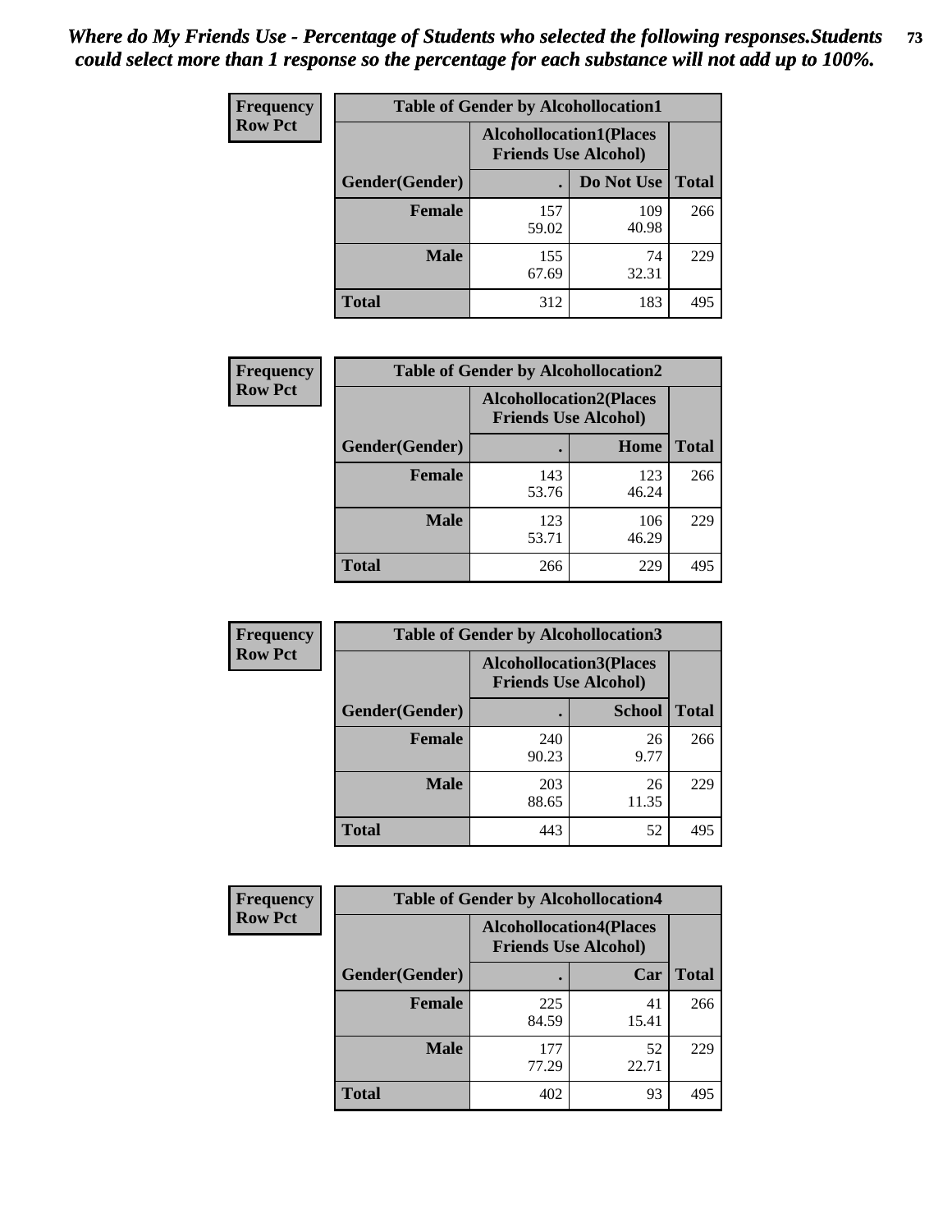*Where do My Friends Use - Percentage of Students who selected the following responses.Students could select more than 1 response so the percentage for each substance will not add up to 100%.*

**Frequency**
**Row Pct**

| Table of Gender by Alcohollocation1 | | | |
|---|---|---|---|
| | Alcohollocation1(Places Friends Use Alcohol) | | |
| Gender(Gender) | . | Do Not Use | Total |
| Female | 157<br>59.02 | 109<br>40.98 | 266 |
| Male | 155<br>67.69 | 74<br>32.31 | 229 |
| Total | 312 | 183 | 495 |

**Frequency**
**Row Pct**

| Table of Gender by Alcohollocation2 | | | |
|---|---|---|---|
| | Alcohollocation2(Places Friends Use Alcohol) | | |
| Gender(Gender) | . | Home | Total |
| Female | 143<br>53.76 | 123<br>46.24 | 266 |
| Male | 123<br>53.71 | 106<br>46.29 | 229 |
| Total | 266 | 229 | 495 |

**Frequency**
**Row Pct**

| Table of Gender by Alcohollocation3 | | | |
|---|---|---|---|
| | Alcohollocation3(Places Friends Use Alcohol) | | |
| Gender(Gender) | . | School | Total |
| Female | 240<br>90.23 | 26<br>9.77 | 266 |
| Male | 203<br>88.65 | 26<br>11.35 | 229 |
| Total | 443 | 52 | 495 |

**Frequency**
**Row Pct**

| Table of Gender by Alcohollocation4 | | | |
|---|---|---|---|
| | Alcohollocation4(Places Friends Use Alcohol) | | |
| Gender(Gender) | . | Car | Total |
| Female | 225<br>84.59 | 41<br>15.41 | 266 |
| Male | 177<br>77.29 | 52<br>22.71 | 229 |
| Total | 402 | 93 | 495 |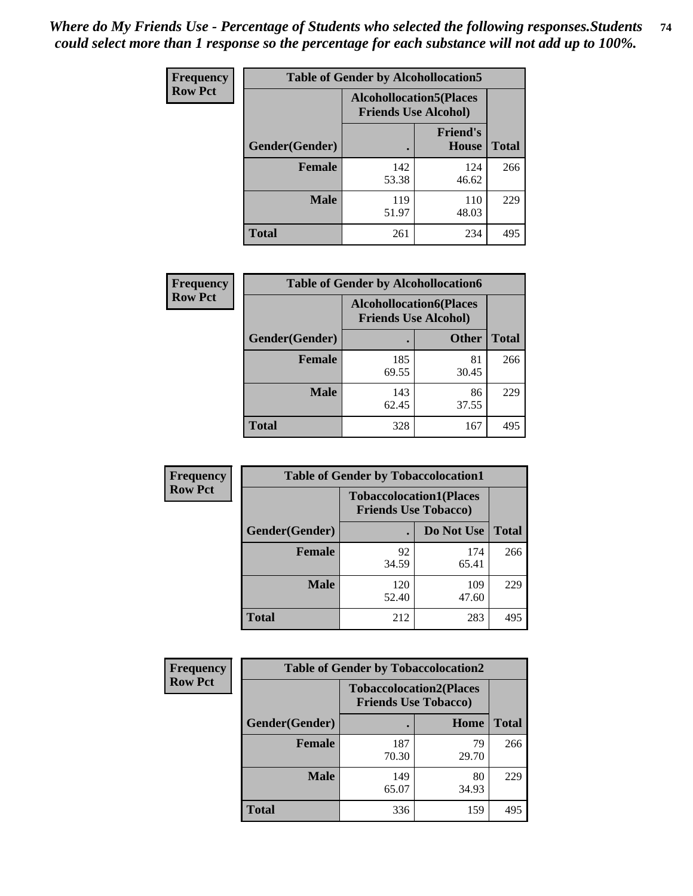*Where do My Friends Use - Percentage of Students who selected the following responses.Students could select more than 1 response so the percentage for each substance will not add up to 100%.*

**Frequency**
**Row Pct**

| Table of Gender by Alcohollocation5 | | | |
|---|---|---|---|
| | Alcohollocation5(Places Friends Use Alcohol) | | |
| Gender(Gender) | . | Friend's House | Total |
| **Female** | 142<br>53.38 | 124<br>46.62 | 266 |
| **Male** | 119<br>51.97 | 110<br>48.03 | 229 |
| **Total** | 261 | 234 | 495 |

**Frequency**
**Row Pct**

| Table of Gender by Alcohollocation6 | | | |
|---|---|---|---|
| | Alcohollocation6(Places Friends Use Alcohol) | | |
| Gender(Gender) | . | Other | Total |
| **Female** | 185<br>69.55 | 81<br>30.45 | 266 |
| **Male** | 143<br>62.45 | 86<br>37.55 | 229 |
| **Total** | 328 | 167 | 495 |

**Frequency**
**Row Pct**

| Table of Gender by Tobaccolocation1 | | | |
|---|---|---|---|
| | Tobaccolocation1(Places Friends Use Tobacco) | | |
| Gender(Gender) | . | Do Not Use | Total |
| **Female** | 92<br>34.59 | 174<br>65.41 | 266 |
| **Male** | 120<br>52.40 | 109<br>47.60 | 229 |
| **Total** | 212 | 283 | 495 |

**Frequency**
**Row Pct**

| Table of Gender by Tobaccolocation2 | | | |
|---|---|---|---|
| | Tobaccolocation2(Places Friends Use Tobacco) | | |
| Gender(Gender) | . | Home | Total |
| **Female** | 187<br>70.30 | 79<br>29.70 | 266 |
| **Male** | 149<br>65.07 | 80<br>34.93 | 229 |
| **Total** | 336 | 159 | 495 |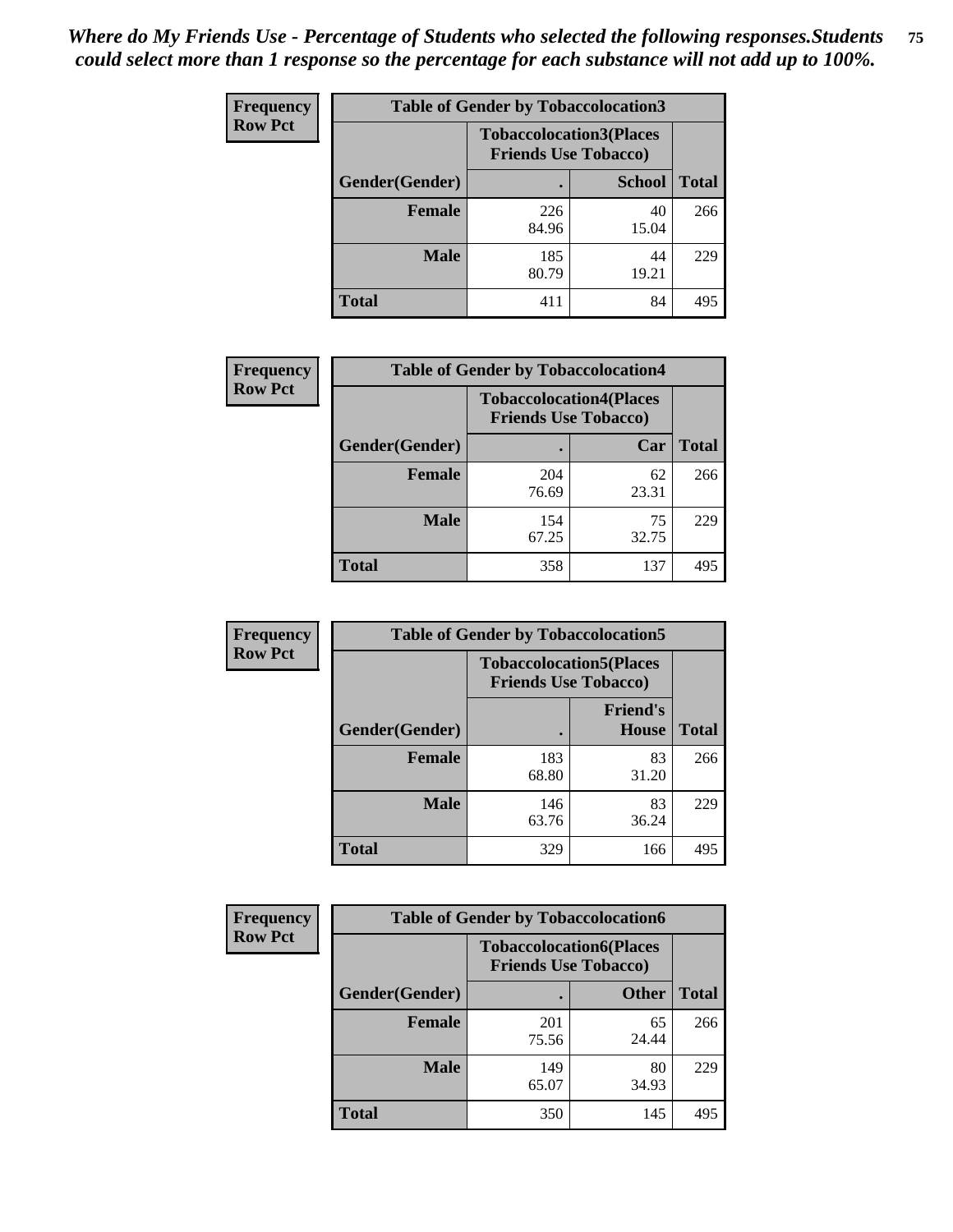*Where do My Friends Use - Percentage of Students who selected the following responses.Students could select more than 1 response so the percentage for each substance will not add up to 100%.*

**Frequency / Row Pct**

| Table of Gender by Tobaccolocation3 | | | |
|---|---|---|---|
| | Tobaccolocation3(Places Friends Use Tobacco) | | |
| Gender(Gender) | . | School | Total |
| Female | 226<br>84.96 | 40<br>15.04 | 266 |
| Male | 185<br>80.79 | 44<br>19.21 | 229 |
| Total | 411 | 84 | 495 |

**Frequency / Row Pct**

| Table of Gender by Tobaccolocation4 | | | |
|---|---|---|---|
| | Tobaccolocation4(Places Friends Use Tobacco) | | |
| Gender(Gender) | . | Car | Total |
| Female | 204<br>76.69 | 62<br>23.31 | 266 |
| Male | 154<br>67.25 | 75<br>32.75 | 229 |
| Total | 358 | 137 | 495 |

**Frequency / Row Pct**

| Table of Gender by Tobaccolocation5 | | | |
|---|---|---|---|
| | Tobaccolocation5(Places Friends Use Tobacco) | | |
| Gender(Gender) | . | Friend's House | Total |
| Female | 183<br>68.80 | 83<br>31.20 | 266 |
| Male | 146<br>63.76 | 83<br>36.24 | 229 |
| Total | 329 | 166 | 495 |

**Frequency / Row Pct**

| Table of Gender by Tobaccolocation6 | | | |
|---|---|---|---|
| | Tobaccolocation6(Places Friends Use Tobacco) | | |
| Gender(Gender) | . | Other | Total |
| Female | 201<br>75.56 | 65<br>24.44 | 266 |
| Male | 149<br>65.07 | 80<br>34.93 | 229 |
| Total | 350 | 145 | 495 |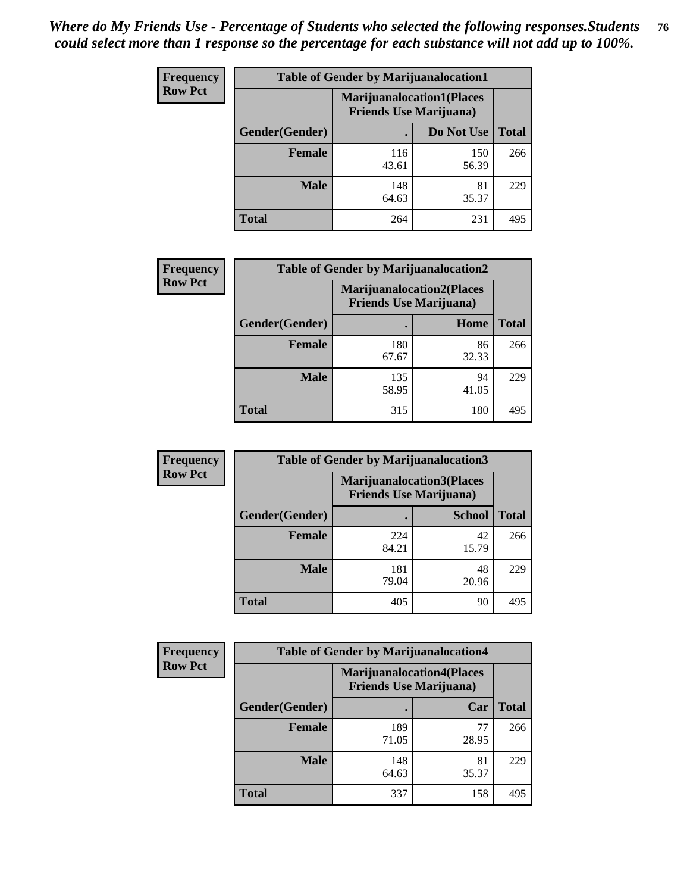*Where do My Friends Use - Percentage of Students who selected the following responses.Students could select more than 1 response so the percentage for each substance will not add up to 100%.*

**Frequency**
**Row Pct**

| Table of Gender by Marijuanalocation1 | | | |
|---|---|---|---|
| | Marijuanalocation1(Places Friends Use Marijuana) | | |
| Gender(Gender) | . | Do Not Use | Total |
| **Female** | 116<br>43.61 | 150<br>56.39 | 266 |
| **Male** | 148<br>64.63 | 81<br>35.37 | 229 |
| **Total** | 264 | 231 | 495 |

**Frequency**
**Row Pct**

| Table of Gender by Marijuanalocation2 | | | |
|---|---|---|---|
| | Marijuanalocation2(Places Friends Use Marijuana) | | |
| Gender(Gender) | . | Home | Total |
| **Female** | 180<br>67.67 | 86<br>32.33 | 266 |
| **Male** | 135<br>58.95 | 94<br>41.05 | 229 |
| **Total** | 315 | 180 | 495 |

**Frequency**
**Row Pct**

| Table of Gender by Marijuanalocation3 | | | |
|---|---|---|---|
| | Marijuanalocation3(Places Friends Use Marijuana) | | |
| Gender(Gender) | . | School | Total |
| **Female** | 224<br>84.21 | 42<br>15.79 | 266 |
| **Male** | 181<br>79.04 | 48<br>20.96 | 229 |
| **Total** | 405 | 90 | 495 |

**Frequency**
**Row Pct**

| Table of Gender by Marijuanalocation4 | | | |
|---|---|---|---|
| | Marijuanalocation4(Places Friends Use Marijuana) | | |
| Gender(Gender) | . | Car | Total |
| **Female** | 189<br>71.05 | 77<br>28.95 | 266 |
| **Male** | 148<br>64.63 | 81<br>35.37 | 229 |
| **Total** | 337 | 158 | 495 |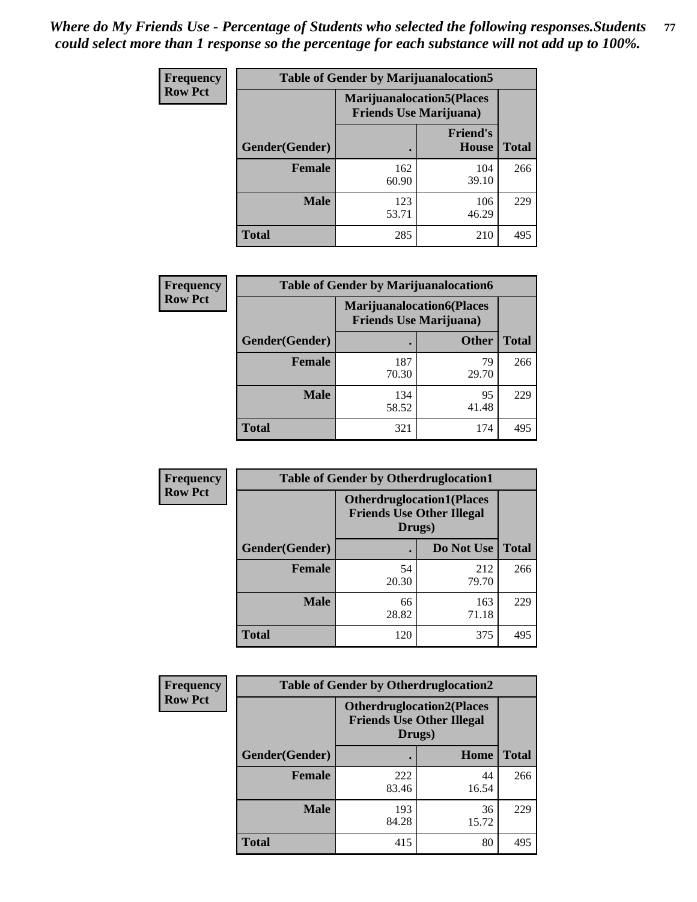*Where do My Friends Use - Percentage of Students who selected the following responses.Students could select more than 1 response so the percentage for each substance will not add up to 100%.*

**Frequency Row Pct**

| Table of Gender by Marijuanalocation5 | | | |
|---|---|---|---|
| | Marijuanalocation5(Places Friends Use Marijuana) | | |
| Gender(Gender) | . | Friend's House | Total |
| **Female** | 162<br>60.90 | 104<br>39.10 | 266 |
| **Male** | 123<br>53.71 | 106<br>46.29 | 229 |
| **Total** | 285 | 210 | 495 |

**Frequency Row Pct**

| Table of Gender by Marijuanalocation6 | | | |
|---|---|---|---|
| | Marijuanalocation6(Places Friends Use Marijuana) | | |
| Gender(Gender) | . | Other | Total |
| **Female** | 187<br>70.30 | 79<br>29.70 | 266 |
| **Male** | 134<br>58.52 | 95<br>41.48 | 229 |
| **Total** | 321 | 174 | 495 |

**Frequency Row Pct**

| Table of Gender by Otherdruglocation1 | | | |
|---|---|---|---|
| | Otherdruglocation1(Places Friends Use Other Illegal Drugs) | | |
| Gender(Gender) | . | Do Not Use | Total |
| **Female** | 54<br>20.30 | 212<br>79.70 | 266 |
| **Male** | 66<br>28.82 | 163<br>71.18 | 229 |
| **Total** | 120 | 375 | 495 |

**Frequency Row Pct**

| Table of Gender by Otherdruglocation2 | | | |
|---|---|---|---|
| | Otherdruglocation2(Places Friends Use Other Illegal Drugs) | | |
| Gender(Gender) | . | Home | Total |
| **Female** | 222<br>83.46 | 44<br>16.54 | 266 |
| **Male** | 193<br>84.28 | 36<br>15.72 | 229 |
| **Total** | 415 | 80 | 495 |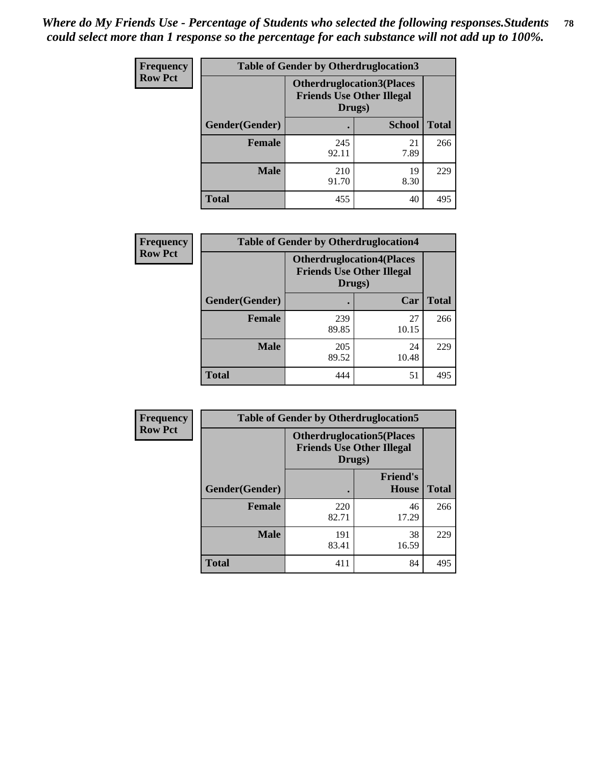*Where do My Friends Use - Percentage of Students who selected the following responses.Students could select more than 1 response so the percentage for each substance will not add up to 100%.*

**Frequency**
**Row Pct**

| Table of Gender by Otherdruglocation3 | | | |
|---|---|---|---|
| | Otherdruglocation3(Places Friends Use Other Illegal Drugs) | | |
| Gender(Gender) | . | School | Total |
| Female | 245<br>92.11 | 21<br>7.89 | 266 |
| Male | 210<br>91.70 | 19<br>8.30 | 229 |
| Total | 455 | 40 | 495 |

**Frequency**
**Row Pct**

| Table of Gender by Otherdruglocation4 | | | |
|---|---|---|---|
| | Otherdruglocation4(Places Friends Use Other Illegal Drugs) | | |
| Gender(Gender) | . | Car | Total |
| Female | 239<br>89.85 | 27<br>10.15 | 266 |
| Male | 205<br>89.52 | 24<br>10.48 | 229 |
| Total | 444 | 51 | 495 |

**Frequency**
**Row Pct**

| Table of Gender by Otherdruglocation5 | | | |
|---|---|---|---|
| | Otherdruglocation5(Places Friends Use Other Illegal Drugs) | | |
| Gender(Gender) | . | Friend's House | Total |
| Female | 220<br>82.71 | 46<br>17.29 | 266 |
| Male | 191<br>83.41 | 38<br>16.59 | 229 |
| Total | 411 | 84 | 495 |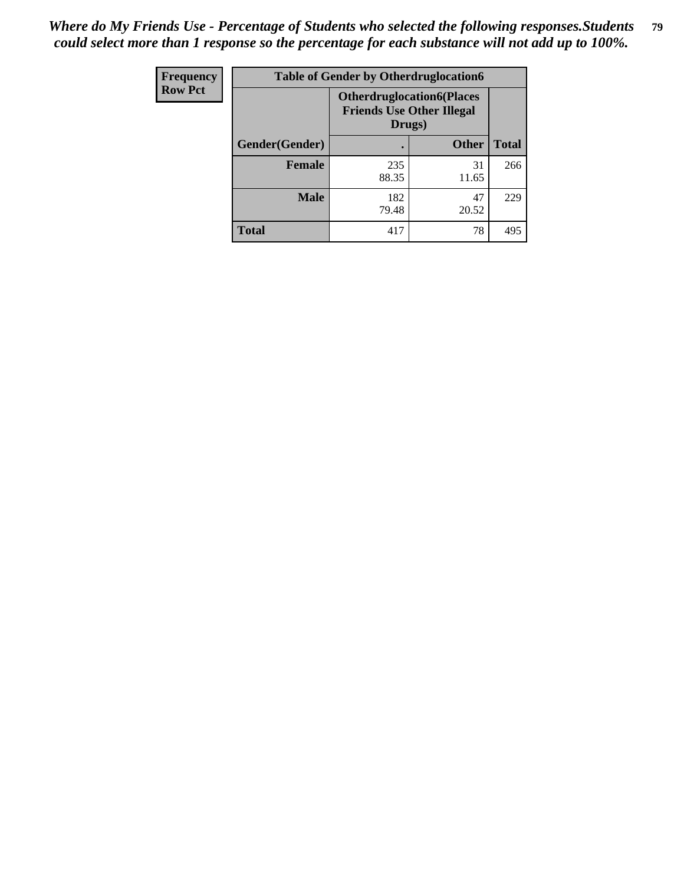*Where do My Friends Use - Percentage of Students who selected the following responses.Students could select more than 1 response so the percentage for each substance will not add up to 100%.*

| Frequency Row Pct | Table of Gender by Otherdruglocation6 | | |
|---|---|---|---|
| | Otherdruglocation6(Places Friends Use Other Illegal Drugs) | | |
| Gender(Gender) | . | Other | Total |
| Female | 235<br>88.35 | 31<br>11.65 | 266 |
| Male | 182<br>79.48 | 47<br>20.52 | 229 |
| Total | 417 | 78 | 495 |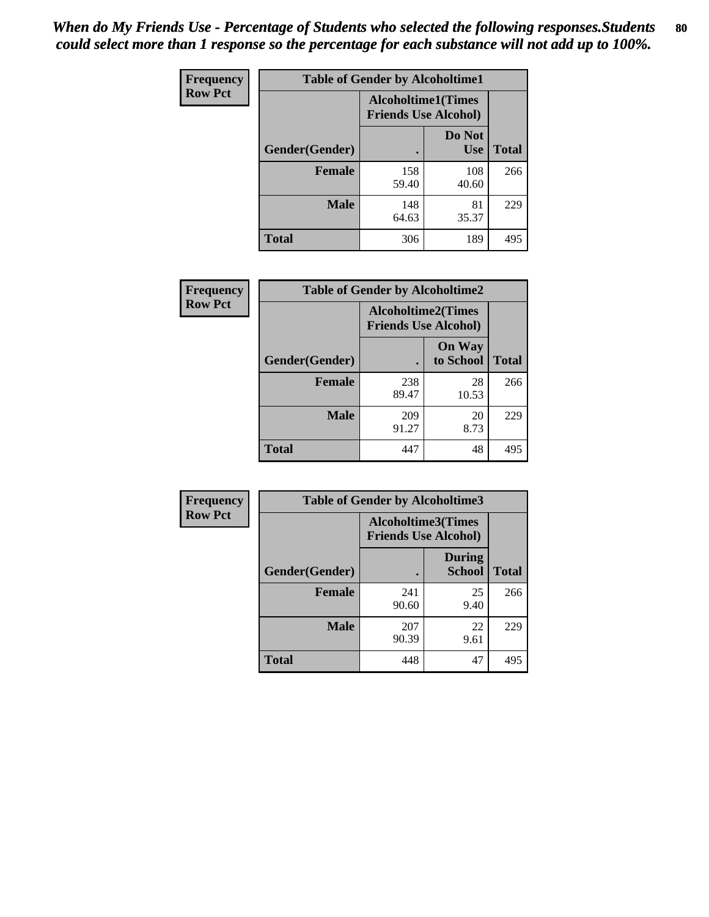*When do My Friends Use - Percentage of Students who selected the following responses.Students could select more than 1 response so the percentage for each substance will not add up to 100%.*

**Frequency**
**Row Pct**

| Table of Gender by Alcoholtime1 | | | |
|---|---|---|---|
| | Alcoholtime1(Times Friends Use Alcohol) | | |
| Gender(Gender) | . | Do Not Use | Total |
| **Female** | 158<br>59.40 | 108<br>40.60 | 266 |
| **Male** | 148<br>64.63 | 81<br>35.37 | 229 |
| **Total** | 306 | 189 | 495 |

**Frequency**
**Row Pct**

| Table of Gender by Alcoholtime2 | | | |
|---|---|---|---|
| | Alcoholtime2(Times Friends Use Alcohol) | | |
| Gender(Gender) | . | On Way to School | Total |
| **Female** | 238<br>89.47 | 28<br>10.53 | 266 |
| **Male** | 209<br>91.27 | 20<br>8.73 | 229 |
| **Total** | 447 | 48 | 495 |

**Frequency**
**Row Pct**

| Table of Gender by Alcoholtime3 | | | |
|---|---|---|---|
| | Alcoholtime3(Times Friends Use Alcohol) | | |
| Gender(Gender) | . | During School | Total |
| **Female** | 241<br>90.60 | 25<br>9.40 | 266 |
| **Male** | 207<br>90.39 | 22<br>9.61 | 229 |
| **Total** | 448 | 47 | 495 |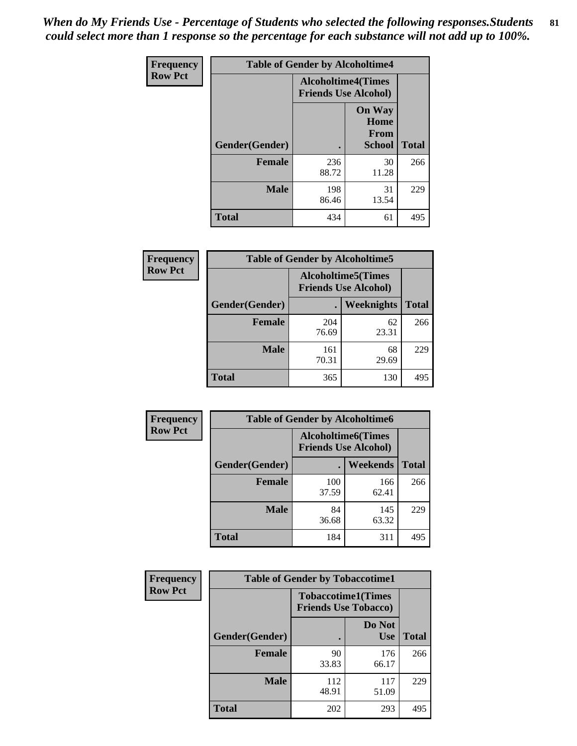*When do My Friends Use - Percentage of Students who selected the following responses.Students could select more than 1 response so the percentage for each substance will not add up to 100%.*

| Frequency Row Pct | Table of Gender by Alcoholtime4 | | |
|---|---|---|---|
| | Alcoholtime4(Times Friends Use Alcohol) | | |
| Gender(Gender) | . | On Way Home From School | Total |
| Female | 236<br>88.72 | 30<br>11.28 | 266 |
| Male | 198<br>86.46 | 31<br>13.54 | 229 |
| Total | 434 | 61 | 495 |

| Frequency Row Pct | Table of Gender by Alcoholtime5 | | |
|---|---|---|---|
| | Alcoholtime5(Times Friends Use Alcohol) | | |
| Gender(Gender) | . | Weeknights | Total |
| Female | 204<br>76.69 | 62<br>23.31 | 266 |
| Male | 161<br>70.31 | 68<br>29.69 | 229 |
| Total | 365 | 130 | 495 |

| Frequency Row Pct | Table of Gender by Alcoholtime6 | | |
|---|---|---|---|
| | Alcoholtime6(Times Friends Use Alcohol) | | |
| Gender(Gender) | . | Weekends | Total |
| Female | 100<br>37.59 | 166<br>62.41 | 266 |
| Male | 84<br>36.68 | 145<br>63.32 | 229 |
| Total | 184 | 311 | 495 |

| Frequency Row Pct | Table of Gender by Tobaccotime1 | | |
|---|---|---|---|
| | Tobaccotime1(Times Friends Use Tobacco) | | |
| Gender(Gender) | . | Do Not Use | Total |
| Female | 90<br>33.83 | 176<br>66.17 | 266 |
| Male | 112<br>48.91 | 117<br>51.09 | 229 |
| Total | 202 | 293 | 495 |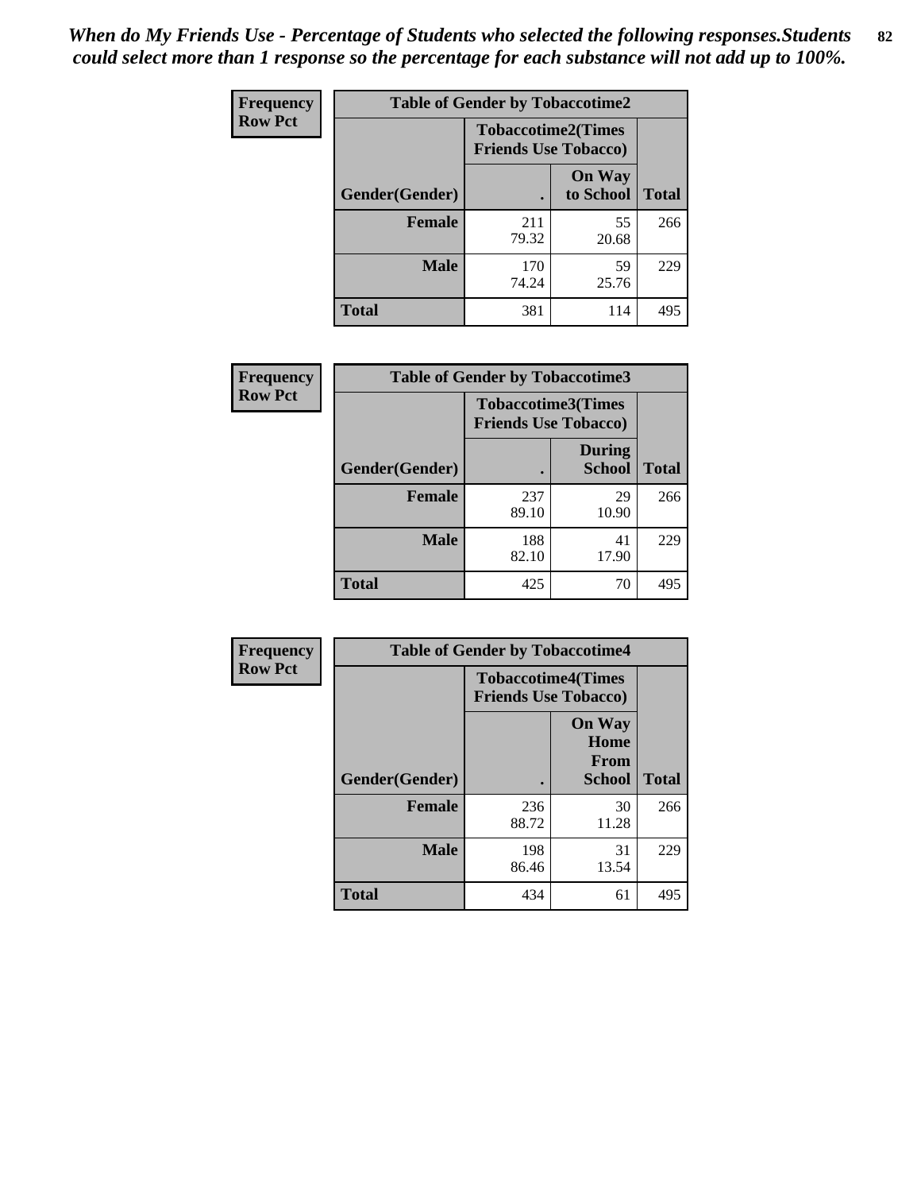*When do My Friends Use - Percentage of Students who selected the following responses.Students could select more than 1 response so the percentage for each substance will not add up to 100%.*

**Frequency**
**Row Pct**

| Table of Gender by Tobaccotime2 | | | |
|---|---|---|---|
| | Tobaccotime2(Times Friends Use Tobacco) | | |
| Gender(Gender) | . | On Way to School | Total |
| **Female** | 211<br>79.32 | 55<br>20.68 | 266 |
| **Male** | 170<br>74.24 | 59<br>25.76 | 229 |
| **Total** | 381 | 114 | 495 |

**Frequency**
**Row Pct**

| Table of Gender by Tobaccotime3 | | | |
|---|---|---|---|
| | Tobaccotime3(Times Friends Use Tobacco) | | |
| Gender(Gender) | . | During School | Total |
| **Female** | 237<br>89.10 | 29<br>10.90 | 266 |
| **Male** | 188<br>82.10 | 41<br>17.90 | 229 |
| **Total** | 425 | 70 | 495 |

**Frequency**
**Row Pct**

| Table of Gender by Tobaccotime4 | | | |
|---|---|---|---|
| | Tobaccotime4(Times Friends Use Tobacco) | | |
| Gender(Gender) | . | On Way Home From School | Total |
| **Female** | 236<br>88.72 | 30<br>11.28 | 266 |
| **Male** | 198<br>86.46 | 31<br>13.54 | 229 |
| **Total** | 434 | 61 | 495 |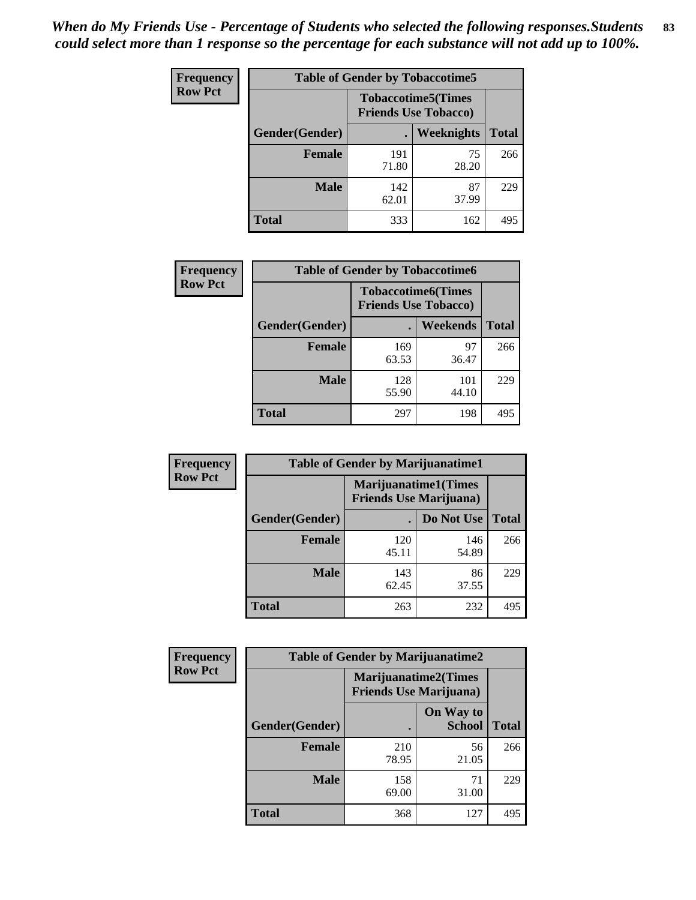*When do My Friends Use - Percentage of Students who selected the following responses.Students could select more than 1 response so the percentage for each substance will not add up to 100%.*

**Frequency**
**Row Pct**

| Table of Gender by Tobaccotime5 | | | |
|---|---|---|---|
| | Tobaccotime5(Times Friends Use Tobacco) | | |
| Gender(Gender) | . | Weeknights | Total |
| **Female** | 191<br>71.80 | 75<br>28.20 | 266 |
| **Male** | 142<br>62.01 | 87<br>37.99 | 229 |
| **Total** | 333 | 162 | 495 |

**Frequency**
**Row Pct**

| Table of Gender by Tobaccotime6 | | | |
|---|---|---|---|
| | Tobaccotime6(Times Friends Use Tobacco) | | |
| Gender(Gender) | . | Weekends | Total |
| **Female** | 169<br>63.53 | 97<br>36.47 | 266 |
| **Male** | 128<br>55.90 | 101<br>44.10 | 229 |
| **Total** | 297 | 198 | 495 |

**Frequency**
**Row Pct**

| Table of Gender by Marijuanatime1 | | | |
|---|---|---|---|
| | Marijuanatime1(Times Friends Use Marijuana) | | |
| Gender(Gender) | . | Do Not Use | Total |
| **Female** | 120<br>45.11 | 146<br>54.89 | 266 |
| **Male** | 143<br>62.45 | 86<br>37.55 | 229 |
| **Total** | 263 | 232 | 495 |

**Frequency**
**Row Pct**

| Table of Gender by Marijuanatime2 | | | |
|---|---|---|---|
| | Marijuanatime2(Times Friends Use Marijuana) | | |
| Gender(Gender) | . | On Way to School | Total |
| **Female** | 210<br>78.95 | 56<br>21.05 | 266 |
| **Male** | 158<br>69.00 | 71<br>31.00 | 229 |
| **Total** | 368 | 127 | 495 |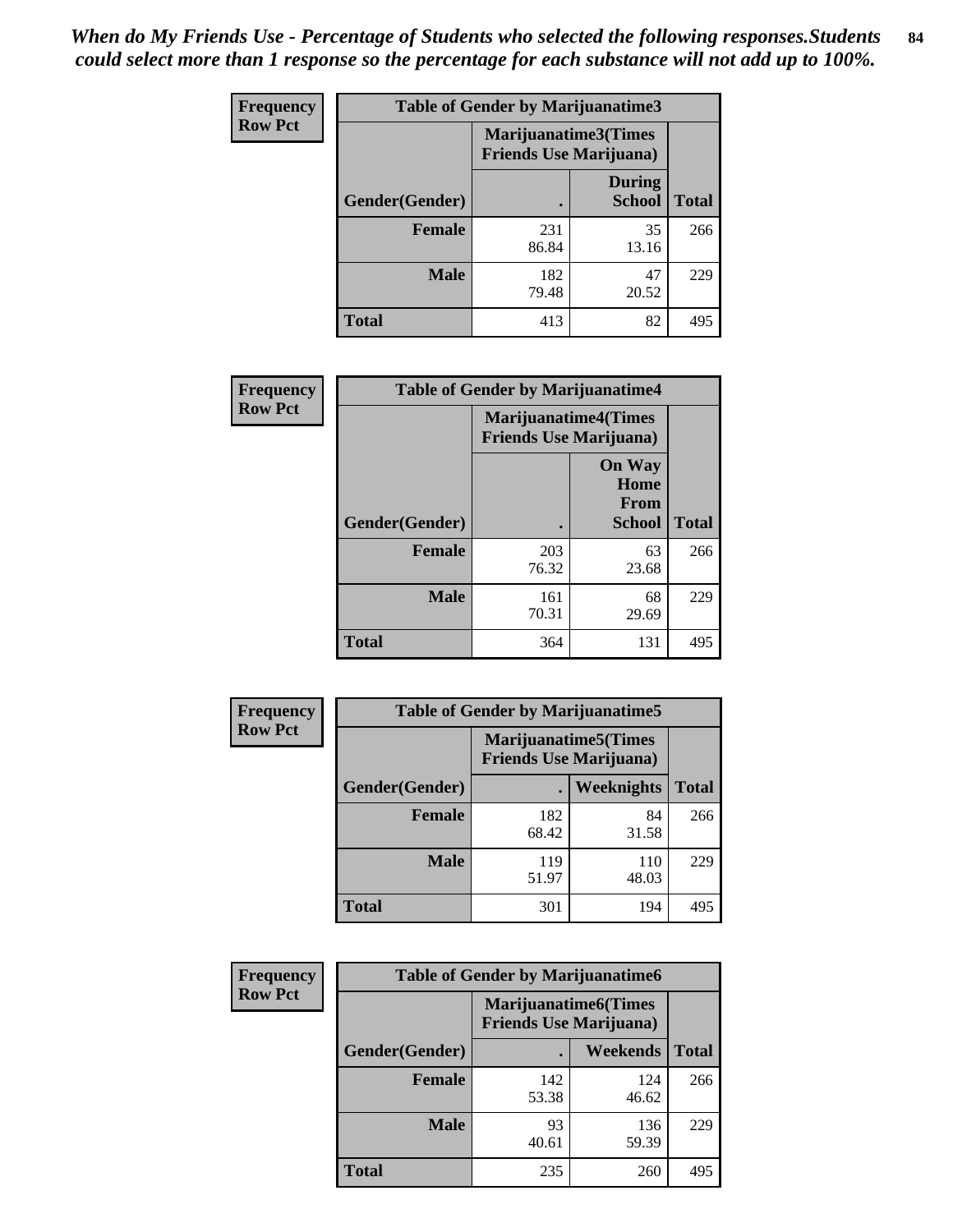*When do My Friends Use - Percentage of Students who selected the following responses.Students could select more than 1 response so the percentage for each substance will not add up to 100%.*

**Frequency**
**Row Pct**

| Table of Gender by Marijuanatime3 | | | |
|---|---|---|---|
| | Marijuanatime3(Times Friends Use Marijuana) | | |
| Gender(Gender) | . | During School | Total |
| **Female** | 231<br>86.84 | 35<br>13.16 | 266 |
| **Male** | 182<br>79.48 | 47<br>20.52 | 229 |
| **Total** | 413 | 82 | 495 |

**Frequency**
**Row Pct**

| Table of Gender by Marijuanatime4 | | | |
|---|---|---|---|
| | Marijuanatime4(Times Friends Use Marijuana) | | |
| Gender(Gender) | . | On Way Home From School | Total |
| **Female** | 203<br>76.32 | 63<br>23.68 | 266 |
| **Male** | 161<br>70.31 | 68<br>29.69 | 229 |
| **Total** | 364 | 131 | 495 |

**Frequency**
**Row Pct**

| Table of Gender by Marijuanatime5 | | | |
|---|---|---|---|
| | Marijuanatime5(Times Friends Use Marijuana) | | |
| Gender(Gender) | . | Weeknights | Total |
| **Female** | 182<br>68.42 | 84<br>31.58 | 266 |
| **Male** | 119<br>51.97 | 110<br>48.03 | 229 |
| **Total** | 301 | 194 | 495 |

**Frequency**
**Row Pct**

| Table of Gender by Marijuanatime6 | | | |
|---|---|---|---|
| | Marijuanatime6(Times Friends Use Marijuana) | | |
| Gender(Gender) | . | Weekends | Total |
| **Female** | 142<br>53.38 | 124<br>46.62 | 266 |
| **Male** | 93<br>40.61 | 136<br>59.39 | 229 |
| **Total** | 235 | 260 | 495 |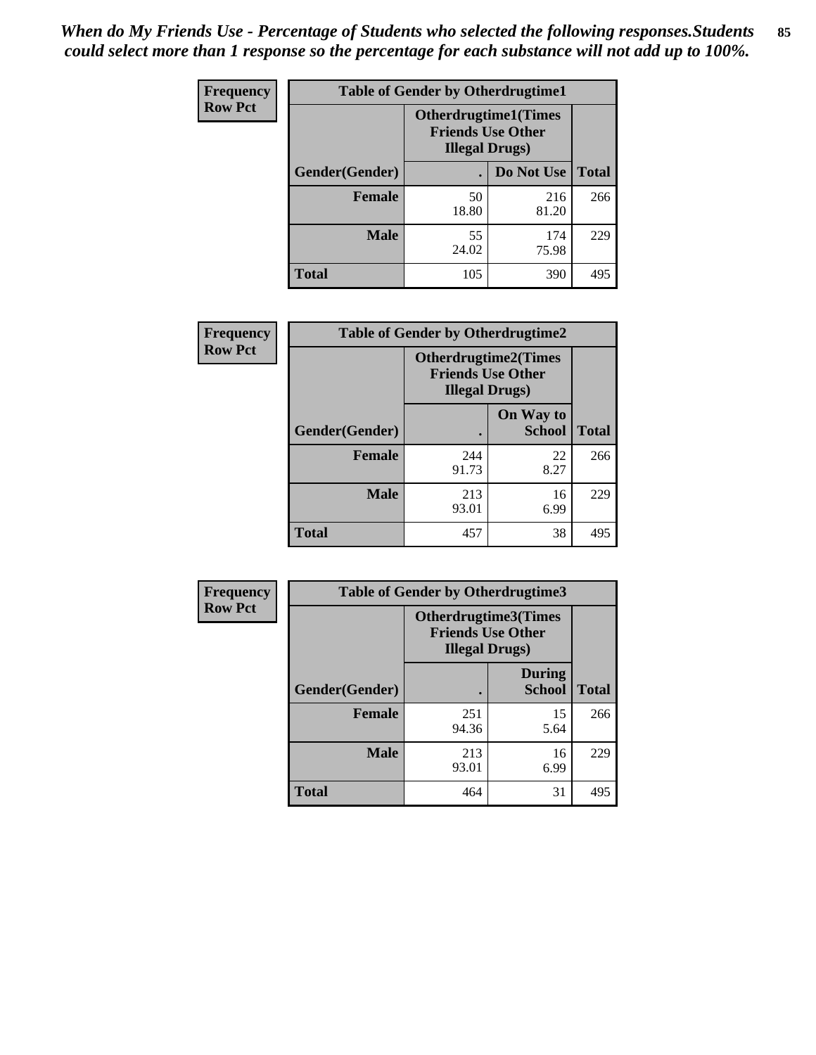*When do My Friends Use - Percentage of Students who selected the following responses.Students could select more than 1 response so the percentage for each substance will not add up to 100%.*

**Frequency**
**Row Pct**

| Table of Gender by Otherdrugtime1 | | | |
|---|---|---|---|
| | Otherdrugtime1(Times Friends Use Other Illegal Drugs) | | |
| Gender(Gender) | . | Do Not Use | Total |
| Female | 50<br>18.80 | 216<br>81.20 | 266 |
| Male | 55<br>24.02 | 174<br>75.98 | 229 |
| Total | 105 | 390 | 495 |

**Frequency**
**Row Pct**

| Table of Gender by Otherdrugtime2 | | | |
|---|---|---|---|
| | Otherdrugtime2(Times Friends Use Other Illegal Drugs) | | |
| Gender(Gender) | . | On Way to School | Total |
| Female | 244<br>91.73 | 22<br>8.27 | 266 |
| Male | 213<br>93.01 | 16<br>6.99 | 229 |
| Total | 457 | 38 | 495 |

**Frequency**
**Row Pct**

| Table of Gender by Otherdrugtime3 | | | |
|---|---|---|---|
| | Otherdrugtime3(Times Friends Use Other Illegal Drugs) | | |
| Gender(Gender) | . | During School | Total |
| Female | 251<br>94.36 | 15<br>5.64 | 266 |
| Male | 213<br>93.01 | 16<br>6.99 | 229 |
| Total | 464 | 31 | 495 |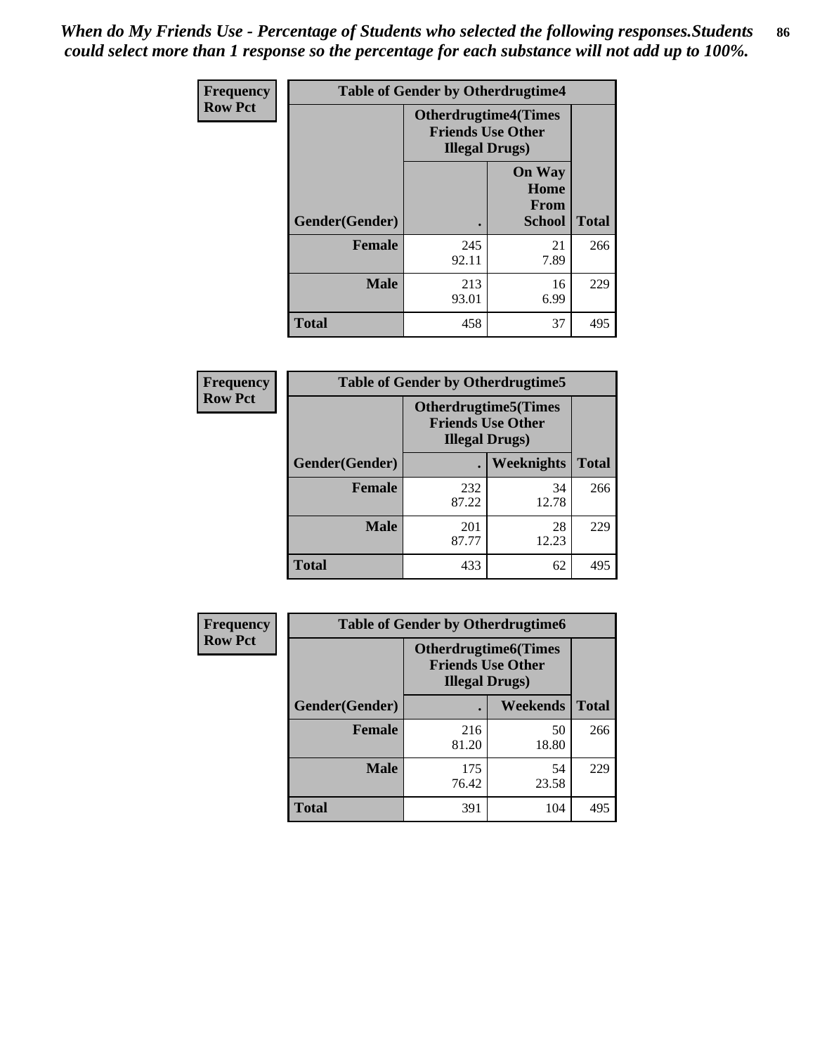*When do My Friends Use - Percentage of Students who selected the following responses.Students could select more than 1 response so the percentage for each substance will not add up to 100%.*

| Frequency Row Pct | Table of Gender by Otherdrugtime4 | | |
|---|---|---|---|
| | Otherdrugtime4(Times Friends Use Other Illegal Drugs) | | |
| Gender(Gender) | . | On Way Home From School | Total |
| Female | 245<br>92.11 | 21<br>7.89 | 266 |
| Male | 213<br>93.01 | 16<br>6.99 | 229 |
| Total | 458 | 37 | 495 |

| Frequency Row Pct | Table of Gender by Otherdrugtime5 | | |
|---|---|---|---|
| | Otherdrugtime5(Times Friends Use Other Illegal Drugs) | | |
| Gender(Gender) | . | Weeknights | Total |
| Female | 232<br>87.22 | 34<br>12.78 | 266 |
| Male | 201<br>87.77 | 28<br>12.23 | 229 |
| Total | 433 | 62 | 495 |

| Frequency Row Pct | Table of Gender by Otherdrugtime6 | | |
|---|---|---|---|
| | Otherdrugtime6(Times Friends Use Other Illegal Drugs) | | |
| Gender(Gender) | . | Weekends | Total |
| Female | 216<br>81.20 | 50<br>18.80 | 266 |
| Male | 175<br>76.42 | 54<br>23.58 | 229 |
| Total | 391 | 104 | 495 |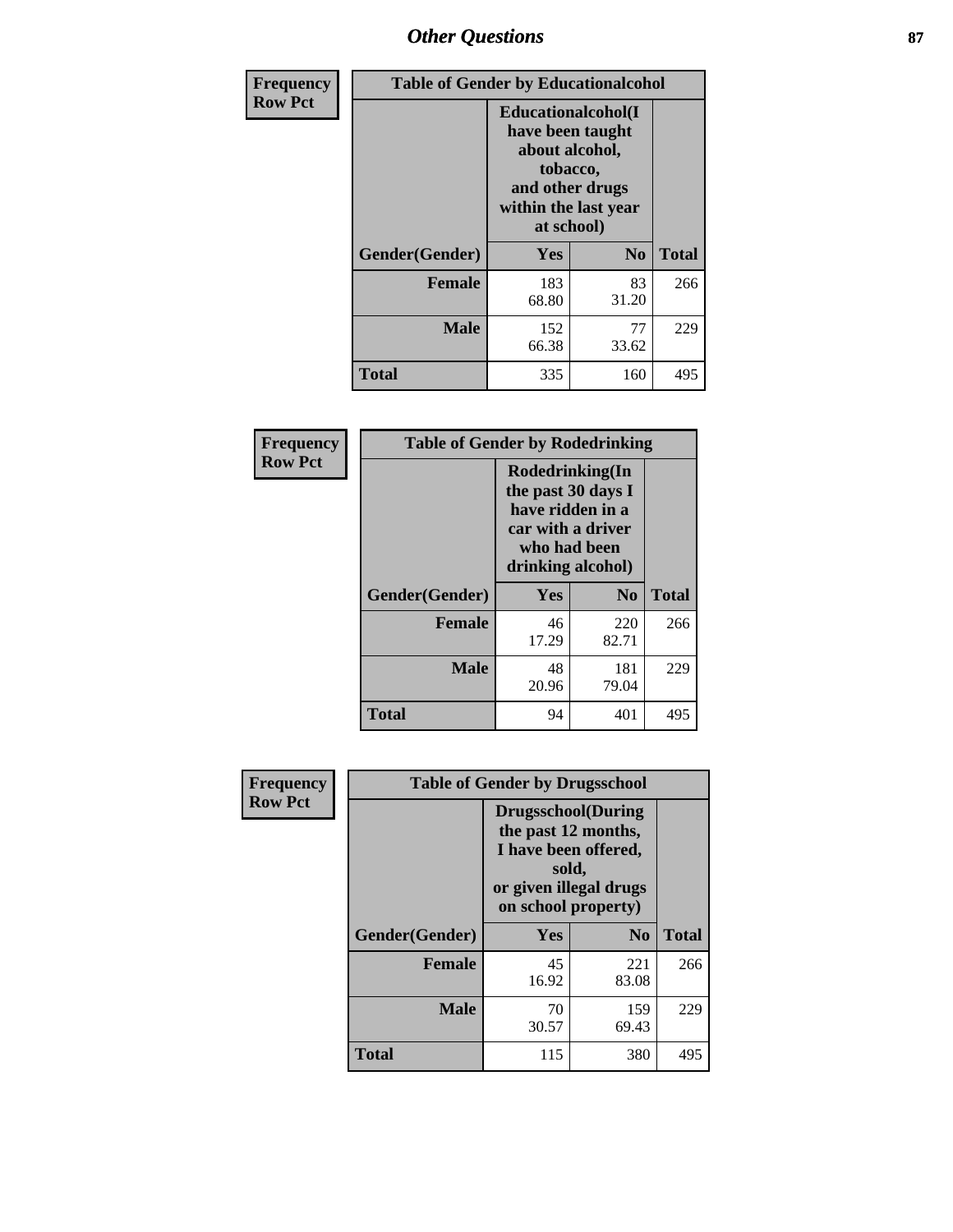| Frequency<br>Row Pct | Table of Gender by Educationalcohol | | |
|---|---|---|---|
| | Educationalcohol(I have been taught about alcohol, tobacco, and other drugs within the last year at school) | | |
| Gender(Gender) | Yes | No | Total |
| Female | 183<br>68.80 | 83<br>31.20 | 266 |
| Male | 152<br>66.38 | 77<br>33.62 | 229 |
| Total | 335 | 160 | 495 |

| Frequency<br>Row Pct | Table of Gender by Rodedrinking | | |
|---|---|---|---|
| | Rodedrinking(In the past 30 days I have ridden in a car with a driver who had been drinking alcohol) | | |
| Gender(Gender) | Yes | No | Total |
| Female | 46<br>17.29 | 220<br>82.71 | 266 |
| Male | 48<br>20.96 | 181<br>79.04 | 229 |
| Total | 94 | 401 | 495 |

| Frequency<br>Row Pct | Table of Gender by Drugsschool | | |
|---|---|---|---|
| | Drugsschool(During the past 12 months, I have been offered, sold, or given illegal drugs on school property) | | |
| Gender(Gender) | Yes | No | Total |
| Female | 45<br>16.92 | 221<br>83.08 | 266 |
| Male | 70<br>30.57 | 159<br>69.43 | 229 |
| Total | 115 | 380 | 495 |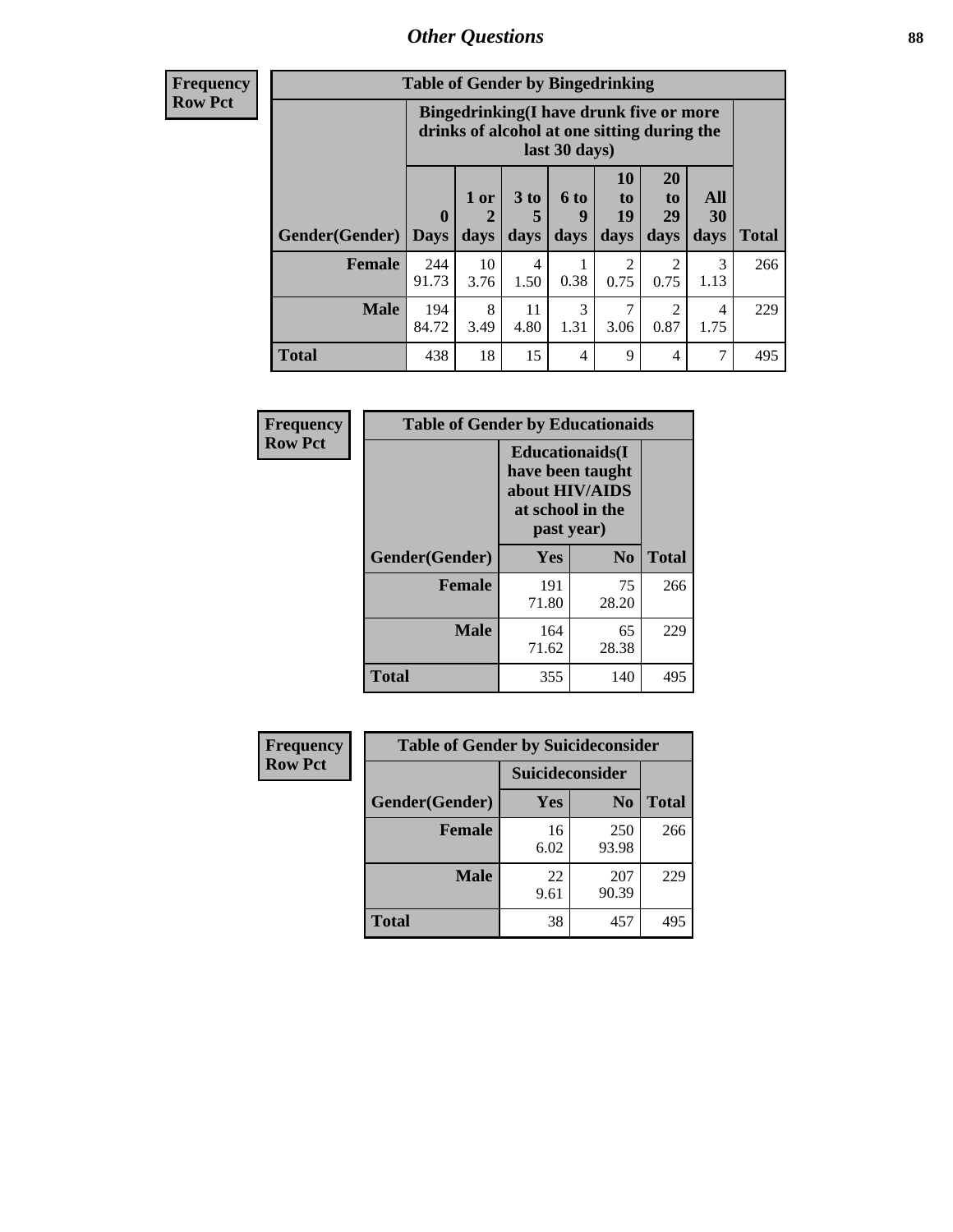## Other Questions

**Frequency**
**Row Pct**

| Table of Gender by Bingedrinking | | | | | | | | |
|---|---|---|---|---|---|---|---|---|
| | Bingedrinking(I have drunk five or more drinks of alcohol at one sitting during the last 30 days) | | | | | | | |
| Gender(Gender) | 0 Days | 1 or 2 days | 3 to 5 days | 6 to 9 days | 10 to 19 days | 20 to 29 days | All 30 days | Total |
| **Female** | 244<br>91.73 | 10<br>3.76 | 4<br>1.50 | 1<br>0.38 | 2<br>0.75 | 2<br>0.75 | 3<br>1.13 | 266 |
| **Male** | 194<br>84.72 | 8<br>3.49 | 11<br>4.80 | 3<br>1.31 | 7<br>3.06 | 2<br>0.87 | 4<br>1.75 | 229 |
| **Total** | 438 | 18 | 15 | 4 | 9 | 4 | 7 | 495 |

**Frequency**
**Row Pct**

| Table of Gender by Educationaids | | | |
|---|---|---|---|
| | Educationaids(I have been taught about HIV/AIDS at school in the past year) | | |
| Gender(Gender) | Yes | No | Total |
| **Female** | 191<br>71.80 | 75<br>28.20 | 266 |
| **Male** | 164<br>71.62 | 65<br>28.38 | 229 |
| **Total** | 355 | 140 | 495 |

**Frequency**
**Row Pct**

| Table of Gender by Suicideconsider | | | |
|---|---|---|---|
| | Suicideconsider | | |
| Gender(Gender) | Yes | No | Total |
| **Female** | 16<br>6.02 | 250<br>93.98 | 266 |
| **Male** | 22<br>9.61 | 207<br>90.39 | 229 |
| **Total** | 38 | 457 | 495 |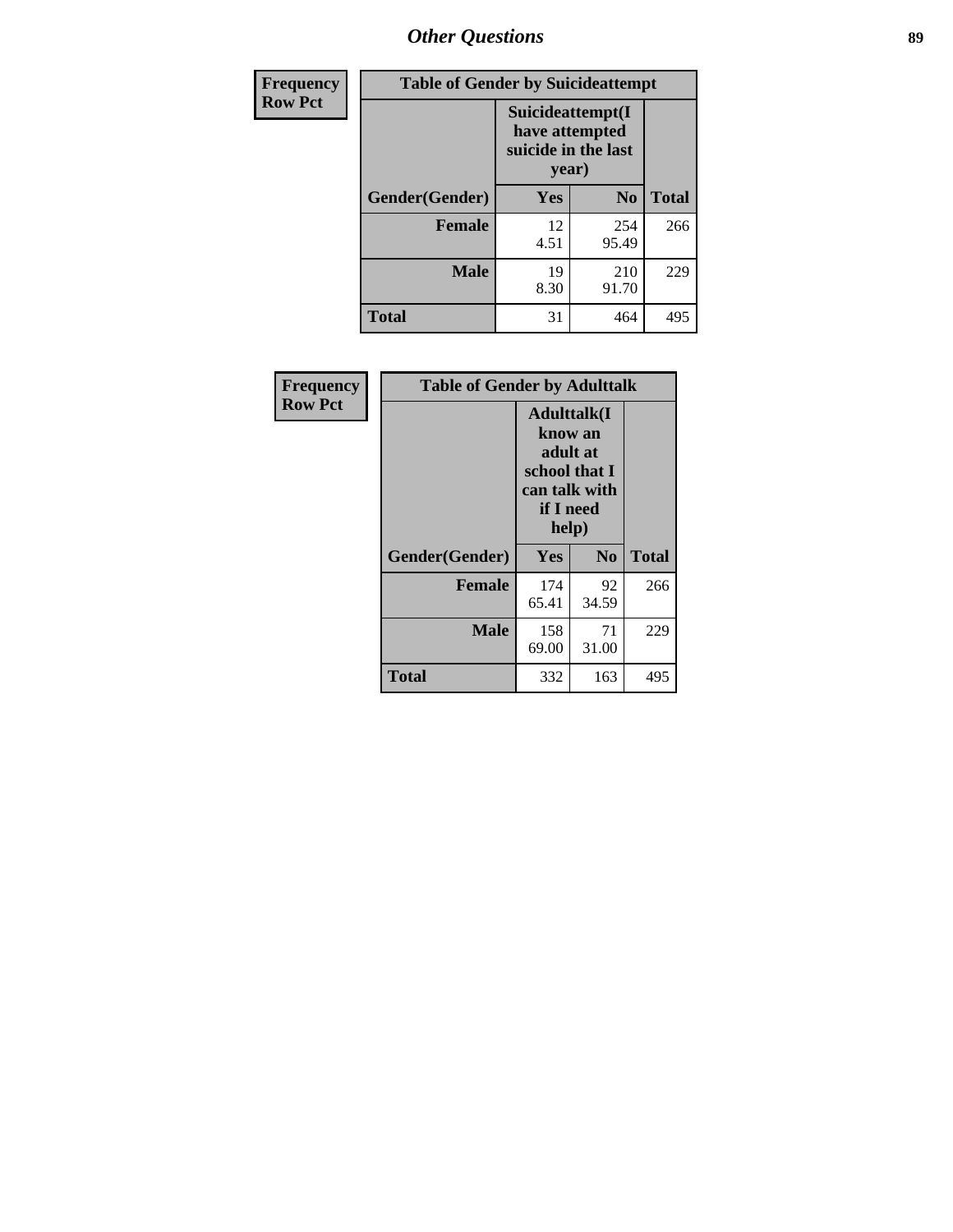## Other Questions

| Frequency Row Pct | Table of Gender by Suicideattempt | | |
|---|---|---|---|
| | Suicideattempt(I have attempted suicide in the last year) | | |
| Gender(Gender) | Yes | No | Total |
| Female | 12<br>4.51 | 254<br>95.49 | 266 |
| Male | 19<br>8.30 | 210<br>91.70 | 229 |
| Total | 31 | 464 | 495 |

| Frequency Row Pct | Table of Gender by Adulttalk | | |
|---|---|---|---|
| | Adulttalk(I know an adult at school that I can talk with if I need help) | | |
| Gender(Gender) | Yes | No | Total |
| Female | 174<br>65.41 | 92<br>34.59 | 266 |
| Male | 158<br>69.00 | 71<br>31.00 | 229 |
| Total | 332 | 163 | 495 |